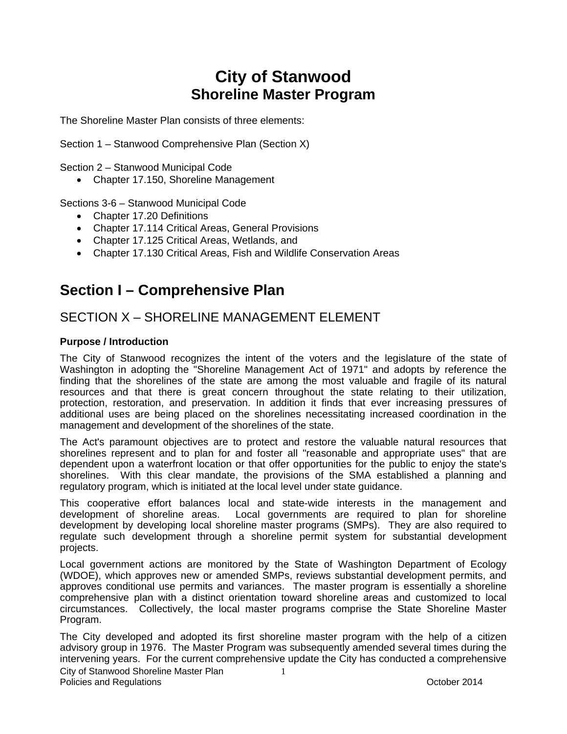# City of Stanwood
## Shoreline Master Program

The Shoreline Master Plan consists of three elements:

Section 1 – Stanwood Comprehensive Plan (Section X)

Section 2 – Stanwood Municipal Code
- Chapter 17.150, Shoreline Management

Sections 3-6 – Stanwood Municipal Code
- Chapter 17.20 Definitions
- Chapter 17.114 Critical Areas, General Provisions
- Chapter 17.125 Critical Areas, Wetlands, and
- Chapter 17.130 Critical Areas, Fish and Wildlife Conservation Areas

# Section I – Comprehensive Plan

## SECTION X – SHORELINE MANAGEMENT ELEMENT

**Purpose / Introduction**

The City of Stanwood recognizes the intent of the voters and the legislature of the state of Washington in adopting the "Shoreline Management Act of 1971" and adopts by reference the finding that the shorelines of the state are among the most valuable and fragile of its natural resources and that there is great concern throughout the state relating to their utilization, protection, restoration, and preservation. In addition it finds that ever increasing pressures of additional uses are being placed on the shorelines necessitating increased coordination in the management and development of the shorelines of the state.

The Act's paramount objectives are to protect and restore the valuable natural resources that shorelines represent and to plan for and foster all "reasonable and appropriate uses" that are dependent upon a waterfront location or that offer opportunities for the public to enjoy the state's shorelines. With this clear mandate, the provisions of the SMA established a planning and regulatory program, which is initiated at the local level under state guidance.

This cooperative effort balances local and state-wide interests in the management and development of shoreline areas. Local governments are required to plan for shoreline development by developing local shoreline master programs (SMPs). They are also required to regulate such development through a shoreline permit system for substantial development projects.

Local government actions are monitored by the State of Washington Department of Ecology (WDOE), which approves new or amended SMPs, reviews substantial development permits, and approves conditional use permits and variances. The master program is essentially a shoreline comprehensive plan with a distinct orientation toward shoreline areas and customized to local circumstances. Collectively, the local master programs comprise the State Shoreline Master Program.

The City developed and adopted its first shoreline master program with the help of a citizen advisory group in 1976. The Master Program was subsequently amended several times during the intervening years. For the current comprehensive update the City has conducted a comprehensive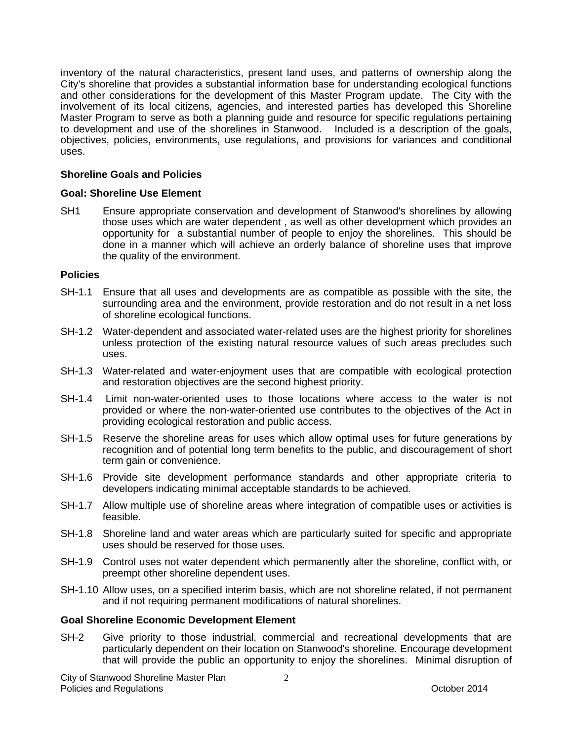inventory of the natural characteristics, present land uses, and patterns of ownership along the City's shoreline that provides a substantial information base for understanding ecological functions and other considerations for the development of this Master Program update. The City with the involvement of its local citizens, agencies, and interested parties has developed this Shoreline Master Program to serve as both a planning guide and resource for specific regulations pertaining to development and use of the shorelines in Stanwood. Included is a description of the goals, objectives, policies, environments, use regulations, and provisions for variances and conditional uses.

**Shoreline Goals and Policies**

**Goal: Shoreline Use Element**

SH1 Ensure appropriate conservation and development of Stanwood's shorelines by allowing those uses which are water dependent , as well as other development which provides an opportunity for a substantial number of people to enjoy the shorelines. This should be done in a manner which will achieve an orderly balance of shoreline uses that improve the quality of the environment.

**Policies**

SH-1.1 Ensure that all uses and developments are as compatible as possible with the site, the surrounding area and the environment, provide restoration and do not result in a net loss of shoreline ecological functions.

SH-1.2 Water-dependent and associated water-related uses are the highest priority for shorelines unless protection of the existing natural resource values of such areas precludes such uses.

SH-1.3 Water-related and water-enjoyment uses that are compatible with ecological protection and restoration objectives are the second highest priority.

SH-1.4 Limit non-water-oriented uses to those locations where access to the water is not provided or where the non-water-oriented use contributes to the objectives of the Act in providing ecological restoration and public access.

SH-1.5 Reserve the shoreline areas for uses which allow optimal uses for future generations by recognition and of potential long term benefits to the public, and discouragement of short term gain or convenience.

SH-1.6 Provide site development performance standards and other appropriate criteria to developers indicating minimal acceptable standards to be achieved.

SH-1.7 Allow multiple use of shoreline areas where integration of compatible uses or activities is feasible.

SH-1.8 Shoreline land and water areas which are particularly suited for specific and appropriate uses should be reserved for those uses.

SH-1.9 Control uses not water dependent which permanently alter the shoreline, conflict with, or preempt other shoreline dependent uses.

SH-1.10 Allow uses, on a specified interim basis, which are not shoreline related, if not permanent and if not requiring permanent modifications of natural shorelines.

**Goal Shoreline Economic Development Element**

SH-2 Give priority to those industrial, commercial and recreational developments that are particularly dependent on their location on Stanwood's shoreline. Encourage development that will provide the public an opportunity to enjoy the shorelines. Minimal disruption of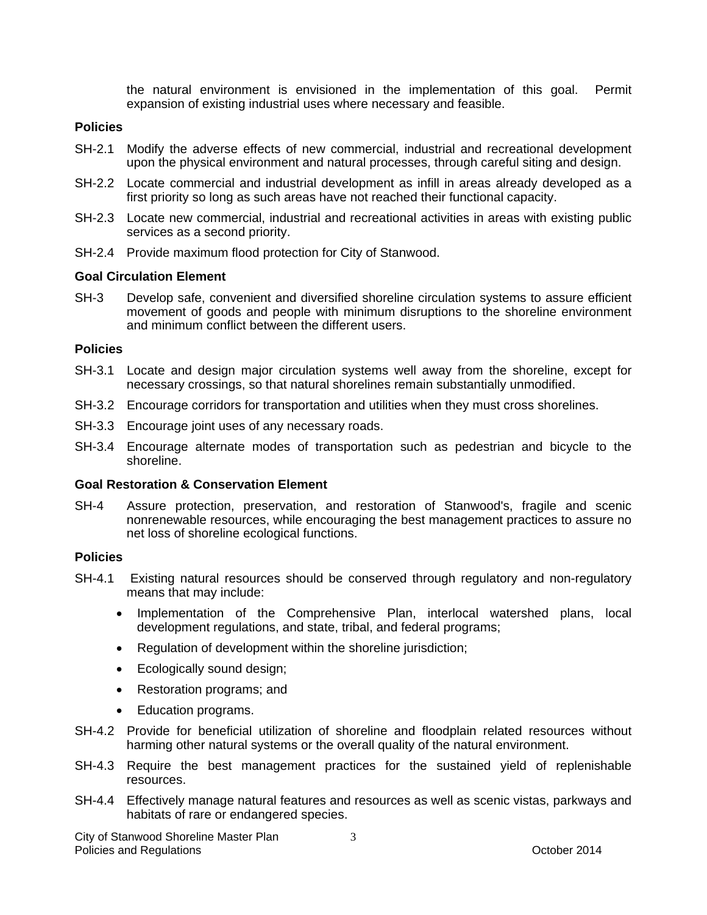the natural environment is envisioned in the implementation of this goal. Permit expansion of existing industrial uses where necessary and feasible.

**Policies**

SH-2.1 Modify the adverse effects of new commercial, industrial and recreational development upon the physical environment and natural processes, through careful siting and design.

SH-2.2 Locate commercial and industrial development as infill in areas already developed as a first priority so long as such areas have not reached their functional capacity.

SH-2.3 Locate new commercial, industrial and recreational activities in areas with existing public services as a second priority.

SH-2.4 Provide maximum flood protection for City of Stanwood.

**Goal Circulation Element**

SH-3 Develop safe, convenient and diversified shoreline circulation systems to assure efficient movement of goods and people with minimum disruptions to the shoreline environment and minimum conflict between the different users.

**Policies**

SH-3.1 Locate and design major circulation systems well away from the shoreline, except for necessary crossings, so that natural shorelines remain substantially unmodified.

SH-3.2 Encourage corridors for transportation and utilities when they must cross shorelines.

SH-3.3 Encourage joint uses of any necessary roads.

SH-3.4 Encourage alternate modes of transportation such as pedestrian and bicycle to the shoreline.

**Goal Restoration & Conservation Element**

SH-4 Assure protection, preservation, and restoration of Stanwood's, fragile and scenic nonrenewable resources, while encouraging the best management practices to assure no net loss of shoreline ecological functions.

**Policies**

SH-4.1 Existing natural resources should be conserved through regulatory and non-regulatory means that may include:

- Implementation of the Comprehensive Plan, interlocal watershed plans, local development regulations, and state, tribal, and federal programs;
- Regulation of development within the shoreline jurisdiction;
- Ecologically sound design;
- Restoration programs; and
- Education programs.

SH-4.2 Provide for beneficial utilization of shoreline and floodplain related resources without harming other natural systems or the overall quality of the natural environment.

SH-4.3 Require the best management practices for the sustained yield of replenishable resources.

SH-4.4 Effectively manage natural features and resources as well as scenic vistas, parkways and habitats of rare or endangered species.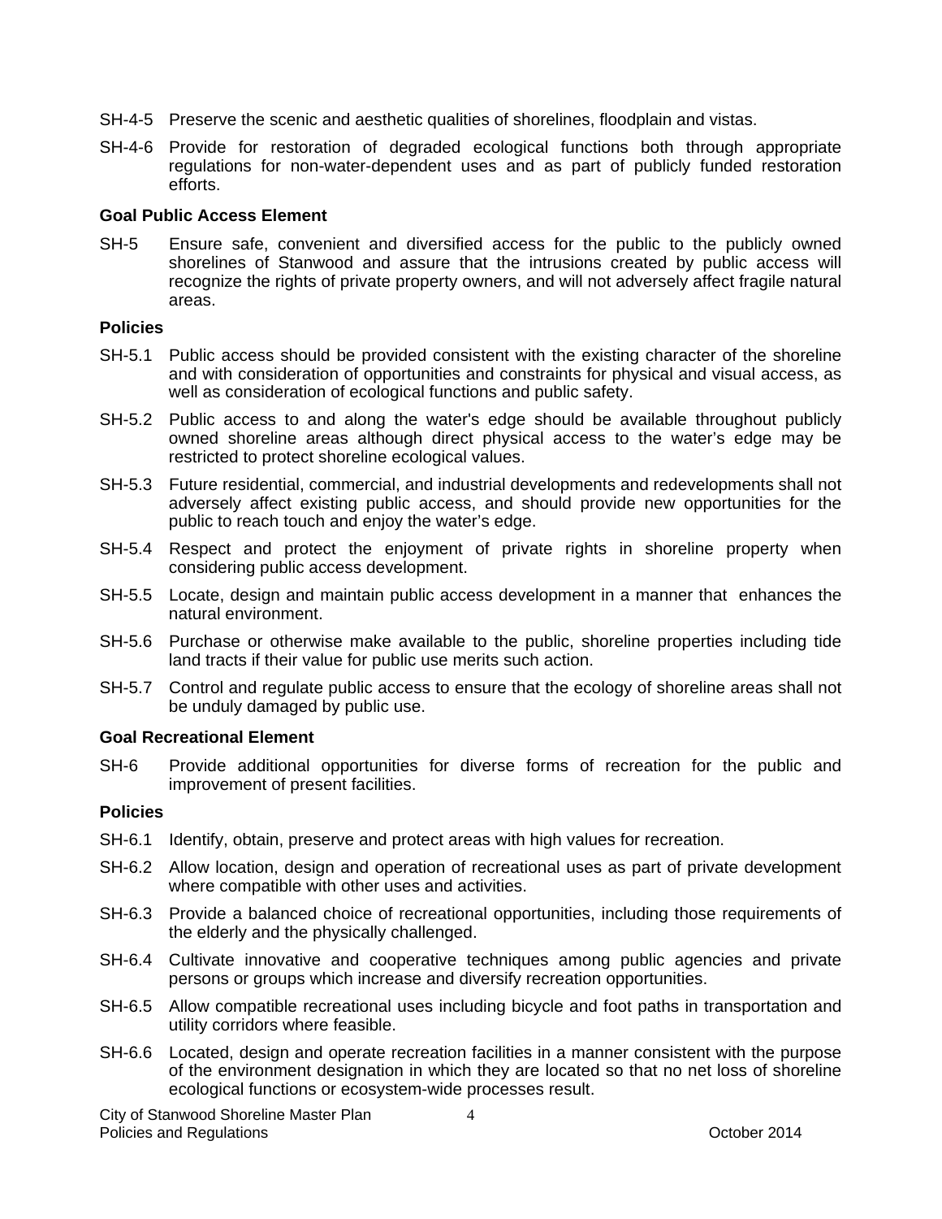SH-4-5 Preserve the scenic and aesthetic qualities of shorelines, floodplain and vistas.

SH-4-6 Provide for restoration of degraded ecological functions both through appropriate regulations for non-water-dependent uses and as part of publicly funded restoration efforts.

**Goal Public Access Element**

SH-5 Ensure safe, convenient and diversified access for the public to the publicly owned shorelines of Stanwood and assure that the intrusions created by public access will recognize the rights of private property owners, and will not adversely affect fragile natural areas.

**Policies**

SH-5.1 Public access should be provided consistent with the existing character of the shoreline and with consideration of opportunities and constraints for physical and visual access, as well as consideration of ecological functions and public safety.

SH-5.2 Public access to and along the water's edge should be available throughout publicly owned shoreline areas although direct physical access to the water's edge may be restricted to protect shoreline ecological values.

SH-5.3 Future residential, commercial, and industrial developments and redevelopments shall not adversely affect existing public access, and should provide new opportunities for the public to reach touch and enjoy the water's edge.

SH-5.4 Respect and protect the enjoyment of private rights in shoreline property when considering public access development.

SH-5.5 Locate, design and maintain public access development in a manner that enhances the natural environment.

SH-5.6 Purchase or otherwise make available to the public, shoreline properties including tide land tracts if their value for public use merits such action.

SH-5.7 Control and regulate public access to ensure that the ecology of shoreline areas shall not be unduly damaged by public use.

**Goal Recreational Element**

SH-6 Provide additional opportunities for diverse forms of recreation for the public and improvement of present facilities.

**Policies**

SH-6.1 Identify, obtain, preserve and protect areas with high values for recreation.

SH-6.2 Allow location, design and operation of recreational uses as part of private development where compatible with other uses and activities.

SH-6.3 Provide a balanced choice of recreational opportunities, including those requirements of the elderly and the physically challenged.

SH-6.4 Cultivate innovative and cooperative techniques among public agencies and private persons or groups which increase and diversify recreation opportunities.

SH-6.5 Allow compatible recreational uses including bicycle and foot paths in transportation and utility corridors where feasible.

SH-6.6 Located, design and operate recreation facilities in a manner consistent with the purpose of the environment designation in which they are located so that no net loss of shoreline ecological functions or ecosystem-wide processes result.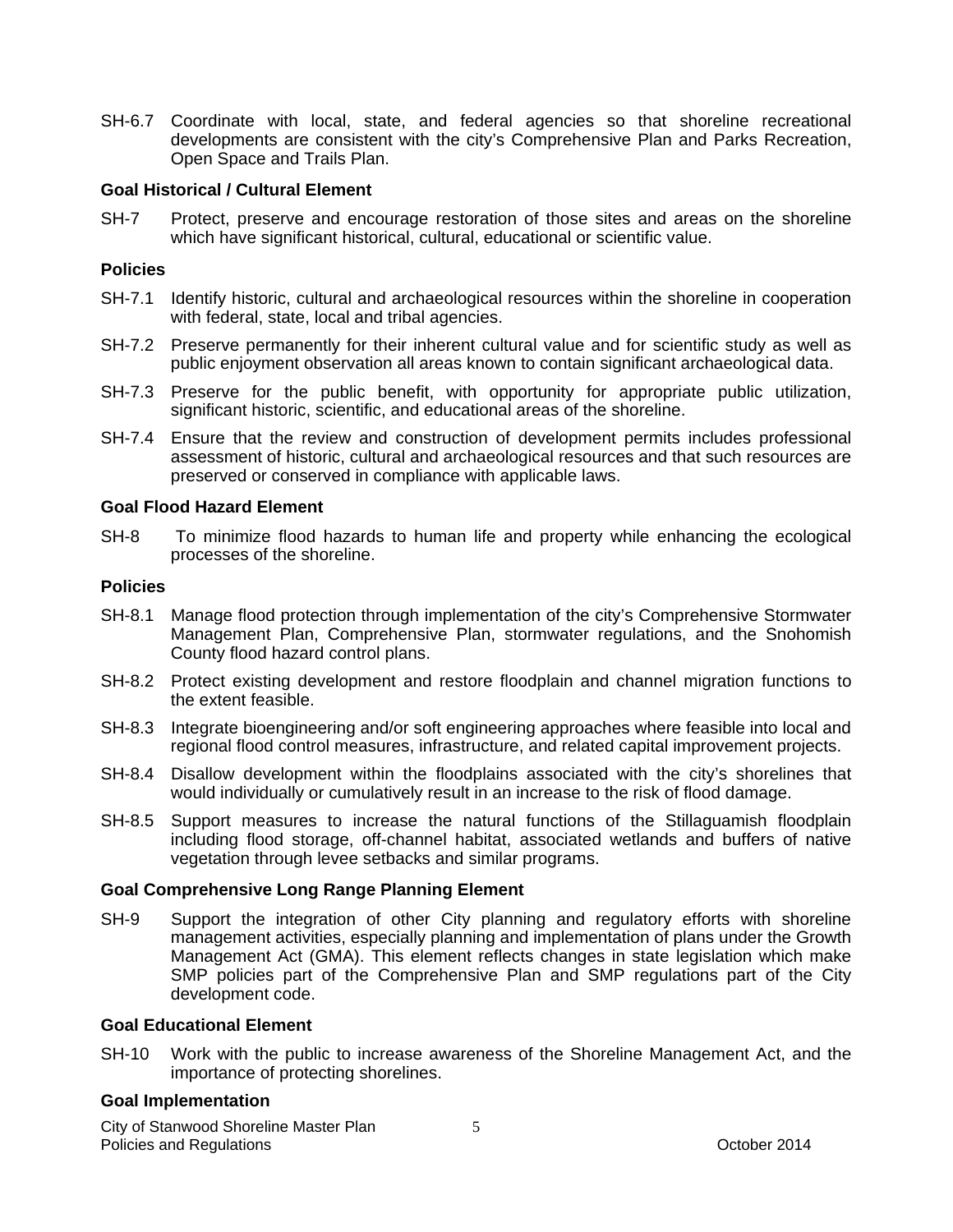SH-6.7 Coordinate with local, state, and federal agencies so that shoreline recreational developments are consistent with the city's Comprehensive Plan and Parks Recreation, Open Space and Trails Plan.

**Goal Historical / Cultural Element**

SH-7 Protect, preserve and encourage restoration of those sites and areas on the shoreline which have significant historical, cultural, educational or scientific value.

**Policies**

SH-7.1 Identify historic, cultural and archaeological resources within the shoreline in cooperation with federal, state, local and tribal agencies.

SH-7.2 Preserve permanently for their inherent cultural value and for scientific study as well as public enjoyment observation all areas known to contain significant archaeological data.

SH-7.3 Preserve for the public benefit, with opportunity for appropriate public utilization, significant historic, scientific, and educational areas of the shoreline.

SH-7.4 Ensure that the review and construction of development permits includes professional assessment of historic, cultural and archaeological resources and that such resources are preserved or conserved in compliance with applicable laws.

**Goal Flood Hazard Element**

SH-8 To minimize flood hazards to human life and property while enhancing the ecological processes of the shoreline.

**Policies**

SH-8.1 Manage flood protection through implementation of the city's Comprehensive Stormwater Management Plan, Comprehensive Plan, stormwater regulations, and the Snohomish County flood hazard control plans.

SH-8.2 Protect existing development and restore floodplain and channel migration functions to the extent feasible.

SH-8.3 Integrate bioengineering and/or soft engineering approaches where feasible into local and regional flood control measures, infrastructure, and related capital improvement projects.

SH-8.4 Disallow development within the floodplains associated with the city's shorelines that would individually or cumulatively result in an increase to the risk of flood damage.

SH-8.5 Support measures to increase the natural functions of the Stillaguamish floodplain including flood storage, off-channel habitat, associated wetlands and buffers of native vegetation through levee setbacks and similar programs.

**Goal Comprehensive Long Range Planning Element**

SH-9 Support the integration of other City planning and regulatory efforts with shoreline management activities, especially planning and implementation of plans under the Growth Management Act (GMA). This element reflects changes in state legislation which make SMP policies part of the Comprehensive Plan and SMP regulations part of the City development code.

**Goal Educational Element**

SH-10 Work with the public to increase awareness of the Shoreline Management Act, and the importance of protecting shorelines.

**Goal Implementation**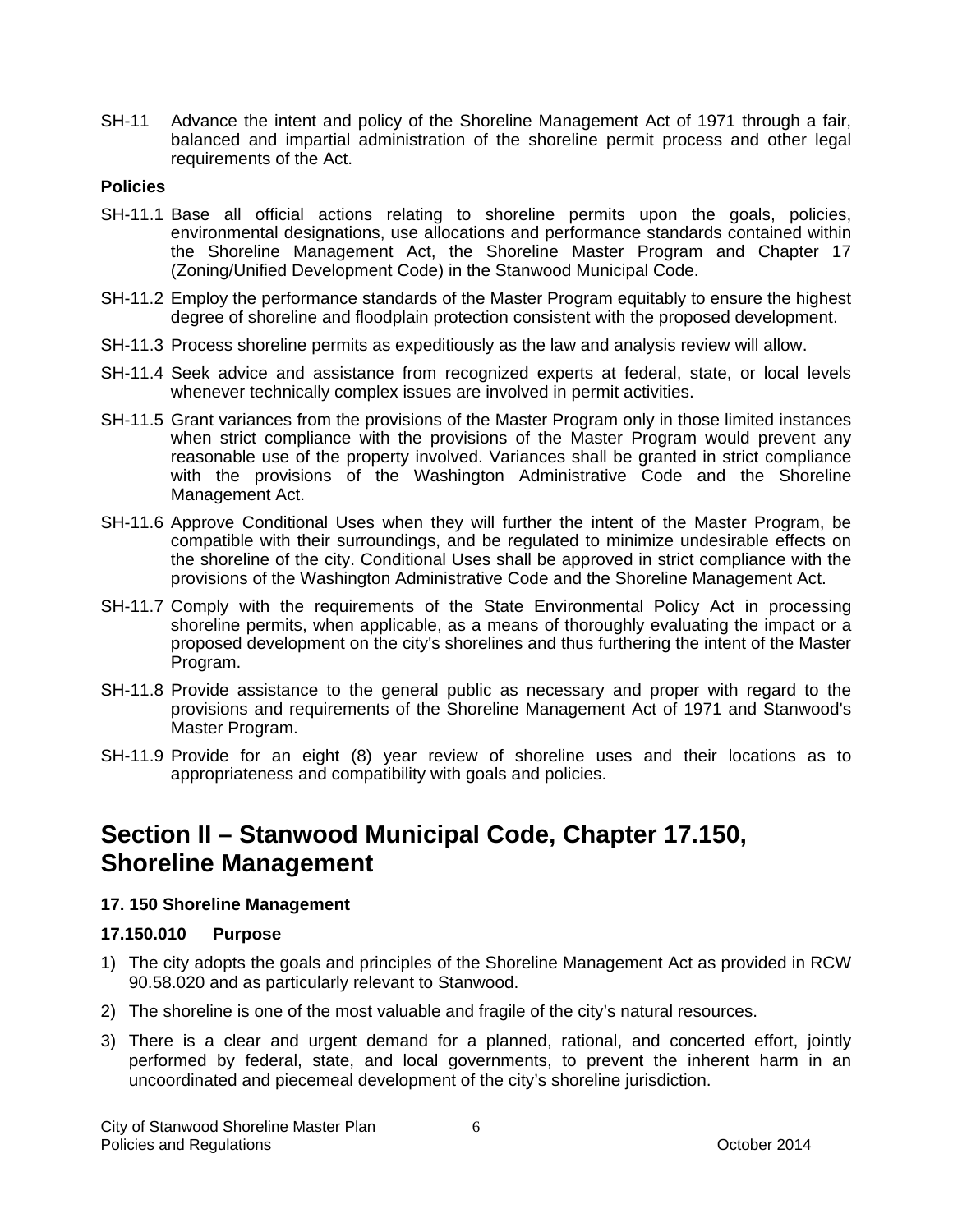SH-11 Advance the intent and policy of the Shoreline Management Act of 1971 through a fair, balanced and impartial administration of the shoreline permit process and other legal requirements of the Act.

**Policies**

SH-11.1 Base all official actions relating to shoreline permits upon the goals, policies, environmental designations, use allocations and performance standards contained within the Shoreline Management Act, the Shoreline Master Program and Chapter 17 (Zoning/Unified Development Code) in the Stanwood Municipal Code.

SH-11.2 Employ the performance standards of the Master Program equitably to ensure the highest degree of shoreline and floodplain protection consistent with the proposed development.

SH-11.3 Process shoreline permits as expeditiously as the law and analysis review will allow.

SH-11.4 Seek advice and assistance from recognized experts at federal, state, or local levels whenever technically complex issues are involved in permit activities.

SH-11.5 Grant variances from the provisions of the Master Program only in those limited instances when strict compliance with the provisions of the Master Program would prevent any reasonable use of the property involved. Variances shall be granted in strict compliance with the provisions of the Washington Administrative Code and the Shoreline Management Act.

SH-11.6 Approve Conditional Uses when they will further the intent of the Master Program, be compatible with their surroundings, and be regulated to minimize undesirable effects on the shoreline of the city. Conditional Uses shall be approved in strict compliance with the provisions of the Washington Administrative Code and the Shoreline Management Act.

SH-11.7 Comply with the requirements of the State Environmental Policy Act in processing shoreline permits, when applicable, as a means of thoroughly evaluating the impact or a proposed development on the city's shorelines and thus furthering the intent of the Master Program.

SH-11.8 Provide assistance to the general public as necessary and proper with regard to the provisions and requirements of the Shoreline Management Act of 1971 and Stanwood's Master Program.

SH-11.9 Provide for an eight (8) year review of shoreline uses and their locations as to appropriateness and compatibility with goals and policies.

# Section II – Stanwood Municipal Code, Chapter 17.150, Shoreline Management

### 17. 150 Shoreline Management

### 17.150.010 Purpose

1) The city adopts the goals and principles of the Shoreline Management Act as provided in RCW 90.58.020 and as particularly relevant to Stanwood.
2) The shoreline is one of the most valuable and fragile of the city's natural resources.
3) There is a clear and urgent demand for a planned, rational, and concerted effort, jointly performed by federal, state, and local governments, to prevent the inherent harm in an uncoordinated and piecemeal development of the city's shoreline jurisdiction.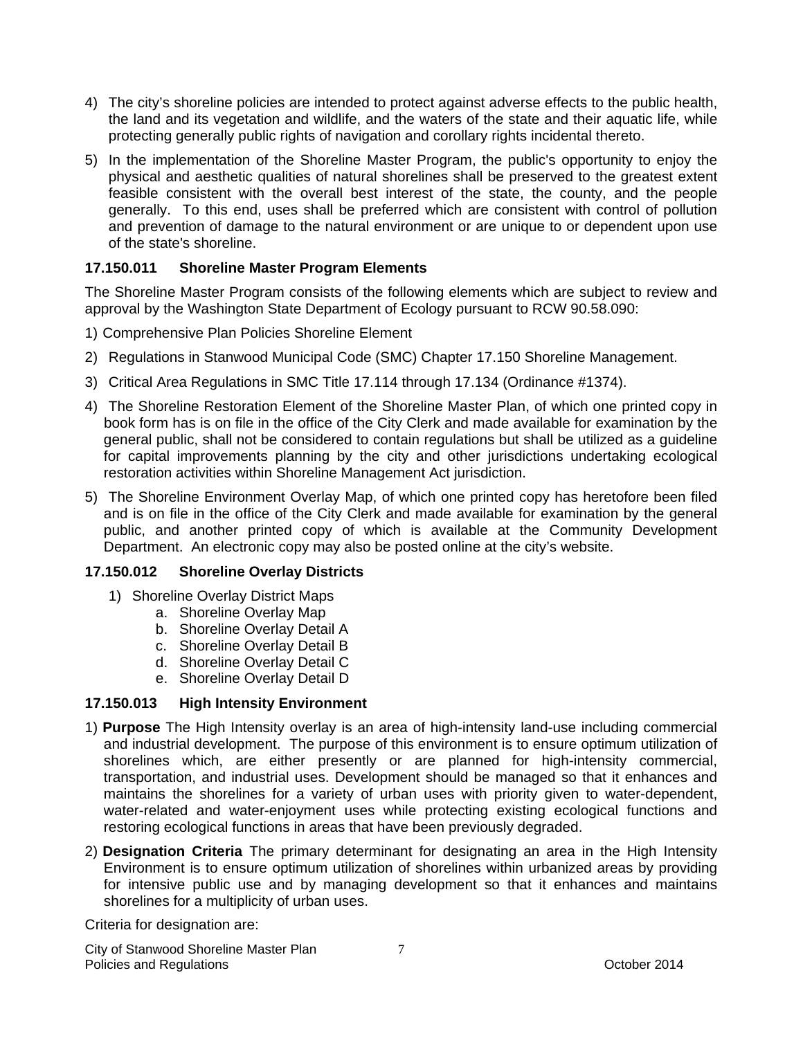4) The city's shoreline policies are intended to protect against adverse effects to the public health, the land and its vegetation and wildlife, and the waters of the state and their aquatic life, while protecting generally public rights of navigation and corollary rights incidental thereto.

5) In the implementation of the Shoreline Master Program, the public's opportunity to enjoy the physical and aesthetic qualities of natural shorelines shall be preserved to the greatest extent feasible consistent with the overall best interest of the state, the county, and the people generally. To this end, uses shall be preferred which are consistent with control of pollution and prevention of damage to the natural environment or are unique to or dependent upon use of the state's shoreline.

### 17.150.011 Shoreline Master Program Elements

The Shoreline Master Program consists of the following elements which are subject to review and approval by the Washington State Department of Ecology pursuant to RCW 90.58.090:

1) Comprehensive Plan Policies Shoreline Element

2) Regulations in Stanwood Municipal Code (SMC) Chapter 17.150 Shoreline Management.

3) Critical Area Regulations in SMC Title 17.114 through 17.134 (Ordinance #1374).

4) The Shoreline Restoration Element of the Shoreline Master Plan, of which one printed copy in book form has is on file in the office of the City Clerk and made available for examination by the general public, shall not be considered to contain regulations but shall be utilized as a guideline for capital improvements planning by the city and other jurisdictions undertaking ecological restoration activities within Shoreline Management Act jurisdiction.

5) The Shoreline Environment Overlay Map, of which one printed copy has heretofore been filed and is on file in the office of the City Clerk and made available for examination by the general public, and another printed copy of which is available at the Community Development Department. An electronic copy may also be posted online at the city's website.

### 17.150.012 Shoreline Overlay Districts

1) Shoreline Overlay District Maps
   a. Shoreline Overlay Map
   b. Shoreline Overlay Detail A
   c. Shoreline Overlay Detail B
   d. Shoreline Overlay Detail C
   e. Shoreline Overlay Detail D

### 17.150.013 High Intensity Environment

1) **Purpose** The High Intensity overlay is an area of high-intensity land-use including commercial and industrial development. The purpose of this environment is to ensure optimum utilization of shorelines which, are either presently or are planned for high-intensity commercial, transportation, and industrial uses. Development should be managed so that it enhances and maintains the shorelines for a variety of urban uses with priority given to water-dependent, water-related and water-enjoyment uses while protecting existing ecological functions and restoring ecological functions in areas that have been previously degraded.

2) **Designation Criteria** The primary determinant for designating an area in the High Intensity Environment is to ensure optimum utilization of shorelines within urbanized areas by providing for intensive public use and by managing development so that it enhances and maintains shorelines for a multiplicity of urban uses.

Criteria for designation are: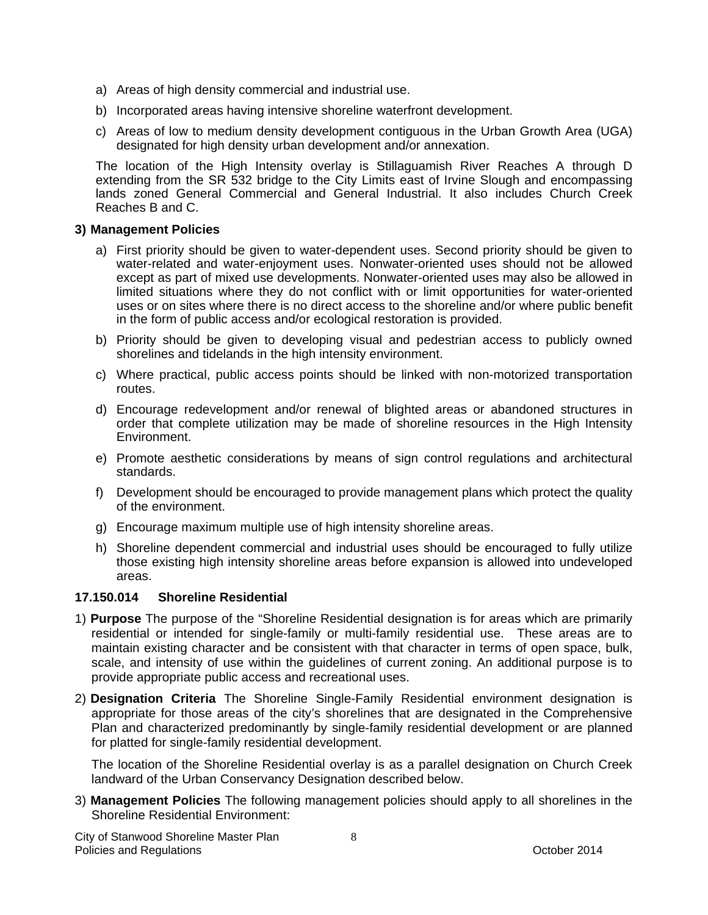a) Areas of high density commercial and industrial use.

b) Incorporated areas having intensive shoreline waterfront development.

c) Areas of low to medium density development contiguous in the Urban Growth Area (UGA) designated for high density urban development and/or annexation.

The location of the High Intensity overlay is Stillaguamish River Reaches A through D extending from the SR 532 bridge to the City Limits east of Irvine Slough and encompassing lands zoned General Commercial and General Industrial. It also includes Church Creek Reaches B and C.

**3) Management Policies**

a) First priority should be given to water-dependent uses. Second priority should be given to water-related and water-enjoyment uses. Nonwater-oriented uses should not be allowed except as part of mixed use developments. Nonwater-oriented uses may also be allowed in limited situations where they do not conflict with or limit opportunities for water-oriented uses or on sites where there is no direct access to the shoreline and/or where public benefit in the form of public access and/or ecological restoration is provided.

b) Priority should be given to developing visual and pedestrian access to publicly owned shorelines and tidelands in the high intensity environment.

c) Where practical, public access points should be linked with non-motorized transportation routes.

d) Encourage redevelopment and/or renewal of blighted areas or abandoned structures in order that complete utilization may be made of shoreline resources in the High Intensity Environment.

e) Promote aesthetic considerations by means of sign control regulations and architectural standards.

f) Development should be encouraged to provide management plans which protect the quality of the environment.

g) Encourage maximum multiple use of high intensity shoreline areas.

h) Shoreline dependent commercial and industrial uses should be encouraged to fully utilize those existing high intensity shoreline areas before expansion is allowed into undeveloped areas.

**17.150.014 Shoreline Residential**

1) **Purpose** The purpose of the "Shoreline Residential designation is for areas which are primarily residential or intended for single-family or multi-family residential use. These areas are to maintain existing character and be consistent with that character in terms of open space, bulk, scale, and intensity of use within the guidelines of current zoning. An additional purpose is to provide appropriate public access and recreational uses.

2) **Designation Criteria** The Shoreline Single-Family Residential environment designation is appropriate for those areas of the city's shorelines that are designated in the Comprehensive Plan and characterized predominantly by single-family residential development or are planned for platted for single-family residential development.

The location of the Shoreline Residential overlay is as a parallel designation on Church Creek landward of the Urban Conservancy Designation described below.

3) **Management Policies** The following management policies should apply to all shorelines in the Shoreline Residential Environment: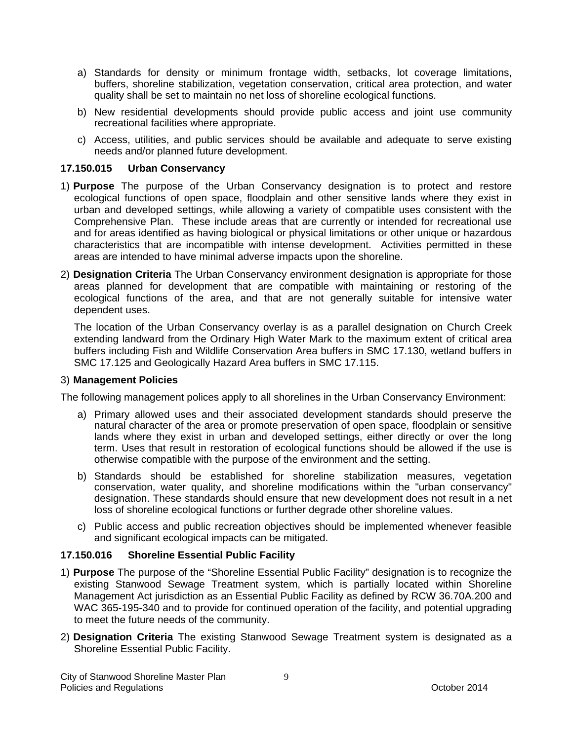a) Standards for density or minimum frontage width, setbacks, lot coverage limitations, buffers, shoreline stabilization, vegetation conservation, critical area protection, and water quality shall be set to maintain no net loss of shoreline ecological functions.

b) New residential developments should provide public access and joint use community recreational facilities where appropriate.

c) Access, utilities, and public services should be available and adequate to serve existing needs and/or planned future development.

### 17.150.015 Urban Conservancy

1) **Purpose** The purpose of the Urban Conservancy designation is to protect and restore ecological functions of open space, floodplain and other sensitive lands where they exist in urban and developed settings, while allowing a variety of compatible uses consistent with the Comprehensive Plan. These include areas that are currently or intended for recreational use and for areas identified as having biological or physical limitations or other unique or hazardous characteristics that are incompatible with intense development. Activities permitted in these areas are intended to have minimal adverse impacts upon the shoreline.

2) **Designation Criteria** The Urban Conservancy environment designation is appropriate for those areas planned for development that are compatible with maintaining or restoring of the ecological functions of the area, and that are not generally suitable for intensive water dependent uses.

   The location of the Urban Conservancy overlay is as a parallel designation on Church Creek extending landward from the Ordinary High Water Mark to the maximum extent of critical area buffers including Fish and Wildlife Conservation Area buffers in SMC 17.130, wetland buffers in SMC 17.125 and Geologically Hazard Area buffers in SMC 17.115.

3) **Management Policies**

The following management polices apply to all shorelines in the Urban Conservancy Environment:

a) Primary allowed uses and their associated development standards should preserve the natural character of the area or promote preservation of open space, floodplain or sensitive lands where they exist in urban and developed settings, either directly or over the long term. Uses that result in restoration of ecological functions should be allowed if the use is otherwise compatible with the purpose of the environment and the setting.

b) Standards should be established for shoreline stabilization measures, vegetation conservation, water quality, and shoreline modifications within the "urban conservancy" designation. These standards should ensure that new development does not result in a net loss of shoreline ecological functions or further degrade other shoreline values.

c) Public access and public recreation objectives should be implemented whenever feasible and significant ecological impacts can be mitigated.

### 17.150.016 Shoreline Essential Public Facility

1) **Purpose** The purpose of the “Shoreline Essential Public Facility” designation is to recognize the existing Stanwood Sewage Treatment system, which is partially located within Shoreline Management Act jurisdiction as an Essential Public Facility as defined by RCW 36.70A.200 and WAC 365-195-340 and to provide for continued operation of the facility, and potential upgrading to meet the future needs of the community.

2) **Designation Criteria** The existing Stanwood Sewage Treatment system is designated as a Shoreline Essential Public Facility.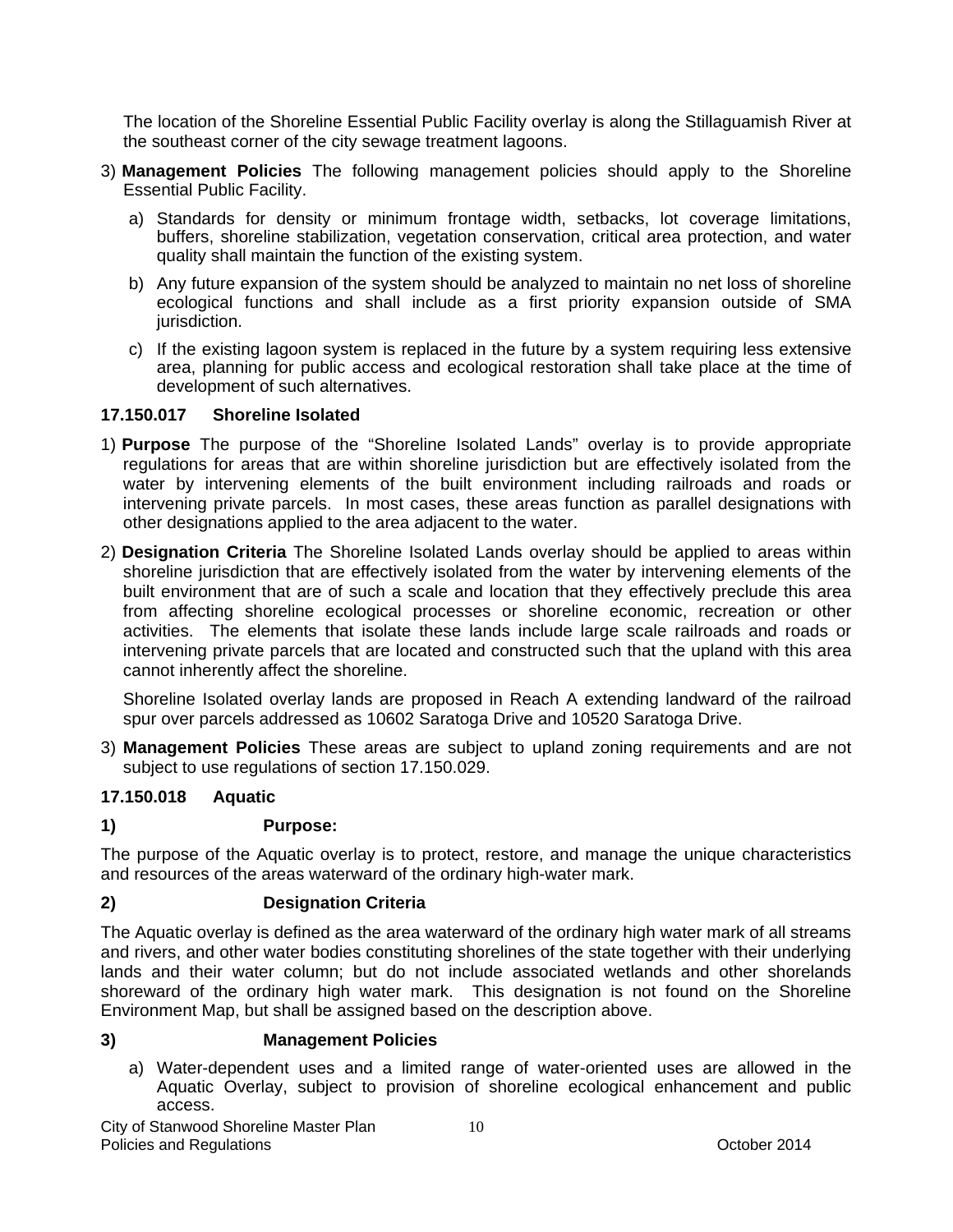The location of the Shoreline Essential Public Facility overlay is along the Stillaguamish River at the southeast corner of the city sewage treatment lagoons.

3) **Management Policies** The following management policies should apply to the Shoreline Essential Public Facility.

   a) Standards for density or minimum frontage width, setbacks, lot coverage limitations, buffers, shoreline stabilization, vegetation conservation, critical area protection, and water quality shall maintain the function of the existing system.

   b) Any future expansion of the system should be analyzed to maintain no net loss of shoreline ecological functions and shall include as a first priority expansion outside of SMA jurisdiction.

   c) If the existing lagoon system is replaced in the future by a system requiring less extensive area, planning for public access and ecological restoration shall take place at the time of development of such alternatives.

### 17.150.017 Shoreline Isolated

1) **Purpose** The purpose of the "Shoreline Isolated Lands" overlay is to provide appropriate regulations for areas that are within shoreline jurisdiction but are effectively isolated from the water by intervening elements of the built environment including railroads and roads or intervening private parcels. In most cases, these areas function as parallel designations with other designations applied to the area adjacent to the water.

2) **Designation Criteria** The Shoreline Isolated Lands overlay should be applied to areas within shoreline jurisdiction that are effectively isolated from the water by intervening elements of the built environment that are of such a scale and location that they effectively preclude this area from affecting shoreline ecological processes or shoreline economic, recreation or other activities. The elements that isolate these lands include large scale railroads and roads or intervening private parcels that are located and constructed such that the upland with this area cannot inherently affect the shoreline.

   Shoreline Isolated overlay lands are proposed in Reach A extending landward of the railroad spur over parcels addressed as 10602 Saratoga Drive and 10520 Saratoga Drive.

3) **Management Policies** These areas are subject to upland zoning requirements and are not subject to use regulations of section 17.150.029.

### 17.150.018 Aquatic

**1) Purpose:**

The purpose of the Aquatic overlay is to protect, restore, and manage the unique characteristics and resources of the areas waterward of the ordinary high-water mark.

**2) Designation Criteria**

The Aquatic overlay is defined as the area waterward of the ordinary high water mark of all streams and rivers, and other water bodies constituting shorelines of the state together with their underlying lands and their water column; but do not include associated wetlands and other shorelands shoreward of the ordinary high water mark. This designation is not found on the Shoreline Environment Map, but shall be assigned based on the description above.

**3) Management Policies**

   a) Water-dependent uses and a limited range of water-oriented uses are allowed in the Aquatic Overlay, subject to provision of shoreline ecological enhancement and public access.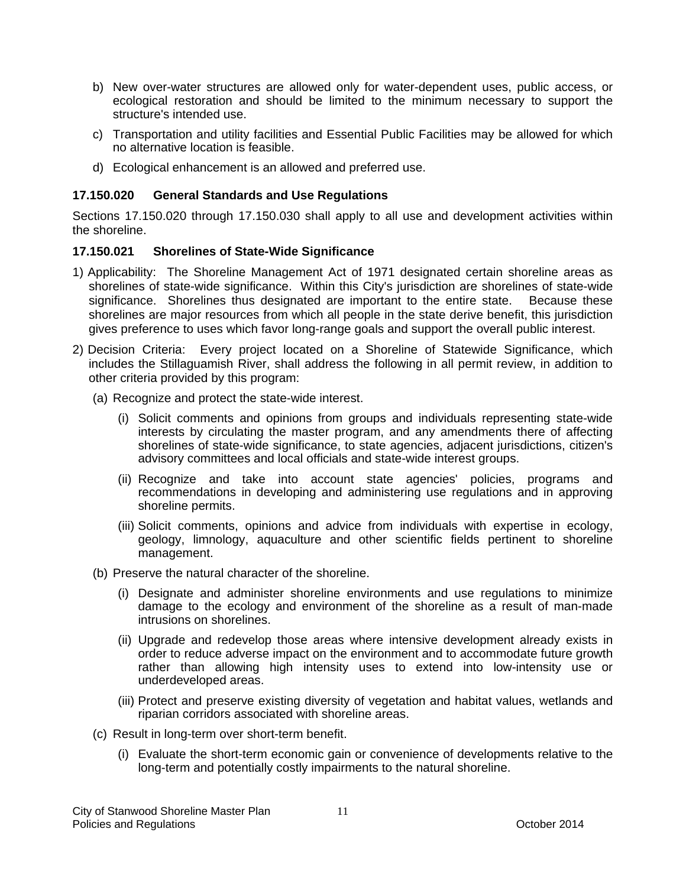b) New over-water structures are allowed only for water-dependent uses, public access, or ecological restoration and should be limited to the minimum necessary to support the structure's intended use.

c) Transportation and utility facilities and Essential Public Facilities may be allowed for which no alternative location is feasible.

d) Ecological enhancement is an allowed and preferred use.

### 17.150.020 General Standards and Use Regulations

Sections 17.150.020 through 17.150.030 shall apply to all use and development activities within the shoreline.

### 17.150.021 Shorelines of State-Wide Significance

1) Applicability: The Shoreline Management Act of 1971 designated certain shoreline areas as shorelines of state-wide significance. Within this City's jurisdiction are shorelines of state-wide significance. Shorelines thus designated are important to the entire state. Because these shorelines are major resources from which all people in the state derive benefit, this jurisdiction gives preference to uses which favor long-range goals and support the overall public interest.

2) Decision Criteria: Every project located on a Shoreline of Statewide Significance, which includes the Stillaguamish River, shall address the following in all permit review, in addition to other criteria provided by this program:

   (a) Recognize and protect the state-wide interest.

      (i) Solicit comments and opinions from groups and individuals representing state-wide interests by circulating the master program, and any amendments there of affecting shorelines of state-wide significance, to state agencies, adjacent jurisdictions, citizen's advisory committees and local officials and state-wide interest groups.

      (ii) Recognize and take into account state agencies' policies, programs and recommendations in developing and administering use regulations and in approving shoreline permits.

      (iii) Solicit comments, opinions and advice from individuals with expertise in ecology, geology, limnology, aquaculture and other scientific fields pertinent to shoreline management.

   (b) Preserve the natural character of the shoreline.

      (i) Designate and administer shoreline environments and use regulations to minimize damage to the ecology and environment of the shoreline as a result of man-made intrusions on shorelines.

      (ii) Upgrade and redevelop those areas where intensive development already exists in order to reduce adverse impact on the environment and to accommodate future growth rather than allowing high intensity uses to extend into low-intensity use or underdeveloped areas.

      (iii) Protect and preserve existing diversity of vegetation and habitat values, wetlands and riparian corridors associated with shoreline areas.

   (c) Result in long-term over short-term benefit.

      (i) Evaluate the short-term economic gain or convenience of developments relative to the long-term and potentially costly impairments to the natural shoreline.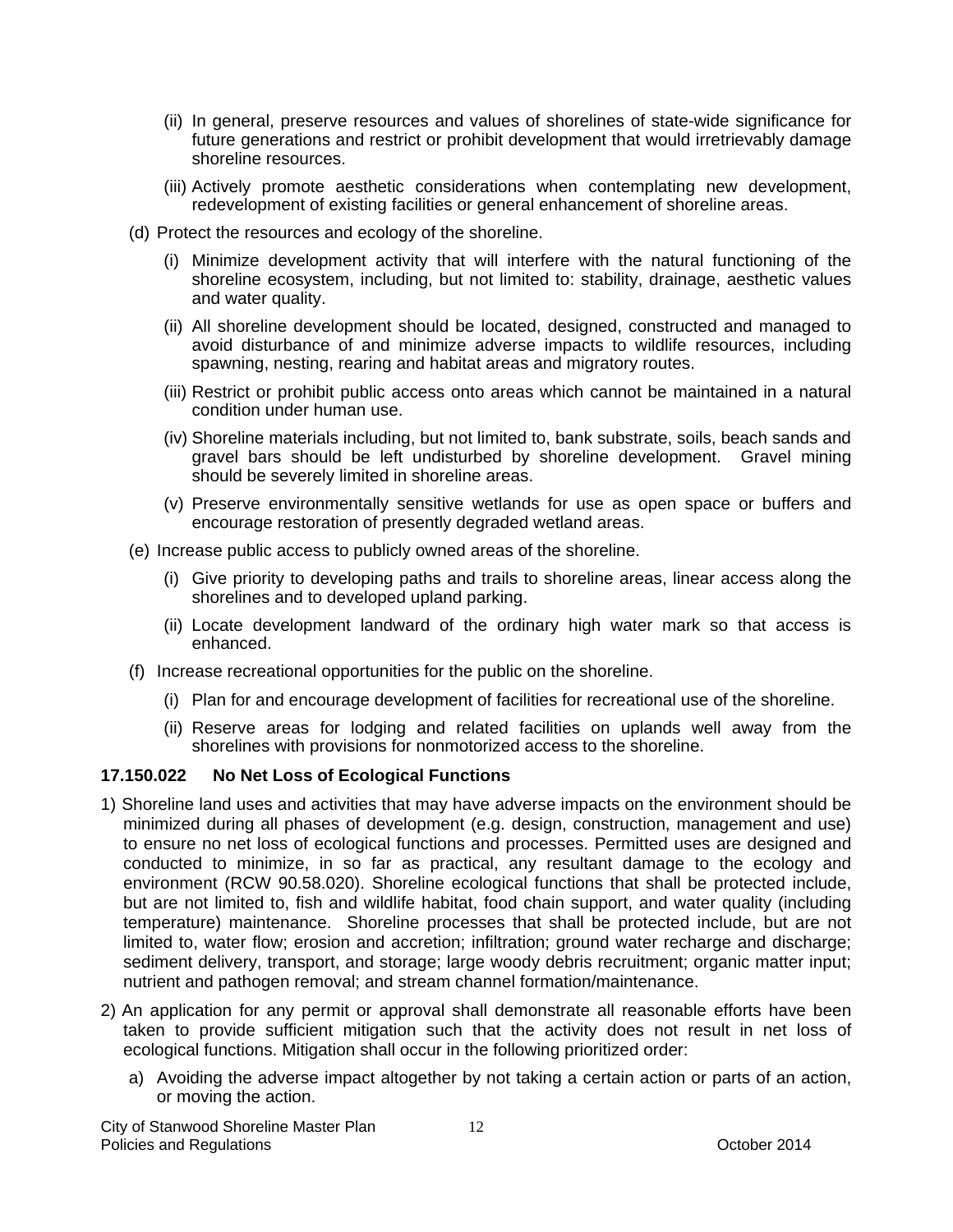(ii) In general, preserve resources and values of shorelines of state-wide significance for future generations and restrict or prohibit development that would irretrievably damage shoreline resources.

(iii) Actively promote aesthetic considerations when contemplating new development, redevelopment of existing facilities or general enhancement of shoreline areas.

(d) Protect the resources and ecology of the shoreline.

(i) Minimize development activity that will interfere with the natural functioning of the shoreline ecosystem, including, but not limited to: stability, drainage, aesthetic values and water quality.

(ii) All shoreline development should be located, designed, constructed and managed to avoid disturbance of and minimize adverse impacts to wildlife resources, including spawning, nesting, rearing and habitat areas and migratory routes.

(iii) Restrict or prohibit public access onto areas which cannot be maintained in a natural condition under human use.

(iv) Shoreline materials including, but not limited to, bank substrate, soils, beach sands and gravel bars should be left undisturbed by shoreline development. Gravel mining should be severely limited in shoreline areas.

(v) Preserve environmentally sensitive wetlands for use as open space or buffers and encourage restoration of presently degraded wetland areas.

(e) Increase public access to publicly owned areas of the shoreline.

(i) Give priority to developing paths and trails to shoreline areas, linear access along the shorelines and to developed upland parking.

(ii) Locate development landward of the ordinary high water mark so that access is enhanced.

(f) Increase recreational opportunities for the public on the shoreline.

(i) Plan for and encourage development of facilities for recreational use of the shoreline.

(ii) Reserve areas for lodging and related facilities on uplands well away from the shorelines with provisions for nonmotorized access to the shoreline.

### 17.150.022 No Net Loss of Ecological Functions

1) Shoreline land uses and activities that may have adverse impacts on the environment should be minimized during all phases of development (e.g. design, construction, management and use) to ensure no net loss of ecological functions and processes. Permitted uses are designed and conducted to minimize, in so far as practical, any resultant damage to the ecology and environment (RCW 90.58.020). Shoreline ecological functions that shall be protected include, but are not limited to, fish and wildlife habitat, food chain support, and water quality (including temperature) maintenance. Shoreline processes that shall be protected include, but are not limited to, water flow; erosion and accretion; infiltration; ground water recharge and discharge; sediment delivery, transport, and storage; large woody debris recruitment; organic matter input; nutrient and pathogen removal; and stream channel formation/maintenance.

2) An application for any permit or approval shall demonstrate all reasonable efforts have been taken to provide sufficient mitigation such that the activity does not result in net loss of ecological functions. Mitigation shall occur in the following prioritized order:

a) Avoiding the adverse impact altogether by not taking a certain action or parts of an action, or moving the action.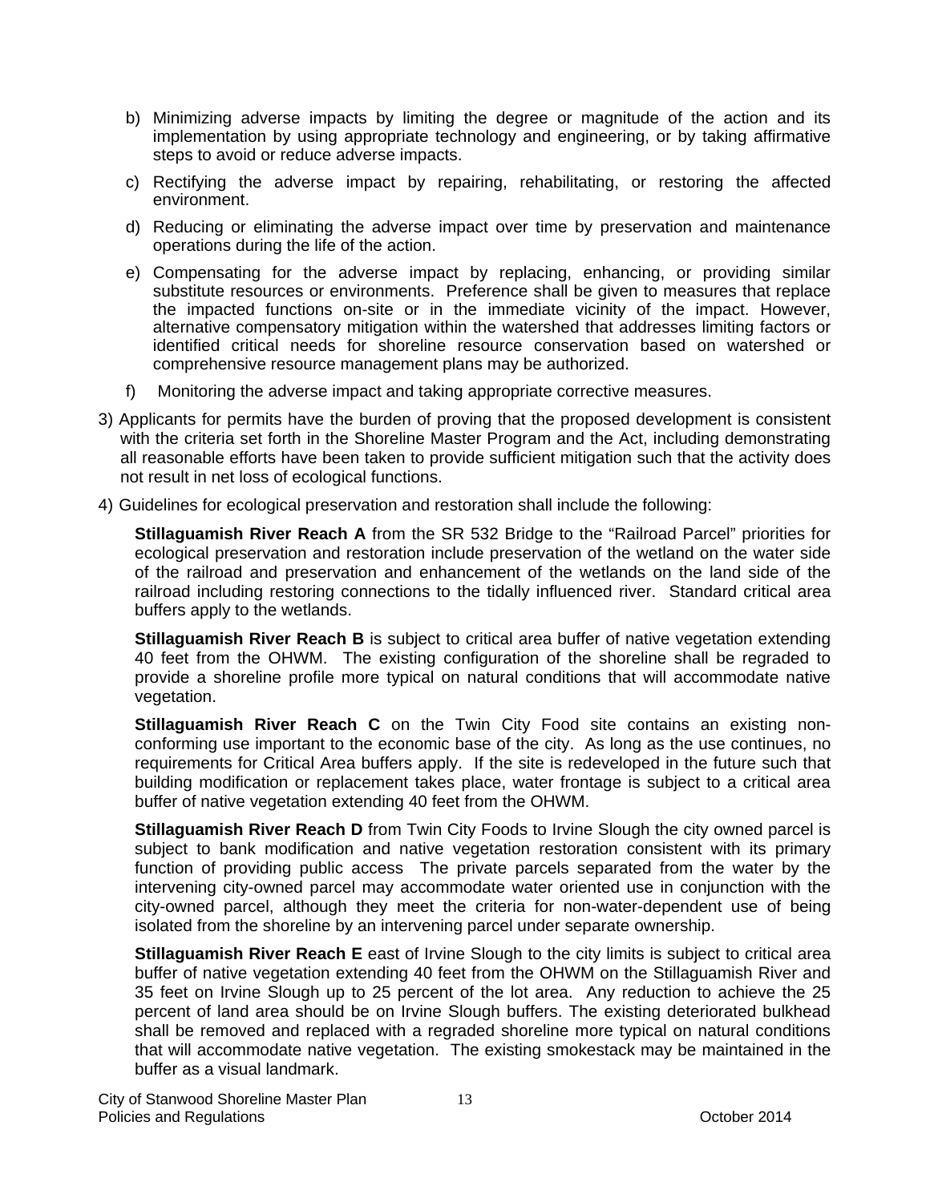b) Minimizing adverse impacts by limiting the degree or magnitude of the action and its implementation by using appropriate technology and engineering, or by taking affirmative steps to avoid or reduce adverse impacts.

c) Rectifying the adverse impact by repairing, rehabilitating, or restoring the affected environment.

d) Reducing or eliminating the adverse impact over time by preservation and maintenance operations during the life of the action.

e) Compensating for the adverse impact by replacing, enhancing, or providing similar substitute resources or environments. Preference shall be given to measures that replace the impacted functions on-site or in the immediate vicinity of the impact. However, alternative compensatory mitigation within the watershed that addresses limiting factors or identified critical needs for shoreline resource conservation based on watershed or comprehensive resource management plans may be authorized.

f) Monitoring the adverse impact and taking appropriate corrective measures.

3) Applicants for permits have the burden of proving that the proposed development is consistent with the criteria set forth in the Shoreline Master Program and the Act, including demonstrating all reasonable efforts have been taken to provide sufficient mitigation such that the activity does not result in net loss of ecological functions.

4) Guidelines for ecological preservation and restoration shall include the following:

**Stillaguamish River Reach A** from the SR 532 Bridge to the "Railroad Parcel" priorities for ecological preservation and restoration include preservation of the wetland on the water side of the railroad and preservation and enhancement of the wetlands on the land side of the railroad including restoring connections to the tidally influenced river. Standard critical area buffers apply to the wetlands.

**Stillaguamish River Reach B** is subject to critical area buffer of native vegetation extending 40 feet from the OHWM. The existing configuration of the shoreline shall be regraded to provide a shoreline profile more typical on natural conditions that will accommodate native vegetation.

**Stillaguamish River Reach C** on the Twin City Food site contains an existing non-conforming use important to the economic base of the city. As long as the use continues, no requirements for Critical Area buffers apply. If the site is redeveloped in the future such that building modification or replacement takes place, water frontage is subject to a critical area buffer of native vegetation extending 40 feet from the OHWM.

**Stillaguamish River Reach D** from Twin City Foods to Irvine Slough the city owned parcel is subject to bank modification and native vegetation restoration consistent with its primary function of providing public access The private parcels separated from the water by the intervening city-owned parcel may accommodate water oriented use in conjunction with the city-owned parcel, although they meet the criteria for non-water-dependent use of being isolated from the shoreline by an intervening parcel under separate ownership.

**Stillaguamish River Reach E** east of Irvine Slough to the city limits is subject to critical area buffer of native vegetation extending 40 feet from the OHWM on the Stillaguamish River and 35 feet on Irvine Slough up to 25 percent of the lot area. Any reduction to achieve the 25 percent of land area should be on Irvine Slough buffers. The existing deteriorated bulkhead shall be removed and replaced with a regraded shoreline more typical on natural conditions that will accommodate native vegetation. The existing smokestack may be maintained in the buffer as a visual landmark.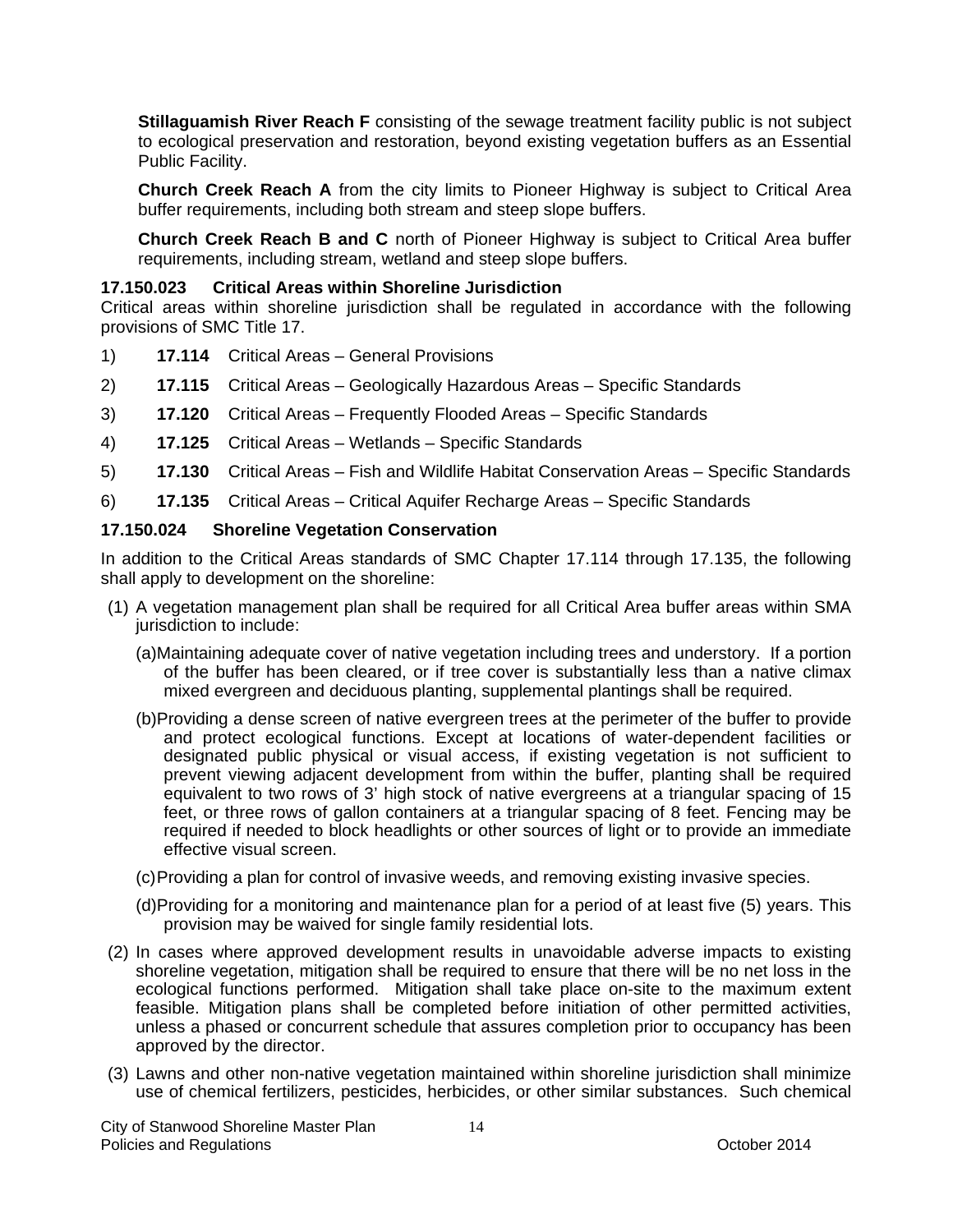**Stillaguamish River Reach F** consisting of the sewage treatment facility public is not subject to ecological preservation and restoration, beyond existing vegetation buffers as an Essential Public Facility.

**Church Creek Reach A** from the city limits to Pioneer Highway is subject to Critical Area buffer requirements, including both stream and steep slope buffers.

**Church Creek Reach B and C** north of Pioneer Highway is subject to Critical Area buffer requirements, including stream, wetland and steep slope buffers.

### 17.150.023 Critical Areas within Shoreline Jurisdiction

Critical areas within shoreline jurisdiction shall be regulated in accordance with the following provisions of SMC Title 17.

1) **17.114** Critical Areas – General Provisions
2) **17.115** Critical Areas – Geologically Hazardous Areas – Specific Standards
3) **17.120** Critical Areas – Frequently Flooded Areas – Specific Standards
4) **17.125** Critical Areas – Wetlands – Specific Standards
5) **17.130** Critical Areas – Fish and Wildlife Habitat Conservation Areas – Specific Standards
6) **17.135** Critical Areas – Critical Aquifer Recharge Areas – Specific Standards

### 17.150.024 Shoreline Vegetation Conservation

In addition to the Critical Areas standards of SMC Chapter 17.114 through 17.135, the following shall apply to development on the shoreline:

(1) A vegetation management plan shall be required for all Critical Area buffer areas within SMA jurisdiction to include:

(a) Maintaining adequate cover of native vegetation including trees and understory. If a portion of the buffer has been cleared, or if tree cover is substantially less than a native climax mixed evergreen and deciduous planting, supplemental plantings shall be required.

(b) Providing a dense screen of native evergreen trees at the perimeter of the buffer to provide and protect ecological functions. Except at locations of water-dependent facilities or designated public physical or visual access, if existing vegetation is not sufficient to prevent viewing adjacent development from within the buffer, planting shall be required equivalent to two rows of 3' high stock of native evergreens at a triangular spacing of 15 feet, or three rows of gallon containers at a triangular spacing of 8 feet. Fencing may be required if needed to block headlights or other sources of light or to provide an immediate effective visual screen.

(c) Providing a plan for control of invasive weeds, and removing existing invasive species.

(d) Providing for a monitoring and maintenance plan for a period of at least five (5) years. This provision may be waived for single family residential lots.

(2) In cases where approved development results in unavoidable adverse impacts to existing shoreline vegetation, mitigation shall be required to ensure that there will be no net loss in the ecological functions performed. Mitigation shall take place on-site to the maximum extent feasible. Mitigation plans shall be completed before initiation of other permitted activities, unless a phased or concurrent schedule that assures completion prior to occupancy has been approved by the director.

(3) Lawns and other non-native vegetation maintained within shoreline jurisdiction shall minimize use of chemical fertilizers, pesticides, herbicides, or other similar substances. Such chemical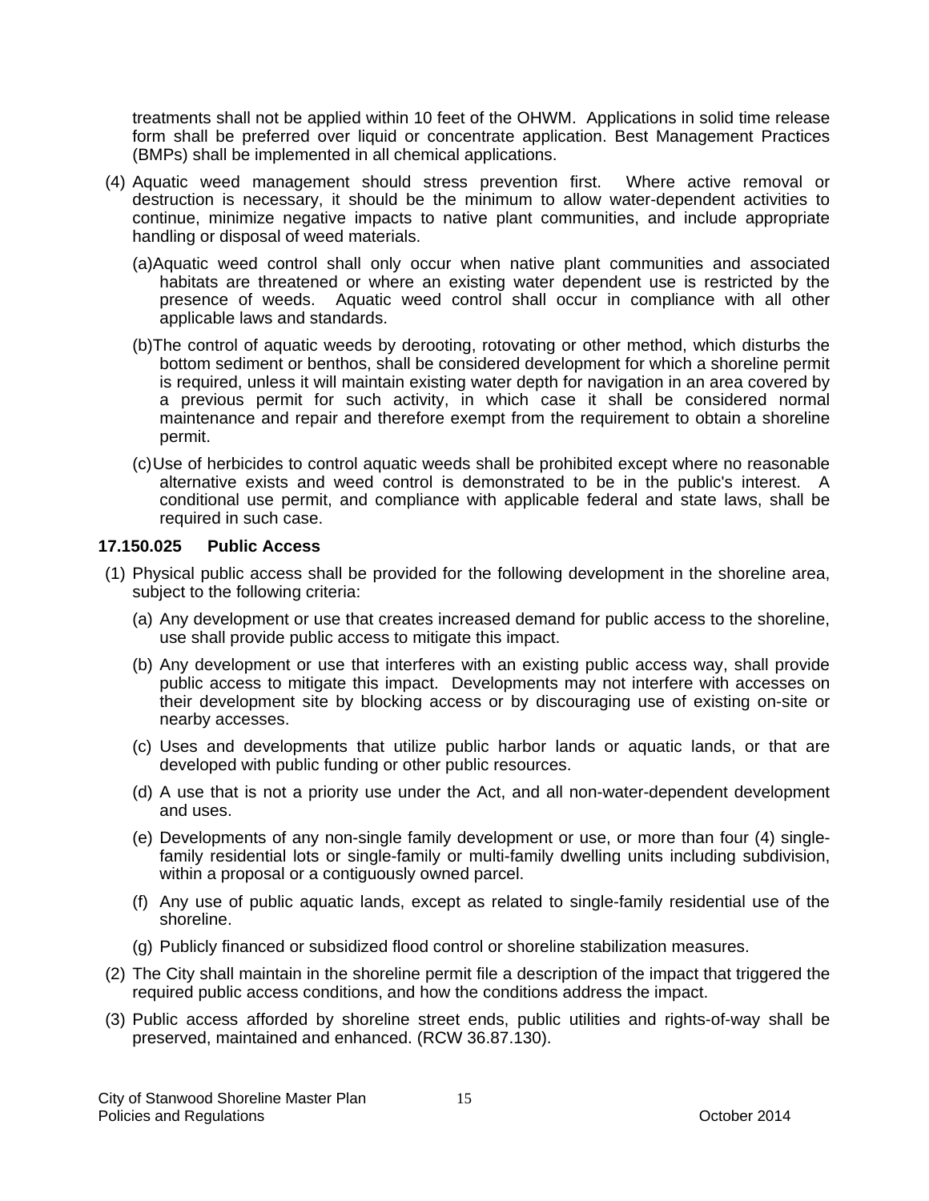treatments shall not be applied within 10 feet of the OHWM. Applications in solid time release form shall be preferred over liquid or concentrate application. Best Management Practices (BMPs) shall be implemented in all chemical applications.

(4) Aquatic weed management should stress prevention first. Where active removal or destruction is necessary, it should be the minimum to allow water-dependent activities to continue, minimize negative impacts to native plant communities, and include appropriate handling or disposal of weed materials.

(a) Aquatic weed control shall only occur when native plant communities and associated habitats are threatened or where an existing water dependent use is restricted by the presence of weeds. Aquatic weed control shall occur in compliance with all other applicable laws and standards.

(b) The control of aquatic weeds by derooting, rotovating or other method, which disturbs the bottom sediment or benthos, shall be considered development for which a shoreline permit is required, unless it will maintain existing water depth for navigation in an area covered by a previous permit for such activity, in which case it shall be considered normal maintenance and repair and therefore exempt from the requirement to obtain a shoreline permit.

(c) Use of herbicides to control aquatic weeds shall be prohibited except where no reasonable alternative exists and weed control is demonstrated to be in the public's interest. A conditional use permit, and compliance with applicable federal and state laws, shall be required in such case.

### 17.150.025 Public Access

(1) Physical public access shall be provided for the following development in the shoreline area, subject to the following criteria:

(a) Any development or use that creates increased demand for public access to the shoreline, use shall provide public access to mitigate this impact.

(b) Any development or use that interferes with an existing public access way, shall provide public access to mitigate this impact. Developments may not interfere with accesses on their development site by blocking access or by discouraging use of existing on-site or nearby accesses.

(c) Uses and developments that utilize public harbor lands or aquatic lands, or that are developed with public funding or other public resources.

(d) A use that is not a priority use under the Act, and all non-water-dependent development and uses.

(e) Developments of any non-single family development or use, or more than four (4) single-family residential lots or single-family or multi-family dwelling units including subdivision, within a proposal or a contiguously owned parcel.

(f) Any use of public aquatic lands, except as related to single-family residential use of the shoreline.

(g) Publicly financed or subsidized flood control or shoreline stabilization measures.

(2) The City shall maintain in the shoreline permit file a description of the impact that triggered the required public access conditions, and how the conditions address the impact.

(3) Public access afforded by shoreline street ends, public utilities and rights-of-way shall be preserved, maintained and enhanced. (RCW 36.87.130).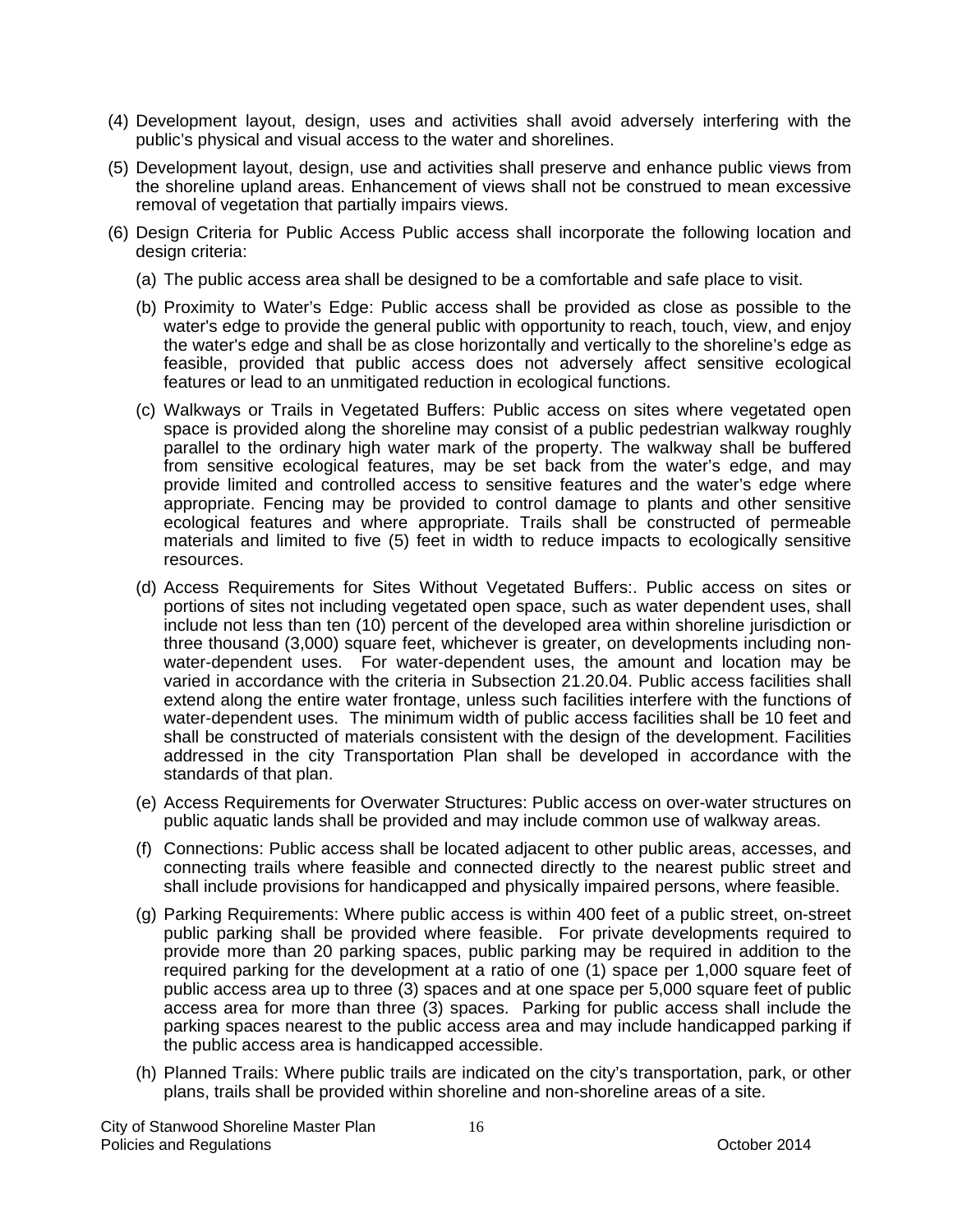(4) Development layout, design, uses and activities shall avoid adversely interfering with the public's physical and visual access to the water and shorelines.

(5) Development layout, design, use and activities shall preserve and enhance public views from the shoreline upland areas. Enhancement of views shall not be construed to mean excessive removal of vegetation that partially impairs views.

(6) Design Criteria for Public Access Public access shall incorporate the following location and design criteria:

   (a) The public access area shall be designed to be a comfortable and safe place to visit.

   (b) Proximity to Water's Edge: Public access shall be provided as close as possible to the water's edge to provide the general public with opportunity to reach, touch, view, and enjoy the water's edge and shall be as close horizontally and vertically to the shoreline's edge as feasible, provided that public access does not adversely affect sensitive ecological features or lead to an unmitigated reduction in ecological functions.

   (c) Walkways or Trails in Vegetated Buffers: Public access on sites where vegetated open space is provided along the shoreline may consist of a public pedestrian walkway roughly parallel to the ordinary high water mark of the property. The walkway shall be buffered from sensitive ecological features, may be set back from the water's edge, and may provide limited and controlled access to sensitive features and the water's edge where appropriate. Fencing may be provided to control damage to plants and other sensitive ecological features and where appropriate. Trails shall be constructed of permeable materials and limited to five (5) feet in width to reduce impacts to ecologically sensitive resources.

   (d) Access Requirements for Sites Without Vegetated Buffers:. Public access on sites or portions of sites not including vegetated open space, such as water dependent uses, shall include not less than ten (10) percent of the developed area within shoreline jurisdiction or three thousand (3,000) square feet, whichever is greater, on developments including non-water-dependent uses. For water-dependent uses, the amount and location may be varied in accordance with the criteria in Subsection 21.20.04. Public access facilities shall extend along the entire water frontage, unless such facilities interfere with the functions of water-dependent uses. The minimum width of public access facilities shall be 10 feet and shall be constructed of materials consistent with the design of the development. Facilities addressed in the city Transportation Plan shall be developed in accordance with the standards of that plan.

   (e) Access Requirements for Overwater Structures: Public access on over-water structures on public aquatic lands shall be provided and may include common use of walkway areas.

   (f) Connections: Public access shall be located adjacent to other public areas, accesses, and connecting trails where feasible and connected directly to the nearest public street and shall include provisions for handicapped and physically impaired persons, where feasible.

   (g) Parking Requirements: Where public access is within 400 feet of a public street, on-street public parking shall be provided where feasible. For private developments required to provide more than 20 parking spaces, public parking may be required in addition to the required parking for the development at a ratio of one (1) space per 1,000 square feet of public access area up to three (3) spaces and at one space per 5,000 square feet of public access area for more than three (3) spaces. Parking for public access shall include the parking spaces nearest to the public access area and may include handicapped parking if the public access area is handicapped accessible.

   (h) Planned Trails: Where public trails are indicated on the city's transportation, park, or other plans, trails shall be provided within shoreline and non-shoreline areas of a site.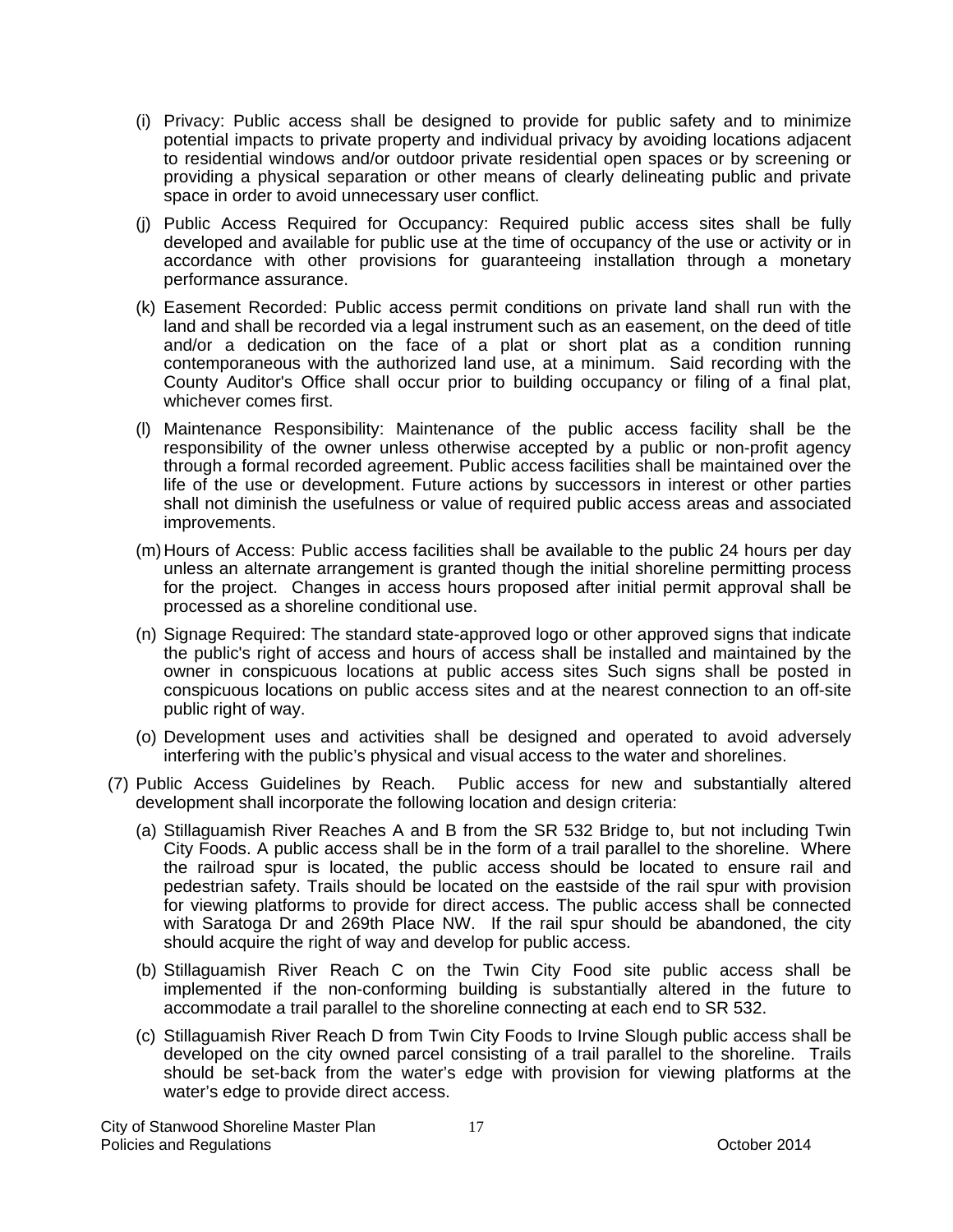(i) Privacy: Public access shall be designed to provide for public safety and to minimize potential impacts to private property and individual privacy by avoiding locations adjacent to residential windows and/or outdoor private residential open spaces or by screening or providing a physical separation or other means of clearly delineating public and private space in order to avoid unnecessary user conflict.

(j) Public Access Required for Occupancy: Required public access sites shall be fully developed and available for public use at the time of occupancy of the use or activity or in accordance with other provisions for guaranteeing installation through a monetary performance assurance.

(k) Easement Recorded: Public access permit conditions on private land shall run with the land and shall be recorded via a legal instrument such as an easement, on the deed of title and/or a dedication on the face of a plat or short plat as a condition running contemporaneous with the authorized land use, at a minimum. Said recording with the County Auditor's Office shall occur prior to building occupancy or filing of a final plat, whichever comes first.

(l) Maintenance Responsibility: Maintenance of the public access facility shall be the responsibility of the owner unless otherwise accepted by a public or non-profit agency through a formal recorded agreement. Public access facilities shall be maintained over the life of the use or development. Future actions by successors in interest or other parties shall not diminish the usefulness or value of required public access areas and associated improvements.

(m) Hours of Access: Public access facilities shall be available to the public 24 hours per day unless an alternate arrangement is granted though the initial shoreline permitting process for the project. Changes in access hours proposed after initial permit approval shall be processed as a shoreline conditional use.

(n) Signage Required: The standard state-approved logo or other approved signs that indicate the public's right of access and hours of access shall be installed and maintained by the owner in conspicuous locations at public access sites Such signs shall be posted in conspicuous locations on public access sites and at the nearest connection to an off-site public right of way.

(o) Development uses and activities shall be designed and operated to avoid adversely interfering with the public's physical and visual access to the water and shorelines.

(7) Public Access Guidelines by Reach. Public access for new and substantially altered development shall incorporate the following location and design criteria:

(a) Stillaguamish River Reaches A and B from the SR 532 Bridge to, but not including Twin City Foods. A public access shall be in the form of a trail parallel to the shoreline. Where the railroad spur is located, the public access should be located to ensure rail and pedestrian safety. Trails should be located on the eastside of the rail spur with provision for viewing platforms to provide for direct access. The public access shall be connected with Saratoga Dr and 269th Place NW. If the rail spur should be abandoned, the city should acquire the right of way and develop for public access.

(b) Stillaguamish River Reach C on the Twin City Food site public access shall be implemented if the non-conforming building is substantially altered in the future to accommodate a trail parallel to the shoreline connecting at each end to SR 532.

(c) Stillaguamish River Reach D from Twin City Foods to Irvine Slough public access shall be developed on the city owned parcel consisting of a trail parallel to the shoreline. Trails should be set-back from the water's edge with provision for viewing platforms at the water's edge to provide direct access.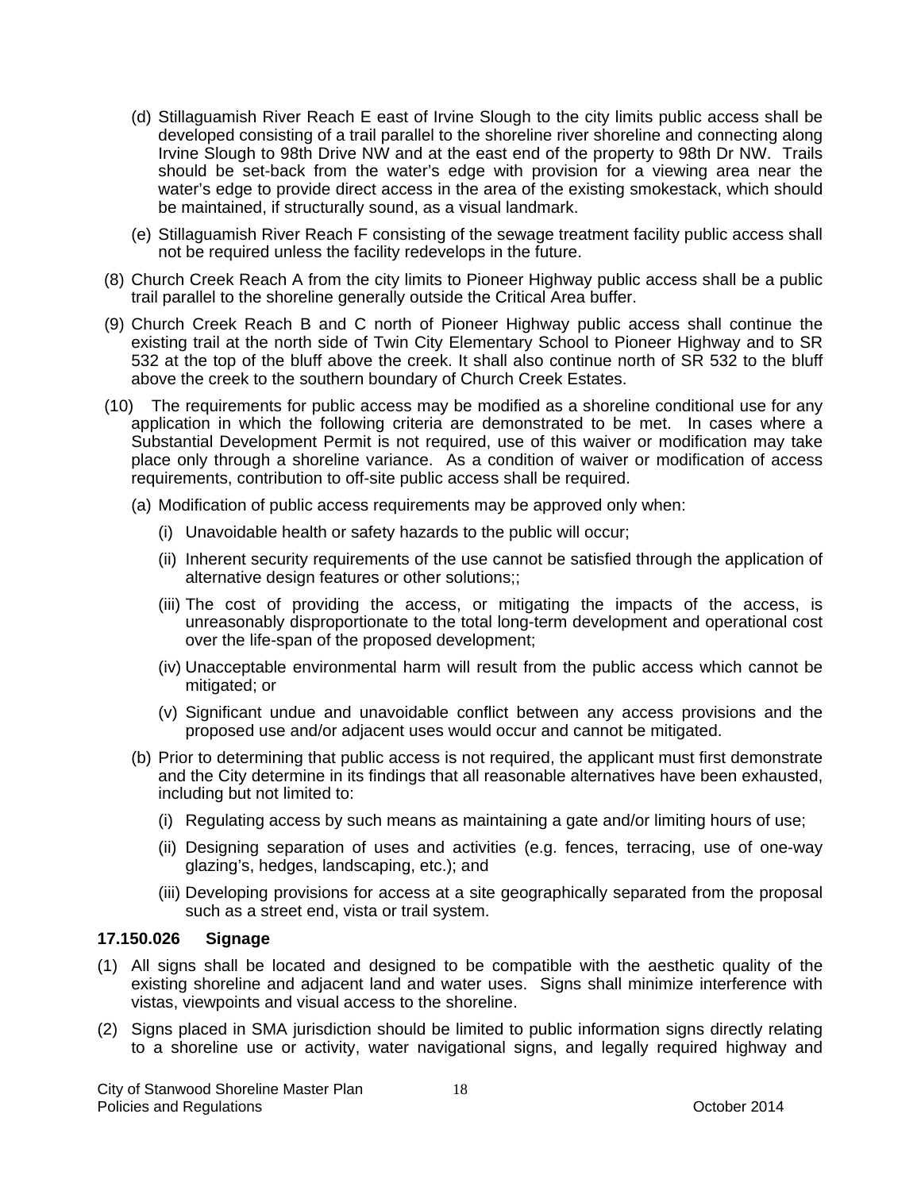(d) Stillaguamish River Reach E east of Irvine Slough to the city limits public access shall be developed consisting of a trail parallel to the shoreline river shoreline and connecting along Irvine Slough to 98th Drive NW and at the east end of the property to 98th Dr NW. Trails should be set-back from the water's edge with provision for a viewing area near the water's edge to provide direct access in the area of the existing smokestack, which should be maintained, if structurally sound, as a visual landmark.

(e) Stillaguamish River Reach F consisting of the sewage treatment facility public access shall not be required unless the facility redevelops in the future.

(8) Church Creek Reach A from the city limits to Pioneer Highway public access shall be a public trail parallel to the shoreline generally outside the Critical Area buffer.

(9) Church Creek Reach B and C north of Pioneer Highway public access shall continue the existing trail at the north side of Twin City Elementary School to Pioneer Highway and to SR 532 at the top of the bluff above the creek. It shall also continue north of SR 532 to the bluff above the creek to the southern boundary of Church Creek Estates.

(10) The requirements for public access may be modified as a shoreline conditional use for any application in which the following criteria are demonstrated to be met. In cases where a Substantial Development Permit is not required, use of this waiver or modification may take place only through a shoreline variance. As a condition of waiver or modification of access requirements, contribution to off-site public access shall be required.

(a) Modification of public access requirements may be approved only when:

(i) Unavoidable health or safety hazards to the public will occur;

(ii) Inherent security requirements of the use cannot be satisfied through the application of alternative design features or other solutions;;

(iii) The cost of providing the access, or mitigating the impacts of the access, is unreasonably disproportionate to the total long-term development and operational cost over the life-span of the proposed development;

(iv) Unacceptable environmental harm will result from the public access which cannot be mitigated; or

(v) Significant undue and unavoidable conflict between any access provisions and the proposed use and/or adjacent uses would occur and cannot be mitigated.

(b) Prior to determining that public access is not required, the applicant must first demonstrate and the City determine in its findings that all reasonable alternatives have been exhausted, including but not limited to:

(i) Regulating access by such means as maintaining a gate and/or limiting hours of use;

(ii) Designing separation of uses and activities (e.g. fences, terracing, use of one-way glazing's, hedges, landscaping, etc.); and

(iii) Developing provisions for access at a site geographically separated from the proposal such as a street end, vista or trail system.

### 17.150.026 Signage

(1) All signs shall be located and designed to be compatible with the aesthetic quality of the existing shoreline and adjacent land and water uses. Signs shall minimize interference with vistas, viewpoints and visual access to the shoreline.

(2) Signs placed in SMA jurisdiction should be limited to public information signs directly relating to a shoreline use or activity, water navigational signs, and legally required highway and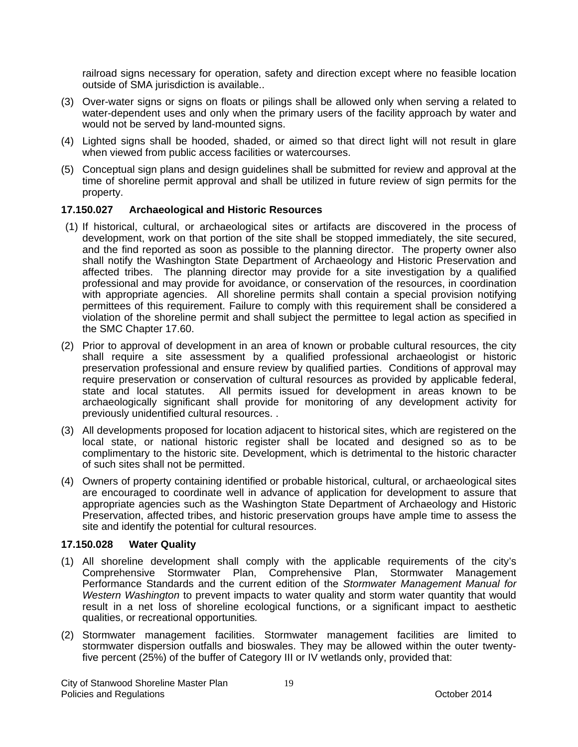railroad signs necessary for operation, safety and direction except where no feasible location outside of SMA jurisdiction is available..

(3) Over-water signs or signs on floats or pilings shall be allowed only when serving a related to water-dependent uses and only when the primary users of the facility approach by water and would not be served by land-mounted signs.

(4) Lighted signs shall be hooded, shaded, or aimed so that direct light will not result in glare when viewed from public access facilities or watercourses.

(5) Conceptual sign plans and design guidelines shall be submitted for review and approval at the time of shoreline permit approval and shall be utilized in future review of sign permits for the property.

### 17.150.027 Archaeological and Historic Resources

(1) If historical, cultural, or archaeological sites or artifacts are discovered in the process of development, work on that portion of the site shall be stopped immediately, the site secured, and the find reported as soon as possible to the planning director. The property owner also shall notify the Washington State Department of Archaeology and Historic Preservation and affected tribes. The planning director may provide for a site investigation by a qualified professional and may provide for avoidance, or conservation of the resources, in coordination with appropriate agencies. All shoreline permits shall contain a special provision notifying permittees of this requirement. Failure to comply with this requirement shall be considered a violation of the shoreline permit and shall subject the permittee to legal action as specified in the SMC Chapter 17.60.

(2) Prior to approval of development in an area of known or probable cultural resources, the city shall require a site assessment by a qualified professional archaeologist or historic preservation professional and ensure review by qualified parties. Conditions of approval may require preservation or conservation of cultural resources as provided by applicable federal, state and local statutes. All permits issued for development in areas known to be archaeologically significant shall provide for monitoring of any development activity for previously unidentified cultural resources. .

(3) All developments proposed for location adjacent to historical sites, which are registered on the local state, or national historic register shall be located and designed so as to be complimentary to the historic site. Development, which is detrimental to the historic character of such sites shall not be permitted.

(4) Owners of property containing identified or probable historical, cultural, or archaeological sites are encouraged to coordinate well in advance of application for development to assure that appropriate agencies such as the Washington State Department of Archaeology and Historic Preservation, affected tribes, and historic preservation groups have ample time to assess the site and identify the potential for cultural resources.

### 17.150.028 Water Quality

(1) All shoreline development shall comply with the applicable requirements of the city's Comprehensive Stormwater Plan, Comprehensive Plan, Stormwater Management Performance Standards and the current edition of the *Stormwater Management Manual for Western Washington* to prevent impacts to water quality and storm water quantity that would result in a net loss of shoreline ecological functions, or a significant impact to aesthetic qualities, or recreational opportunities.

(2) Stormwater management facilities. Stormwater management facilities are limited to stormwater dispersion outfalls and bioswales. They may be allowed within the outer twenty-five percent (25%) of the buffer of Category III or IV wetlands only, provided that: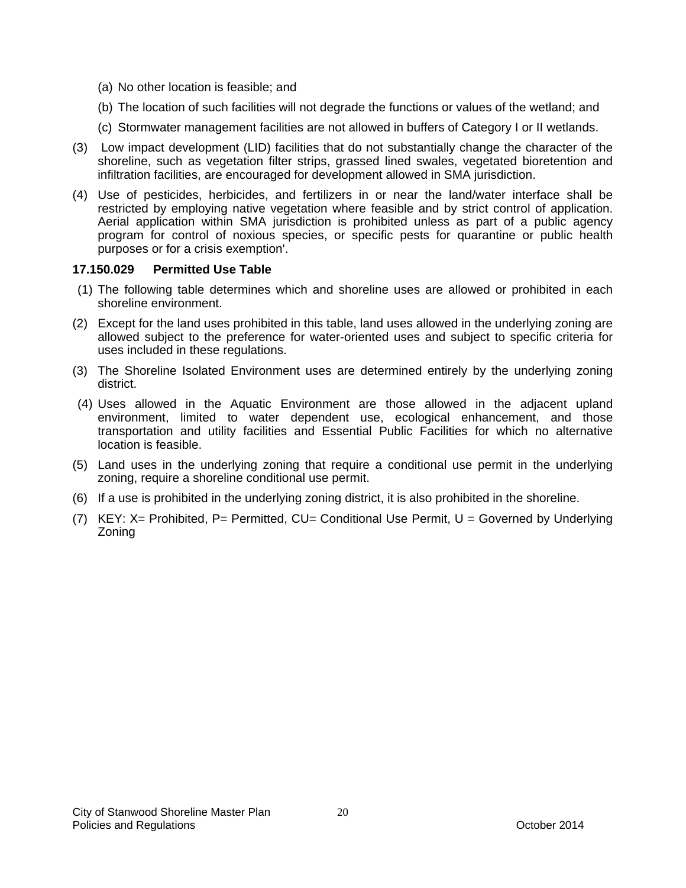(a) No other location is feasible; and

(b) The location of such facilities will not degrade the functions or values of the wetland; and

(c) Stormwater management facilities are not allowed in buffers of Category I or II wetlands.

(3) Low impact development (LID) facilities that do not substantially change the character of the shoreline, such as vegetation filter strips, grassed lined swales, vegetated bioretention and infiltration facilities, are encouraged for development allowed in SMA jurisdiction.

(4) Use of pesticides, herbicides, and fertilizers in or near the land/water interface shall be restricted by employing native vegetation where feasible and by strict control of application. Aerial application within SMA jurisdiction is prohibited unless as part of a public agency program for control of noxious species, or specific pests for quarantine or public health purposes or for a crisis exemption'.

**17.150.029 Permitted Use Table**

(1) The following table determines which and shoreline uses are allowed or prohibited in each shoreline environment.

(2) Except for the land uses prohibited in this table, land uses allowed in the underlying zoning are allowed subject to the preference for water-oriented uses and subject to specific criteria for uses included in these regulations.

(3) The Shoreline Isolated Environment uses are determined entirely by the underlying zoning district.

(4) Uses allowed in the Aquatic Environment are those allowed in the adjacent upland environment, limited to water dependent use, ecological enhancement, and those transportation and utility facilities and Essential Public Facilities for which no alternative location is feasible.

(5) Land uses in the underlying zoning that require a conditional use permit in the underlying zoning, require a shoreline conditional use permit.

(6) If a use is prohibited in the underlying zoning district, it is also prohibited in the shoreline.

(7) KEY: X= Prohibited, P= Permitted, CU= Conditional Use Permit, U = Governed by Underlying Zoning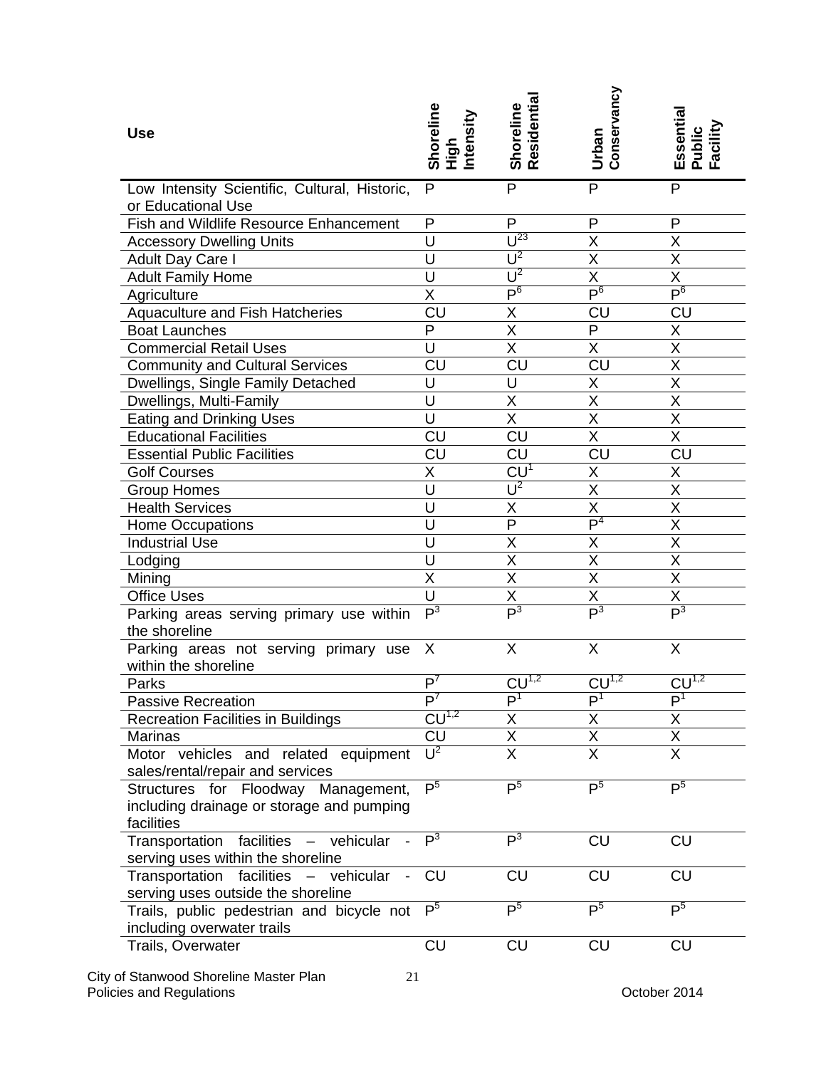| Use | Shoreline High Intensity | Shoreline Residential | Urban Conservancy | Essential Public Facility |
|---|---|---|---|---|
| Low Intensity Scientific, Cultural, Historic, or Educational Use | P | P | P | P |
| Fish and Wildlife Resource Enhancement | P | P | P | P |
| Accessory Dwelling Units | U | U[23] | X | X |
| Adult Day Care I | U | U[2] | X | X |
| Adult Family Home | U | U[2] | X | X |
| Agriculture | X | P[6] | P[6] | P[6] |
| Aquaculture and Fish Hatcheries | CU | X | CU | CU |
| Boat Launches | P | X | P | X |
| Commercial Retail Uses | U | X | X | X |
| Community and Cultural Services | CU | CU | CU | X |
| Dwellings, Single Family Detached | U | U | X | X |
| Dwellings, Multi-Family | U | X | X | X |
| Eating and Drinking Uses | U | X | X | X |
| Educational Facilities | CU | CU | X | X |
| Essential Public Facilities | CU | CU | CU | CU |
| Golf Courses | X | CU[1] | X | X |
| Group Homes | U | U[2] | X | X |
| Health Services | U | X | X | X |
| Home Occupations | U | P | P[4] | X |
| Industrial Use | U | X | X | X |
| Lodging | U | X | X | X |
| Mining | X | X | X | X |
| Office Uses | U | X | X | X |
| Parking areas serving primary use within the shoreline | P[3] | P[3] | P[3] | P[3] |
| Parking areas not serving primary use within the shoreline | X | X | X | X |
| Parks | P[7] | CU[1,2] | CU[1,2] | CU[1,2] |
| Passive Recreation | P[7] | P[1] | P[1] | P[1] |
| Recreation Facilities in Buildings | CU[1,2] | X | X | X |
| Marinas | CU | X | X | X |
| Motor vehicles and related equipment sales/rental/repair and services | U[2] | X | X | X |
| Structures for Floodway Management, including drainage or storage and pumping facilities | P[5] | P[5] | P[5] | P[5] |
| Transportation facilities – vehicular - serving uses within the shoreline | P[3] | P[3] | CU | CU |
| Transportation facilities – vehicular - serving uses outside the shoreline | CU | CU | CU | CU |
| Trails, public pedestrian and bicycle not including overwater trails | P[5] | P[5] | P[5] | P[5] |
| Trails, Overwater | CU | CU | CU | CU |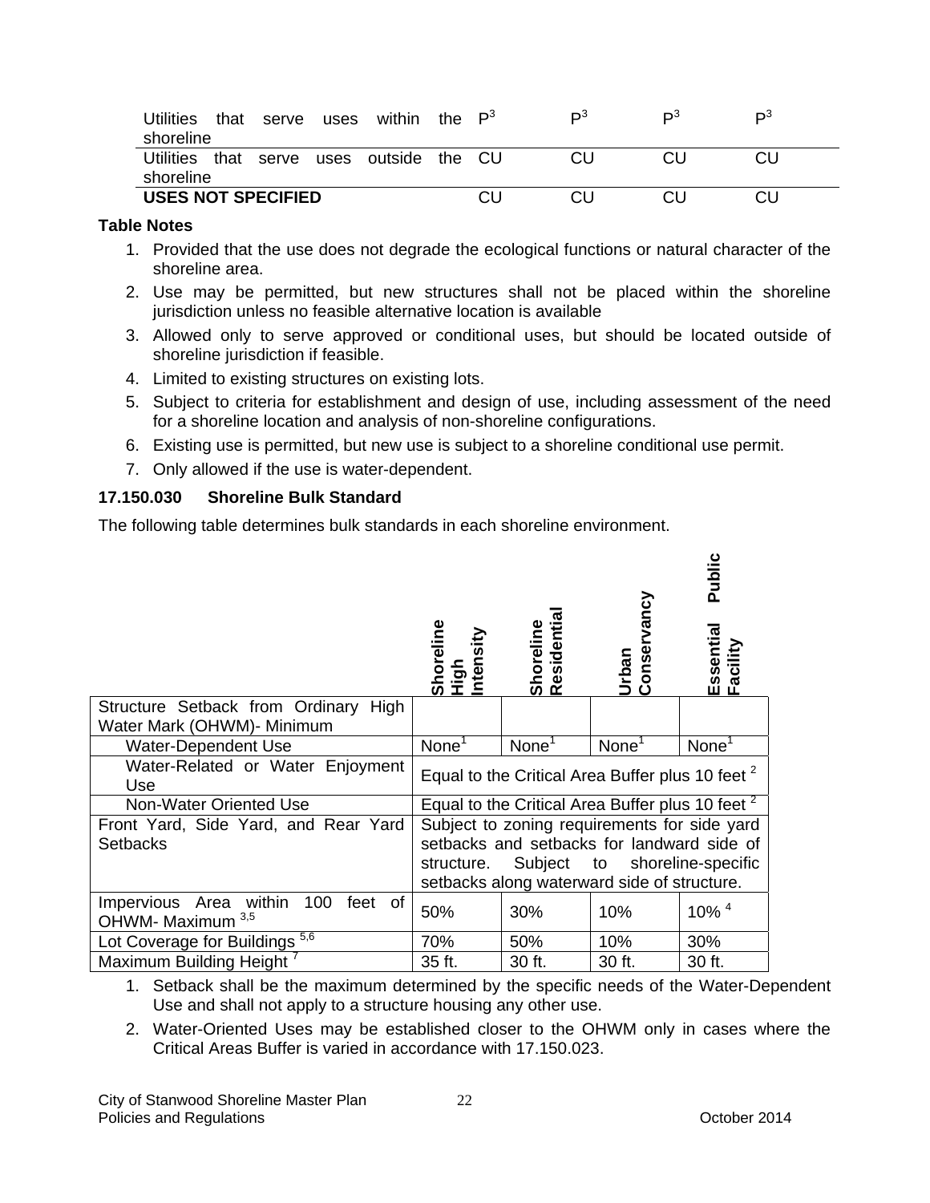| | | | | |
|---|---|---|---|---|
| Utilities that serve uses within the shoreline | P[3] | P[3] | P[3] | P[3] |
| Utilities that serve uses outside the shoreline | CU | CU | CU | CU |
| **USES NOT SPECIFIED** | CU | CU | CU | CU |

**Table Notes**

1. Provided that the use does not degrade the ecological functions or natural character of the shoreline area.
2. Use may be permitted, but new structures shall not be placed within the shoreline jurisdiction unless no feasible alternative location is available
3. Allowed only to serve approved or conditional uses, but should be located outside of shoreline jurisdiction if feasible.
4. Limited to existing structures on existing lots.
5. Subject to criteria for establishment and design of use, including assessment of the need for a shoreline location and analysis of non-shoreline configurations.
6. Existing use is permitted, but new use is subject to a shoreline conditional use permit.
7. Only allowed if the use is water-dependent.

### 17.150.030 Shoreline Bulk Standard

The following table determines bulk standards in each shoreline environment.

| | Shoreline High Intensity | Shoreline Residential | Urban Conservancy | Essential Public Facility |
|---|---|---|---|---|
| Structure Setback from Ordinary High Water Mark (OHWM)- Minimum | | | | |
| Water-Dependent Use | None[1] | None[1] | None[1] | None[1] |
| Water-Related or Water Enjoyment Use | Equal to the Critical Area Buffer plus 10 feet [2] | | | |
| Non-Water Oriented Use | Equal to the Critical Area Buffer plus 10 feet [2] | | | |
| Front Yard, Side Yard, and Rear Yard Setbacks | Subject to zoning requirements for side yard setbacks and setbacks for landward side of structure. Subject to shoreline-specific setbacks along waterward side of structure. | | | |
| Impervious Area within 100 feet of OHWM- Maximum [3,5] | 50% | 30% | 10% | 10% [4] |
| Lot Coverage for Buildings [5,6] | 70% | 50% | 10% | 30% |
| Maximum Building Height [7] | 35 ft. | 30 ft. | 30 ft. | 30 ft. |

1. Setback shall be the maximum determined by the specific needs of the Water-Dependent Use and shall not apply to a structure housing any other use.
2. Water-Oriented Uses may be established closer to the OHWM only in cases where the Critical Areas Buffer is varied in accordance with 17.150.023.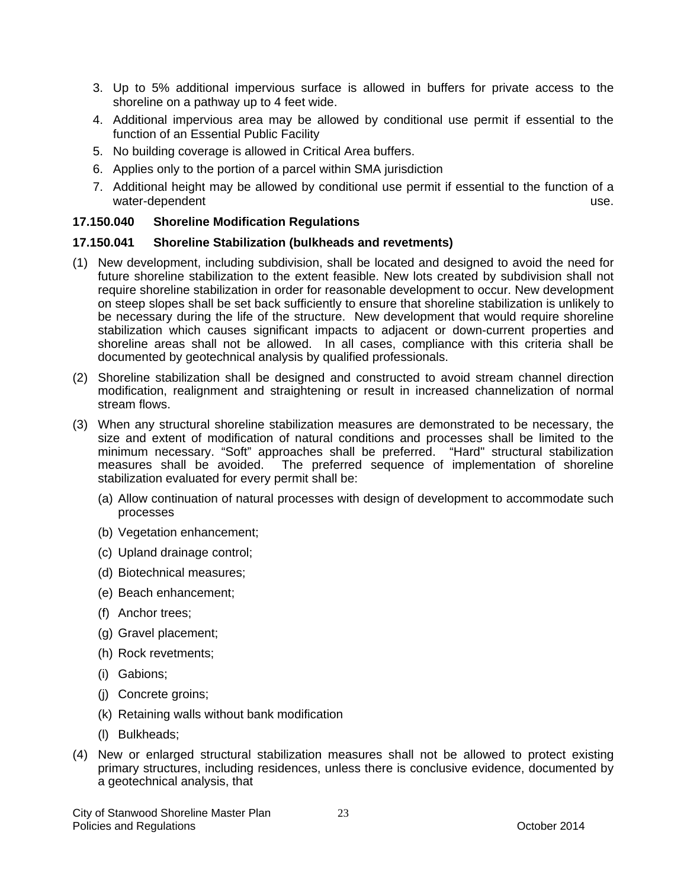3. Up to 5% additional impervious surface is allowed in buffers for private access to the shoreline on a pathway up to 4 feet wide.
4. Additional impervious area may be allowed by conditional use permit if essential to the function of an Essential Public Facility
5. No building coverage is allowed in Critical Area buffers.
6. Applies only to the portion of a parcel within SMA jurisdiction
7. Additional height may be allowed by conditional use permit if essential to the function of a water-dependent use.

**17.150.040 Shoreline Modification Regulations**

**17.150.041 Shoreline Stabilization (bulkheads and revetments)**

(1) New development, including subdivision, shall be located and designed to avoid the need for future shoreline stabilization to the extent feasible. New lots created by subdivision shall not require shoreline stabilization in order for reasonable development to occur. New development on steep slopes shall be set back sufficiently to ensure that shoreline stabilization is unlikely to be necessary during the life of the structure. New development that would require shoreline stabilization which causes significant impacts to adjacent or down-current properties and shoreline areas shall not be allowed. In all cases, compliance with this criteria shall be documented by geotechnical analysis by qualified professionals.

(2) Shoreline stabilization shall be designed and constructed to avoid stream channel direction modification, realignment and straightening or result in increased channelization of normal stream flows.

(3) When any structural shoreline stabilization measures are demonstrated to be necessary, the size and extent of modification of natural conditions and processes shall be limited to the minimum necessary. "Soft" approaches shall be preferred. "Hard" structural stabilization measures shall be avoided. The preferred sequence of implementation of shoreline stabilization evaluated for every permit shall be:

(a) Allow continuation of natural processes with design of development to accommodate such processes

(b) Vegetation enhancement;

(c) Upland drainage control;

(d) Biotechnical measures;

(e) Beach enhancement;

(f) Anchor trees;

(g) Gravel placement;

(h) Rock revetments;

(i) Gabions;

(j) Concrete groins;

(k) Retaining walls without bank modification

(l) Bulkheads;

(4) New or enlarged structural stabilization measures shall not be allowed to protect existing primary structures, including residences, unless there is conclusive evidence, documented by a geotechnical analysis, that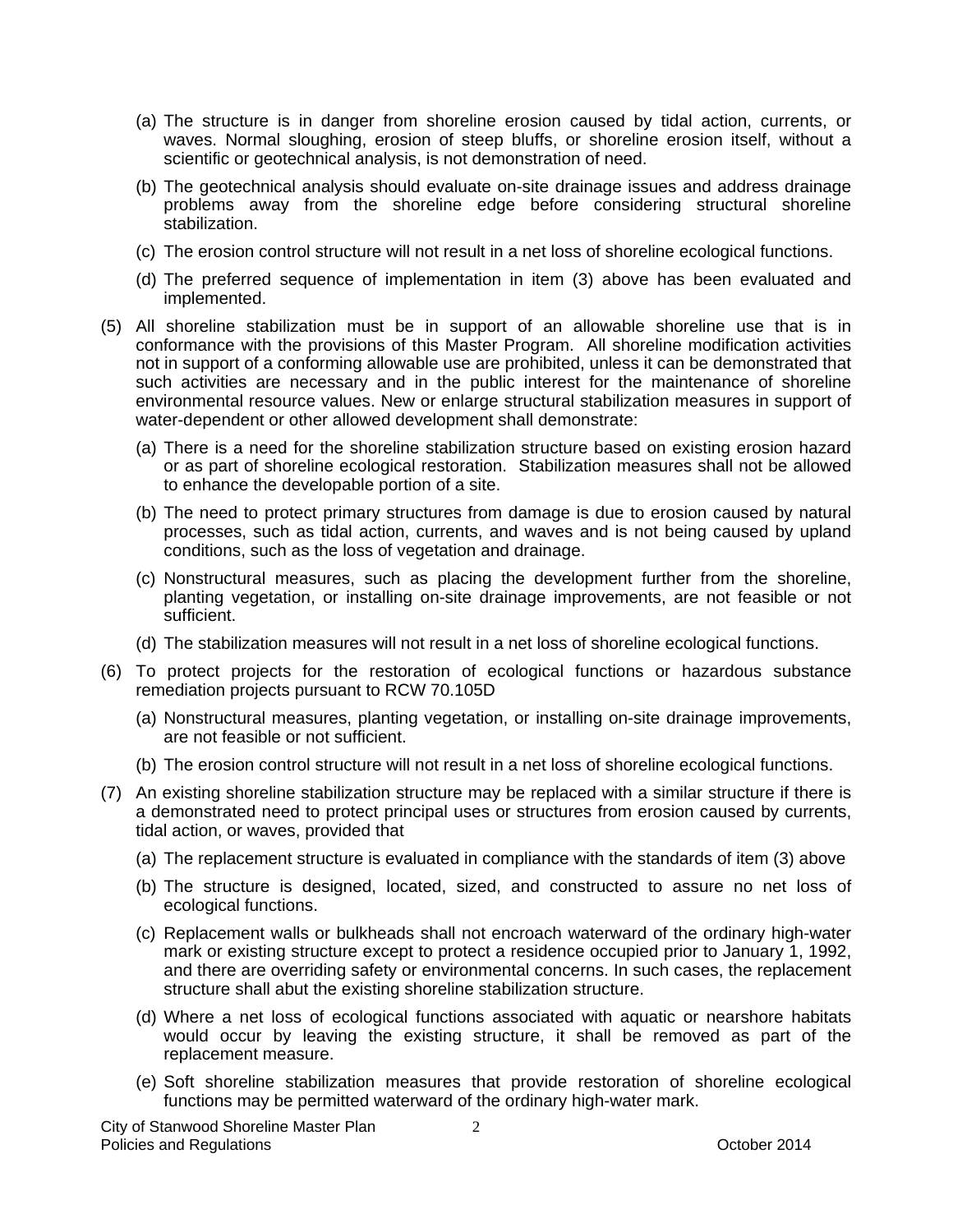(a) The structure is in danger from shoreline erosion caused by tidal action, currents, or waves. Normal sloughing, erosion of steep bluffs, or shoreline erosion itself, without a scientific or geotechnical analysis, is not demonstration of need.

(b) The geotechnical analysis should evaluate on-site drainage issues and address drainage problems away from the shoreline edge before considering structural shoreline stabilization.

(c) The erosion control structure will not result in a net loss of shoreline ecological functions.

(d) The preferred sequence of implementation in item (3) above has been evaluated and implemented.

(5) All shoreline stabilization must be in support of an allowable shoreline use that is in conformance with the provisions of this Master Program. All shoreline modification activities not in support of a conforming allowable use are prohibited, unless it can be demonstrated that such activities are necessary and in the public interest for the maintenance of shoreline environmental resource values. New or enlarge structural stabilization measures in support of water-dependent or other allowed development shall demonstrate:

(a) There is a need for the shoreline stabilization structure based on existing erosion hazard or as part of shoreline ecological restoration. Stabilization measures shall not be allowed to enhance the developable portion of a site.

(b) The need to protect primary structures from damage is due to erosion caused by natural processes, such as tidal action, currents, and waves and is not being caused by upland conditions, such as the loss of vegetation and drainage.

(c) Nonstructural measures, such as placing the development further from the shoreline, planting vegetation, or installing on-site drainage improvements, are not feasible or not sufficient.

(d) The stabilization measures will not result in a net loss of shoreline ecological functions.

(6) To protect projects for the restoration of ecological functions or hazardous substance remediation projects pursuant to RCW 70.105D

(a) Nonstructural measures, planting vegetation, or installing on-site drainage improvements, are not feasible or not sufficient.

(b) The erosion control structure will not result in a net loss of shoreline ecological functions.

(7) An existing shoreline stabilization structure may be replaced with a similar structure if there is a demonstrated need to protect principal uses or structures from erosion caused by currents, tidal action, or waves, provided that

(a) The replacement structure is evaluated in compliance with the standards of item (3) above

(b) The structure is designed, located, sized, and constructed to assure no net loss of ecological functions.

(c) Replacement walls or bulkheads shall not encroach waterward of the ordinary high-water mark or existing structure except to protect a residence occupied prior to January 1, 1992, and there are overriding safety or environmental concerns. In such cases, the replacement structure shall abut the existing shoreline stabilization structure.

(d) Where a net loss of ecological functions associated with aquatic or nearshore habitats would occur by leaving the existing structure, it shall be removed as part of the replacement measure.

(e) Soft shoreline stabilization measures that provide restoration of shoreline ecological functions may be permitted waterward of the ordinary high-water mark.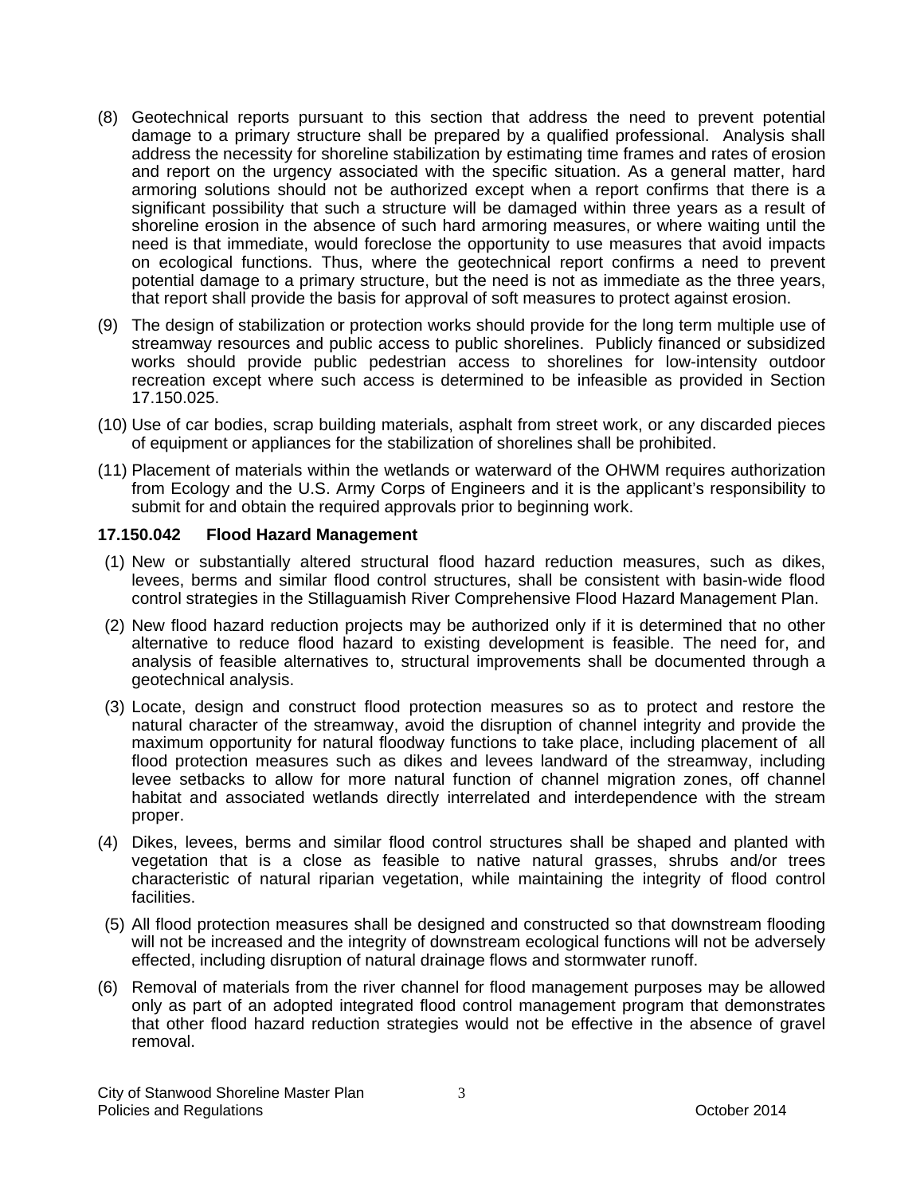(8) Geotechnical reports pursuant to this section that address the need to prevent potential damage to a primary structure shall be prepared by a qualified professional. Analysis shall address the necessity for shoreline stabilization by estimating time frames and rates of erosion and report on the urgency associated with the specific situation. As a general matter, hard armoring solutions should not be authorized except when a report confirms that there is a significant possibility that such a structure will be damaged within three years as a result of shoreline erosion in the absence of such hard armoring measures, or where waiting until the need is that immediate, would foreclose the opportunity to use measures that avoid impacts on ecological functions. Thus, where the geotechnical report confirms a need to prevent potential damage to a primary structure, but the need is not as immediate as the three years, that report shall provide the basis for approval of soft measures to protect against erosion.

(9) The design of stabilization or protection works should provide for the long term multiple use of streamway resources and public access to public shorelines. Publicly financed or subsidized works should provide public pedestrian access to shorelines for low-intensity outdoor recreation except where such access is determined to be infeasible as provided in Section 17.150.025.

(10) Use of car bodies, scrap building materials, asphalt from street work, or any discarded pieces of equipment or appliances for the stabilization of shorelines shall be prohibited.

(11) Placement of materials within the wetlands or waterward of the OHWM requires authorization from Ecology and the U.S. Army Corps of Engineers and it is the applicant's responsibility to submit for and obtain the required approvals prior to beginning work.

**17.150.042 Flood Hazard Management**

(1) New or substantially altered structural flood hazard reduction measures, such as dikes, levees, berms and similar flood control structures, shall be consistent with basin-wide flood control strategies in the Stillaguamish River Comprehensive Flood Hazard Management Plan.

(2) New flood hazard reduction projects may be authorized only if it is determined that no other alternative to reduce flood hazard to existing development is feasible. The need for, and analysis of feasible alternatives to, structural improvements shall be documented through a geotechnical analysis.

(3) Locate, design and construct flood protection measures so as to protect and restore the natural character of the streamway, avoid the disruption of channel integrity and provide the maximum opportunity for natural floodway functions to take place, including placement of all flood protection measures such as dikes and levees landward of the streamway, including levee setbacks to allow for more natural function of channel migration zones, off channel habitat and associated wetlands directly interrelated and interdependence with the stream proper.

(4) Dikes, levees, berms and similar flood control structures shall be shaped and planted with vegetation that is a close as feasible to native natural grasses, shrubs and/or trees characteristic of natural riparian vegetation, while maintaining the integrity of flood control facilities.

(5) All flood protection measures shall be designed and constructed so that downstream flooding will not be increased and the integrity of downstream ecological functions will not be adversely effected, including disruption of natural drainage flows and stormwater runoff.

(6) Removal of materials from the river channel for flood management purposes may be allowed only as part of an adopted integrated flood control management program that demonstrates that other flood hazard reduction strategies would not be effective in the absence of gravel removal.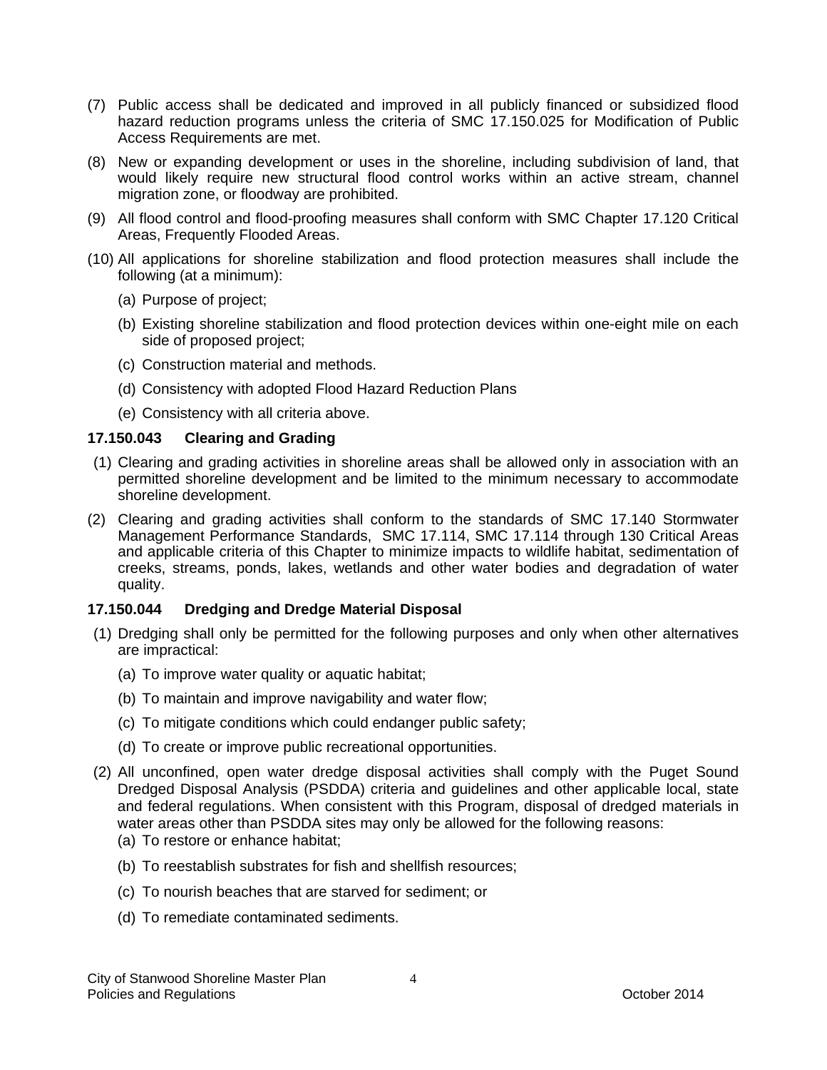(7) Public access shall be dedicated and improved in all publicly financed or subsidized flood hazard reduction programs unless the criteria of SMC 17.150.025 for Modification of Public Access Requirements are met.

(8) New or expanding development or uses in the shoreline, including subdivision of land, that would likely require new structural flood control works within an active stream, channel migration zone, or floodway are prohibited.

(9) All flood control and flood-proofing measures shall conform with SMC Chapter 17.120 Critical Areas, Frequently Flooded Areas.

(10) All applications for shoreline stabilization and flood protection measures shall include the following (at a minimum):

   (a) Purpose of project;

   (b) Existing shoreline stabilization and flood protection devices within one-eight mile on each side of proposed project;

   (c) Construction material and methods.

   (d) Consistency with adopted Flood Hazard Reduction Plans

   (e) Consistency with all criteria above.

### 17.150.043 Clearing and Grading

(1) Clearing and grading activities in shoreline areas shall be allowed only in association with an permitted shoreline development and be limited to the minimum necessary to accommodate shoreline development.

(2) Clearing and grading activities shall conform to the standards of SMC 17.140 Stormwater Management Performance Standards, SMC 17.114, SMC 17.114 through 130 Critical Areas and applicable criteria of this Chapter to minimize impacts to wildlife habitat, sedimentation of creeks, streams, ponds, lakes, wetlands and other water bodies and degradation of water quality.

### 17.150.044 Dredging and Dredge Material Disposal

(1) Dredging shall only be permitted for the following purposes and only when other alternatives are impractical:

   (a) To improve water quality or aquatic habitat;

   (b) To maintain and improve navigability and water flow;

   (c) To mitigate conditions which could endanger public safety;

   (d) To create or improve public recreational opportunities.

(2) All unconfined, open water dredge disposal activities shall comply with the Puget Sound Dredged Disposal Analysis (PSDDA) criteria and guidelines and other applicable local, state and federal regulations. When consistent with this Program, disposal of dredged materials in water areas other than PSDDA sites may only be allowed for the following reasons:

   (a) To restore or enhance habitat;

   (b) To reestablish substrates for fish and shellfish resources;

   (c) To nourish beaches that are starved for sediment; or

   (d) To remediate contaminated sediments.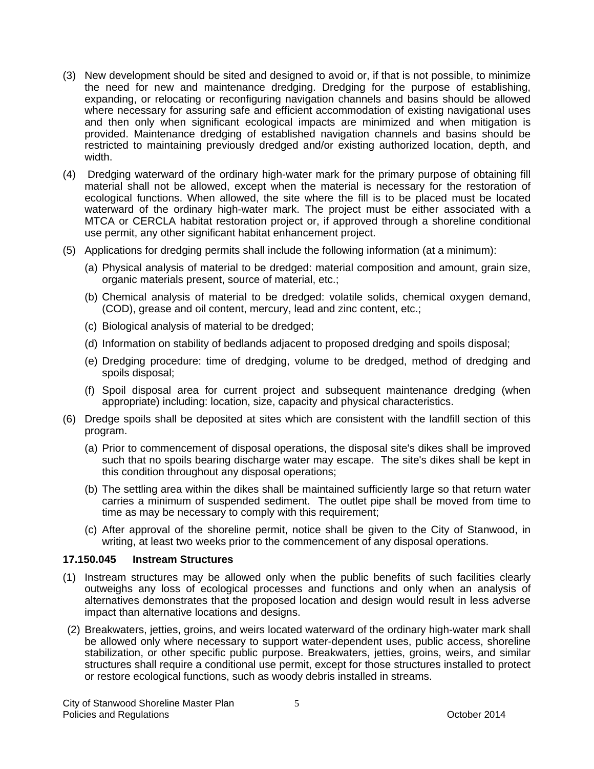(3) New development should be sited and designed to avoid or, if that is not possible, to minimize the need for new and maintenance dredging. Dredging for the purpose of establishing, expanding, or relocating or reconfiguring navigation channels and basins should be allowed where necessary for assuring safe and efficient accommodation of existing navigational uses and then only when significant ecological impacts are minimized and when mitigation is provided. Maintenance dredging of established navigation channels and basins should be restricted to maintaining previously dredged and/or existing authorized location, depth, and width.

(4) Dredging waterward of the ordinary high-water mark for the primary purpose of obtaining fill material shall not be allowed, except when the material is necessary for the restoration of ecological functions. When allowed, the site where the fill is to be placed must be located waterward of the ordinary high-water mark. The project must be either associated with a MTCA or CERCLA habitat restoration project or, if approved through a shoreline conditional use permit, any other significant habitat enhancement project.

(5) Applications for dredging permits shall include the following information (at a minimum):

  (a) Physical analysis of material to be dredged: material composition and amount, grain size, organic materials present, source of material, etc.;

  (b) Chemical analysis of material to be dredged: volatile solids, chemical oxygen demand, (COD), grease and oil content, mercury, lead and zinc content, etc.;

  (c) Biological analysis of material to be dredged;

  (d) Information on stability of bedlands adjacent to proposed dredging and spoils disposal;

  (e) Dredging procedure: time of dredging, volume to be dredged, method of dredging and spoils disposal;

  (f) Spoil disposal area for current project and subsequent maintenance dredging (when appropriate) including: location, size, capacity and physical characteristics.

(6) Dredge spoils shall be deposited at sites which are consistent with the landfill section of this program.

  (a) Prior to commencement of disposal operations, the disposal site's dikes shall be improved such that no spoils bearing discharge water may escape. The site's dikes shall be kept in this condition throughout any disposal operations;

  (b) The settling area within the dikes shall be maintained sufficiently large so that return water carries a minimum of suspended sediment. The outlet pipe shall be moved from time to time as may be necessary to comply with this requirement;

  (c) After approval of the shoreline permit, notice shall be given to the City of Stanwood, in writing, at least two weeks prior to the commencement of any disposal operations.

### 17.150.045 Instream Structures

(1) Instream structures may be allowed only when the public benefits of such facilities clearly outweighs any loss of ecological processes and functions and only when an analysis of alternatives demonstrates that the proposed location and design would result in less adverse impact than alternative locations and designs.

(2) Breakwaters, jetties, groins, and weirs located waterward of the ordinary high-water mark shall be allowed only where necessary to support water-dependent uses, public access, shoreline stabilization, or other specific public purpose. Breakwaters, jetties, groins, weirs, and similar structures shall require a conditional use permit, except for those structures installed to protect or restore ecological functions, such as woody debris installed in streams.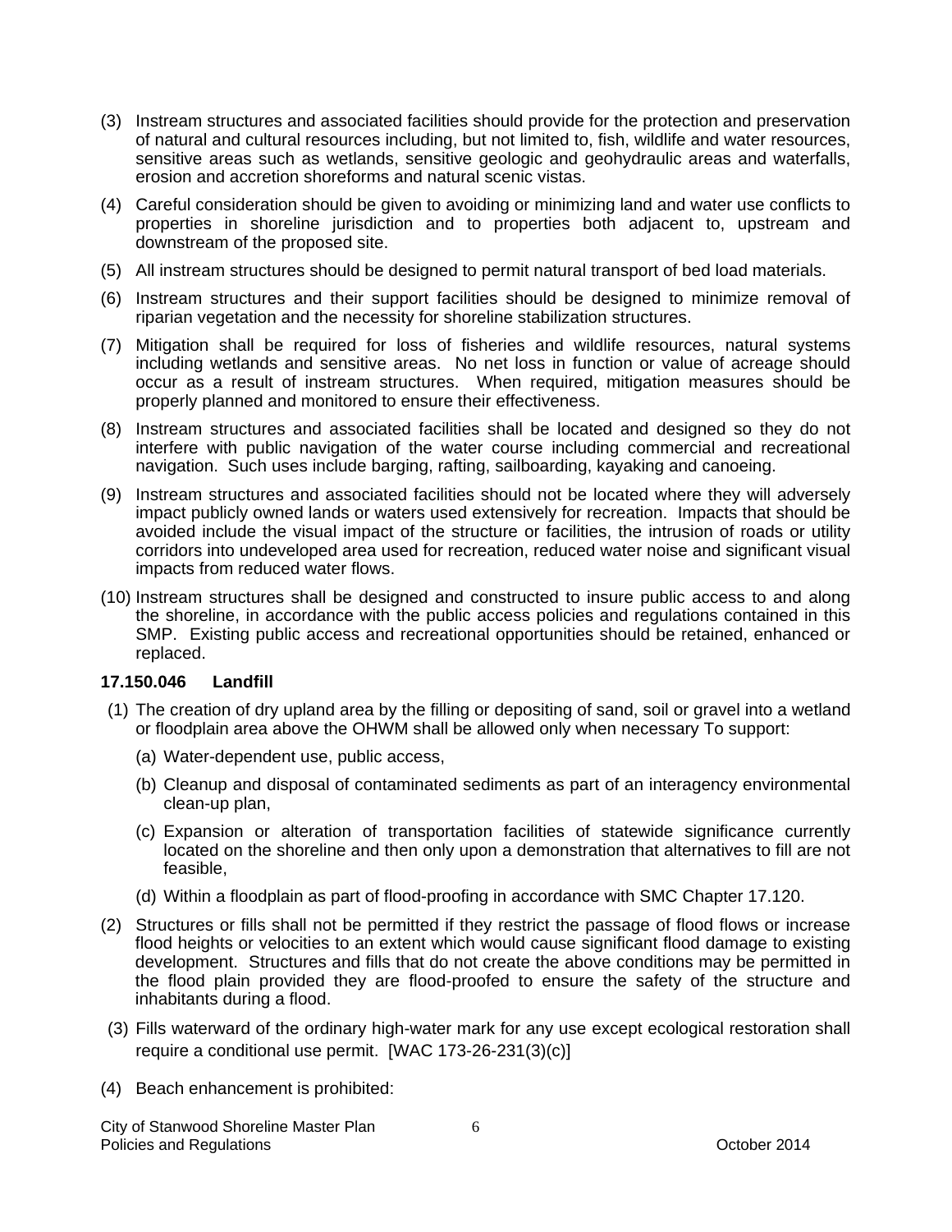(3) Instream structures and associated facilities should provide for the protection and preservation of natural and cultural resources including, but not limited to, fish, wildlife and water resources, sensitive areas such as wetlands, sensitive geologic and geohydraulic areas and waterfalls, erosion and accretion shoreforms and natural scenic vistas.

(4) Careful consideration should be given to avoiding or minimizing land and water use conflicts to properties in shoreline jurisdiction and to properties both adjacent to, upstream and downstream of the proposed site.

(5) All instream structures should be designed to permit natural transport of bed load materials.

(6) Instream structures and their support facilities should be designed to minimize removal of riparian vegetation and the necessity for shoreline stabilization structures.

(7) Mitigation shall be required for loss of fisheries and wildlife resources, natural systems including wetlands and sensitive areas. No net loss in function or value of acreage should occur as a result of instream structures. When required, mitigation measures should be properly planned and monitored to ensure their effectiveness.

(8) Instream structures and associated facilities shall be located and designed so they do not interfere with public navigation of the water course including commercial and recreational navigation. Such uses include barging, rafting, sailboarding, kayaking and canoeing.

(9) Instream structures and associated facilities should not be located where they will adversely impact publicly owned lands or waters used extensively for recreation. Impacts that should be avoided include the visual impact of the structure or facilities, the intrusion of roads or utility corridors into undeveloped area used for recreation, reduced water noise and significant visual impacts from reduced water flows.

(10) Instream structures shall be designed and constructed to insure public access to and along the shoreline, in accordance with the public access policies and regulations contained in this SMP. Existing public access and recreational opportunities should be retained, enhanced or replaced.

### 17.150.046 Landfill

(1) The creation of dry upland area by the filling or depositing of sand, soil or gravel into a wetland or floodplain area above the OHWM shall be allowed only when necessary To support:

  (a) Water-dependent use, public access,

  (b) Cleanup and disposal of contaminated sediments as part of an interagency environmental clean-up plan,

  (c) Expansion or alteration of transportation facilities of statewide significance currently located on the shoreline and then only upon a demonstration that alternatives to fill are not feasible,

  (d) Within a floodplain as part of flood-proofing in accordance with SMC Chapter 17.120.

(2) Structures or fills shall not be permitted if they restrict the passage of flood flows or increase flood heights or velocities to an extent which would cause significant flood damage to existing development. Structures and fills that do not create the above conditions may be permitted in the flood plain provided they are flood-proofed to ensure the safety of the structure and inhabitants during a flood.

(3) Fills waterward of the ordinary high-water mark for any use except ecological restoration shall require a conditional use permit. [WAC 173-26-231(3)(c)]

(4) Beach enhancement is prohibited: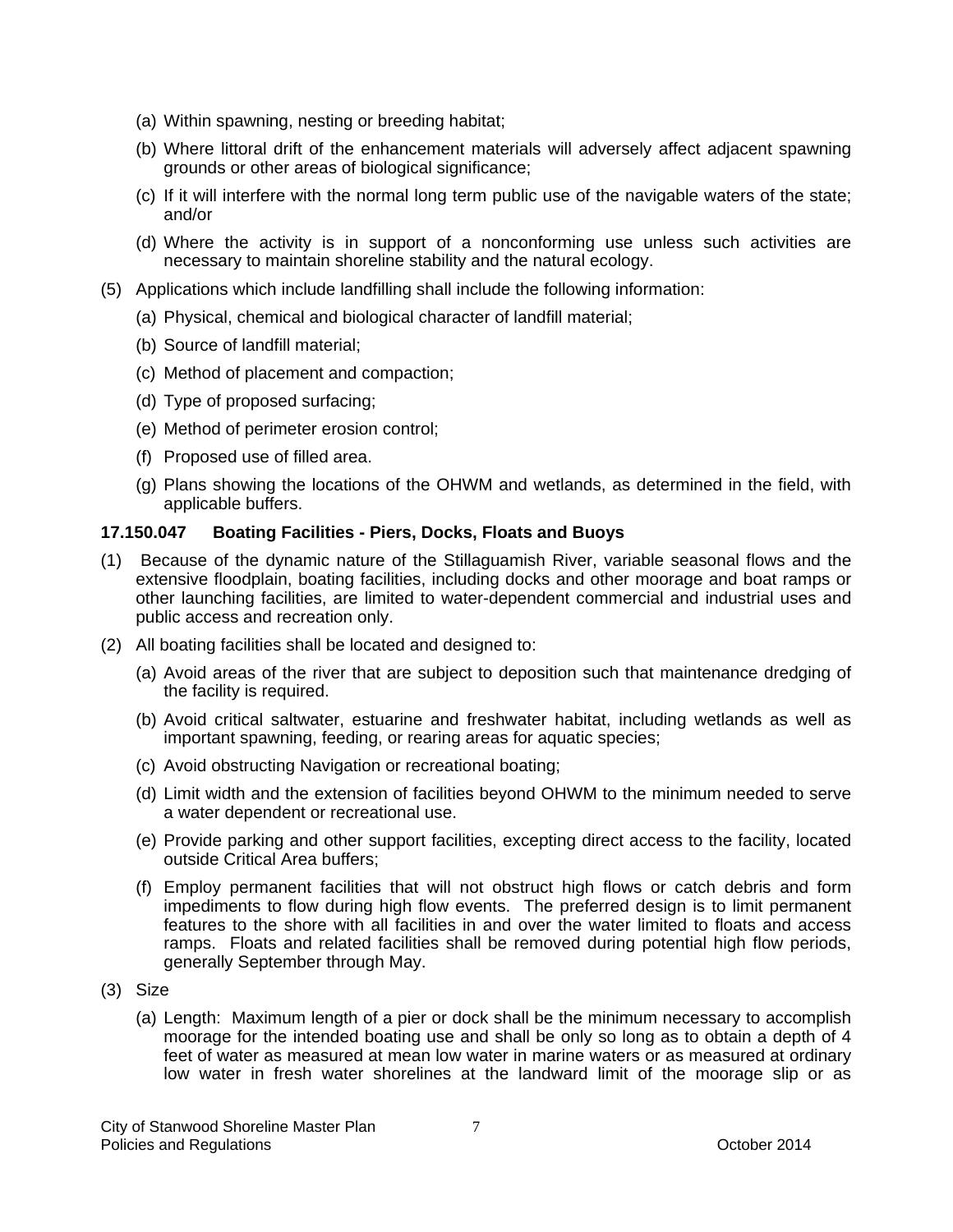(a) Within spawning, nesting or breeding habitat;

(b) Where littoral drift of the enhancement materials will adversely affect adjacent spawning grounds or other areas of biological significance;

(c) If it will interfere with the normal long term public use of the navigable waters of the state; and/or

(d) Where the activity is in support of a nonconforming use unless such activities are necessary to maintain shoreline stability and the natural ecology.

(5) Applications which include landfilling shall include the following information:

(a) Physical, chemical and biological character of landfill material;

(b) Source of landfill material;

(c) Method of placement and compaction;

(d) Type of proposed surfacing;

(e) Method of perimeter erosion control;

(f) Proposed use of filled area.

(g) Plans showing the locations of the OHWM and wetlands, as determined in the field, with applicable buffers.

**17.150.047 Boating Facilities - Piers, Docks, Floats and Buoys**

(1) Because of the dynamic nature of the Stillaguamish River, variable seasonal flows and the extensive floodplain, boating facilities, including docks and other moorage and boat ramps or other launching facilities, are limited to water-dependent commercial and industrial uses and public access and recreation only.

(2) All boating facilities shall be located and designed to:

(a) Avoid areas of the river that are subject to deposition such that maintenance dredging of the facility is required.

(b) Avoid critical saltwater, estuarine and freshwater habitat, including wetlands as well as important spawning, feeding, or rearing areas for aquatic species;

(c) Avoid obstructing Navigation or recreational boating;

(d) Limit width and the extension of facilities beyond OHWM to the minimum needed to serve a water dependent or recreational use.

(e) Provide parking and other support facilities, excepting direct access to the facility, located outside Critical Area buffers;

(f) Employ permanent facilities that will not obstruct high flows or catch debris and form impediments to flow during high flow events. The preferred design is to limit permanent features to the shore with all facilities in and over the water limited to floats and access ramps. Floats and related facilities shall be removed during potential high flow periods, generally September through May.

(3) Size

(a) Length: Maximum length of a pier or dock shall be the minimum necessary to accomplish moorage for the intended boating use and shall be only so long as to obtain a depth of 4 feet of water as measured at mean low water in marine waters or as measured at ordinary low water in fresh water shorelines at the landward limit of the moorage slip or as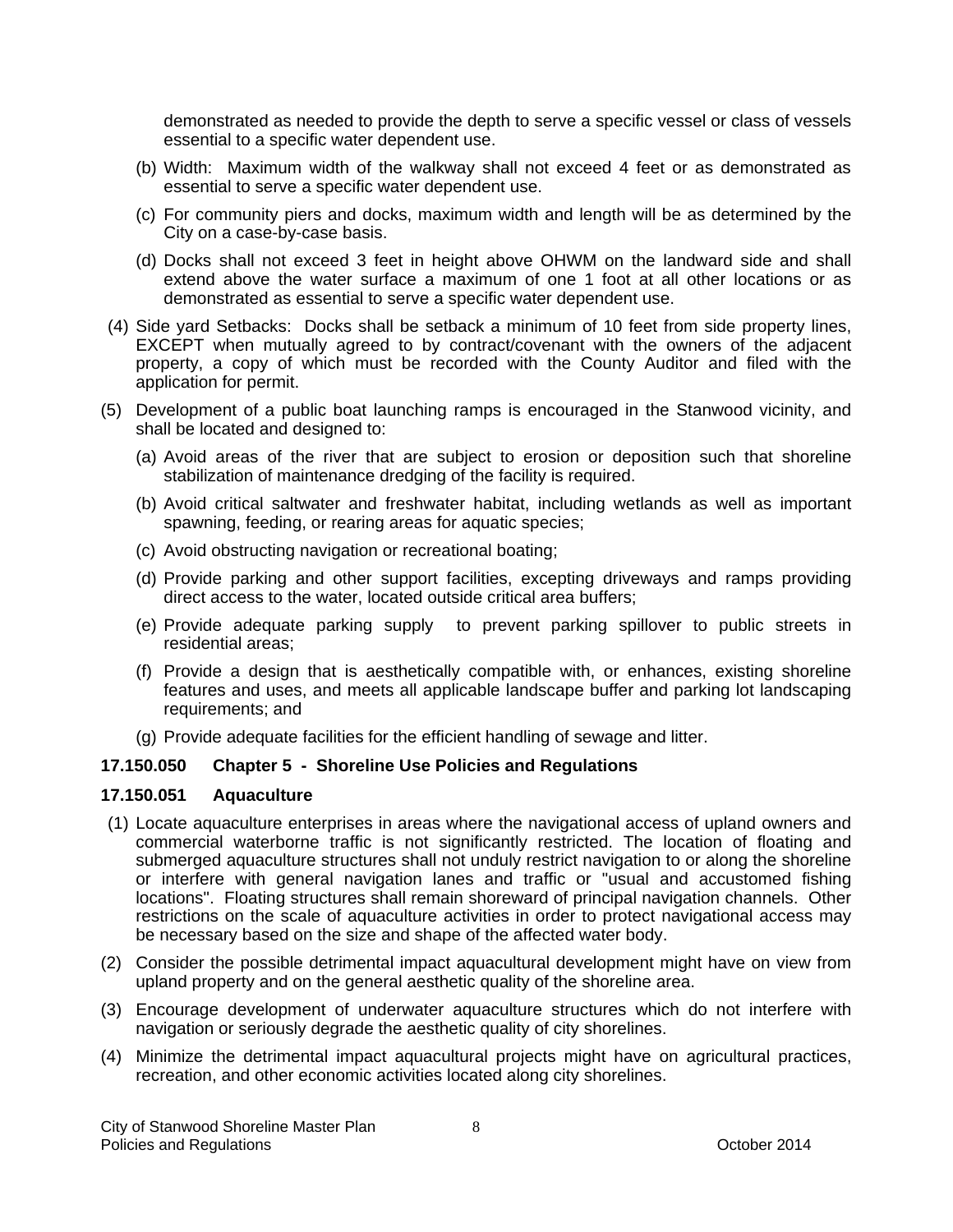demonstrated as needed to provide the depth to serve a specific vessel or class of vessels essential to a specific water dependent use.

(b) Width: Maximum width of the walkway shall not exceed 4 feet or as demonstrated as essential to serve a specific water dependent use.

(c) For community piers and docks, maximum width and length will be as determined by the City on a case-by-case basis.

(d) Docks shall not exceed 3 feet in height above OHWM on the landward side and shall extend above the water surface a maximum of one 1 foot at all other locations or as demonstrated as essential to serve a specific water dependent use.

(4) Side yard Setbacks: Docks shall be setback a minimum of 10 feet from side property lines, EXCEPT when mutually agreed to by contract/covenant with the owners of the adjacent property, a copy of which must be recorded with the County Auditor and filed with the application for permit.

(5) Development of a public boat launching ramps is encouraged in the Stanwood vicinity, and shall be located and designed to:

(a) Avoid areas of the river that are subject to erosion or deposition such that shoreline stabilization of maintenance dredging of the facility is required.

(b) Avoid critical saltwater and freshwater habitat, including wetlands as well as important spawning, feeding, or rearing areas for aquatic species;

(c) Avoid obstructing navigation or recreational boating;

(d) Provide parking and other support facilities, excepting driveways and ramps providing direct access to the water, located outside critical area buffers;

(e) Provide adequate parking supply to prevent parking spillover to public streets in residential areas;

(f) Provide a design that is aesthetically compatible with, or enhances, existing shoreline features and uses, and meets all applicable landscape buffer and parking lot landscaping requirements; and

(g) Provide adequate facilities for the efficient handling of sewage and litter.

**17.150.050 Chapter 5 - Shoreline Use Policies and Regulations**

**17.150.051 Aquaculture**

(1) Locate aquaculture enterprises in areas where the navigational access of upland owners and commercial waterborne traffic is not significantly restricted. The location of floating and submerged aquaculture structures shall not unduly restrict navigation to or along the shoreline or interfere with general navigation lanes and traffic or "usual and accustomed fishing locations". Floating structures shall remain shoreward of principal navigation channels. Other restrictions on the scale of aquaculture activities in order to protect navigational access may be necessary based on the size and shape of the affected water body.

(2) Consider the possible detrimental impact aquacultural development might have on view from upland property and on the general aesthetic quality of the shoreline area.

(3) Encourage development of underwater aquaculture structures which do not interfere with navigation or seriously degrade the aesthetic quality of city shorelines.

(4) Minimize the detrimental impact aquacultural projects might have on agricultural practices, recreation, and other economic activities located along city shorelines.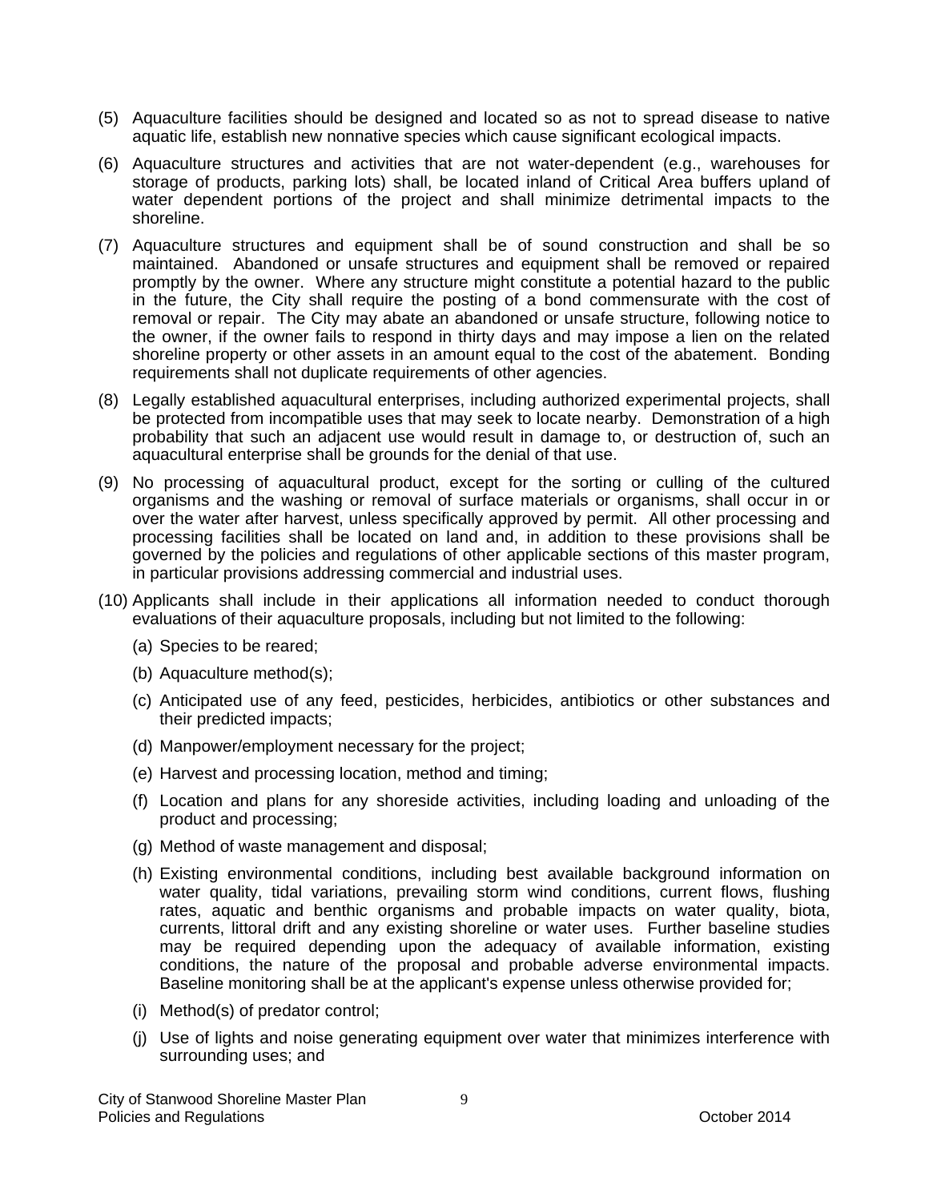(5) Aquaculture facilities should be designed and located so as not to spread disease to native aquatic life, establish new nonnative species which cause significant ecological impacts.

(6) Aquaculture structures and activities that are not water-dependent (e.g., warehouses for storage of products, parking lots) shall, be located inland of Critical Area buffers upland of water dependent portions of the project and shall minimize detrimental impacts to the shoreline.

(7) Aquaculture structures and equipment shall be of sound construction and shall be so maintained. Abandoned or unsafe structures and equipment shall be removed or repaired promptly by the owner. Where any structure might constitute a potential hazard to the public in the future, the City shall require the posting of a bond commensurate with the cost of removal or repair. The City may abate an abandoned or unsafe structure, following notice to the owner, if the owner fails to respond in thirty days and may impose a lien on the related shoreline property or other assets in an amount equal to the cost of the abatement. Bonding requirements shall not duplicate requirements of other agencies.

(8) Legally established aquacultural enterprises, including authorized experimental projects, shall be protected from incompatible uses that may seek to locate nearby. Demonstration of a high probability that such an adjacent use would result in damage to, or destruction of, such an aquacultural enterprise shall be grounds for the denial of that use.

(9) No processing of aquacultural product, except for the sorting or culling of the cultured organisms and the washing or removal of surface materials or organisms, shall occur in or over the water after harvest, unless specifically approved by permit. All other processing and processing facilities shall be located on land and, in addition to these provisions shall be governed by the policies and regulations of other applicable sections of this master program, in particular provisions addressing commercial and industrial uses.

(10) Applicants shall include in their applications all information needed to conduct thorough evaluations of their aquaculture proposals, including but not limited to the following:

  (a) Species to be reared;

  (b) Aquaculture method(s);

  (c) Anticipated use of any feed, pesticides, herbicides, antibiotics or other substances and their predicted impacts;

  (d) Manpower/employment necessary for the project;

  (e) Harvest and processing location, method and timing;

  (f) Location and plans for any shoreside activities, including loading and unloading of the product and processing;

  (g) Method of waste management and disposal;

  (h) Existing environmental conditions, including best available background information on water quality, tidal variations, prevailing storm wind conditions, current flows, flushing rates, aquatic and benthic organisms and probable impacts on water quality, biota, currents, littoral drift and any existing shoreline or water uses. Further baseline studies may be required depending upon the adequacy of available information, existing conditions, the nature of the proposal and probable adverse environmental impacts. Baseline monitoring shall be at the applicant's expense unless otherwise provided for;

  (i) Method(s) of predator control;

  (j) Use of lights and noise generating equipment over water that minimizes interference with surrounding uses; and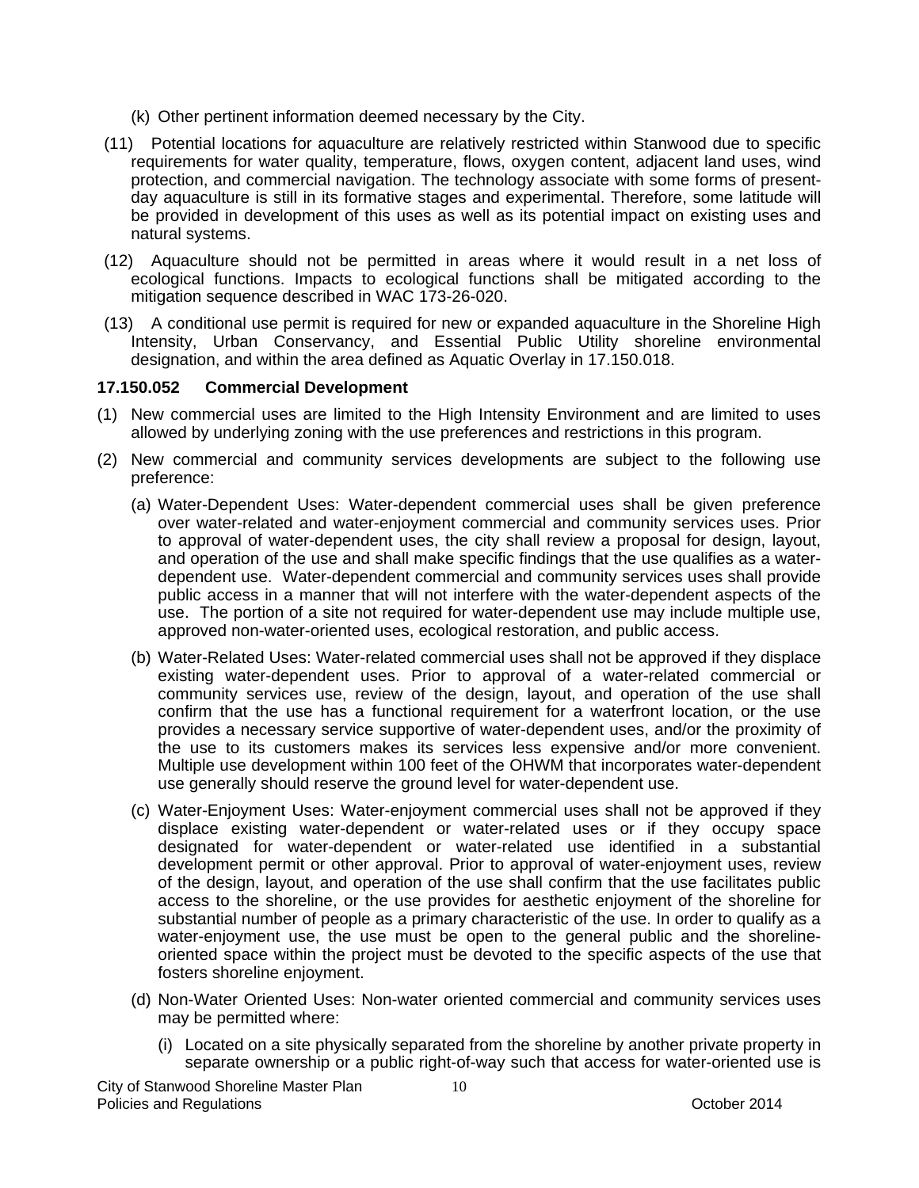(k) Other pertinent information deemed necessary by the City.

(11) Potential locations for aquaculture are relatively restricted within Stanwood due to specific requirements for water quality, temperature, flows, oxygen content, adjacent land uses, wind protection, and commercial navigation. The technology associate with some forms of present-day aquaculture is still in its formative stages and experimental. Therefore, some latitude will be provided in development of this uses as well as its potential impact on existing uses and natural systems.

(12) Aquaculture should not be permitted in areas where it would result in a net loss of ecological functions. Impacts to ecological functions shall be mitigated according to the mitigation sequence described in WAC 173-26-020.

(13) A conditional use permit is required for new or expanded aquaculture in the Shoreline High Intensity, Urban Conservancy, and Essential Public Utility shoreline environmental designation, and within the area defined as Aquatic Overlay in 17.150.018.

**17.150.052 Commercial Development**

(1) New commercial uses are limited to the High Intensity Environment and are limited to uses allowed by underlying zoning with the use preferences and restrictions in this program.

(2) New commercial and community services developments are subject to the following use preference:

(a) Water-Dependent Uses: Water-dependent commercial uses shall be given preference over water-related and water-enjoyment commercial and community services uses. Prior to approval of water-dependent uses, the city shall review a proposal for design, layout, and operation of the use and shall make specific findings that the use qualifies as a water-dependent use. Water-dependent commercial and community services uses shall provide public access in a manner that will not interfere with the water-dependent aspects of the use. The portion of a site not required for water-dependent use may include multiple use, approved non-water-oriented uses, ecological restoration, and public access.

(b) Water-Related Uses: Water-related commercial uses shall not be approved if they displace existing water-dependent uses. Prior to approval of a water-related commercial or community services use, review of the design, layout, and operation of the use shall confirm that the use has a functional requirement for a waterfront location, or the use provides a necessary service supportive of water-dependent uses, and/or the proximity of the use to its customers makes its services less expensive and/or more convenient. Multiple use development within 100 feet of the OHWM that incorporates water-dependent use generally should reserve the ground level for water-dependent use.

(c) Water-Enjoyment Uses: Water-enjoyment commercial uses shall not be approved if they displace existing water-dependent or water-related uses or if they occupy space designated for water-dependent or water-related use identified in a substantial development permit or other approval. Prior to approval of water-enjoyment uses, review of the design, layout, and operation of the use shall confirm that the use facilitates public access to the shoreline, or the use provides for aesthetic enjoyment of the shoreline for substantial number of people as a primary characteristic of the use. In order to qualify as a water-enjoyment use, the use must be open to the general public and the shoreline-oriented space within the project must be devoted to the specific aspects of the use that fosters shoreline enjoyment.

(d) Non-Water Oriented Uses: Non-water oriented commercial and community services uses may be permitted where:

(i) Located on a site physically separated from the shoreline by another private property in separate ownership or a public right-of-way such that access for water-oriented use is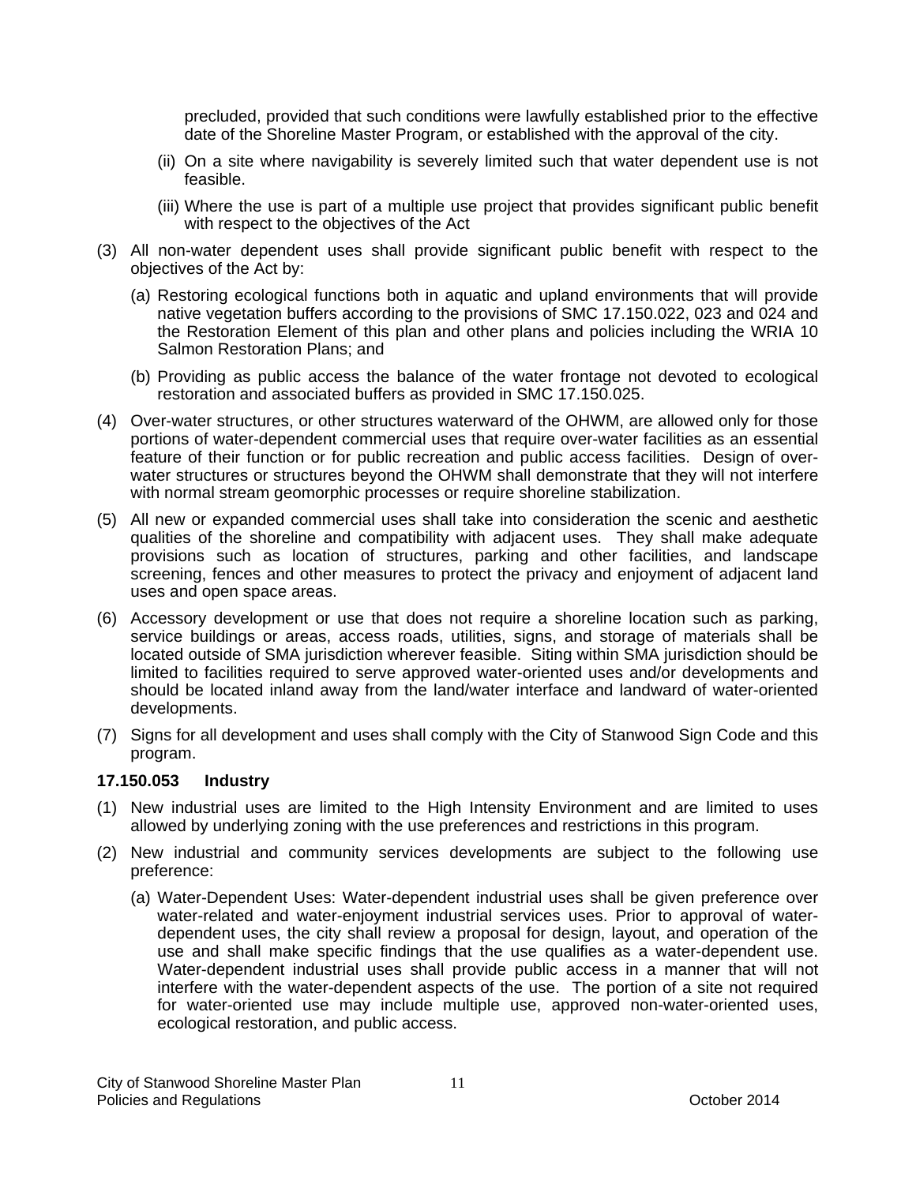precluded, provided that such conditions were lawfully established prior to the effective date of the Shoreline Master Program, or established with the approval of the city.

(ii) On a site where navigability is severely limited such that water dependent use is not feasible.

(iii) Where the use is part of a multiple use project that provides significant public benefit with respect to the objectives of the Act

(3) All non-water dependent uses shall provide significant public benefit with respect to the objectives of the Act by:

(a) Restoring ecological functions both in aquatic and upland environments that will provide native vegetation buffers according to the provisions of SMC 17.150.022, 023 and 024 and the Restoration Element of this plan and other plans and policies including the WRIA 10 Salmon Restoration Plans; and

(b) Providing as public access the balance of the water frontage not devoted to ecological restoration and associated buffers as provided in SMC 17.150.025.

(4) Over-water structures, or other structures waterward of the OHWM, are allowed only for those portions of water-dependent commercial uses that require over-water facilities as an essential feature of their function or for public recreation and public access facilities. Design of over-water structures or structures beyond the OHWM shall demonstrate that they will not interfere with normal stream geomorphic processes or require shoreline stabilization.

(5) All new or expanded commercial uses shall take into consideration the scenic and aesthetic qualities of the shoreline and compatibility with adjacent uses. They shall make adequate provisions such as location of structures, parking and other facilities, and landscape screening, fences and other measures to protect the privacy and enjoyment of adjacent land uses and open space areas.

(6) Accessory development or use that does not require a shoreline location such as parking, service buildings or areas, access roads, utilities, signs, and storage of materials shall be located outside of SMA jurisdiction wherever feasible. Siting within SMA jurisdiction should be limited to facilities required to serve approved water-oriented uses and/or developments and should be located inland away from the land/water interface and landward of water-oriented developments.

(7) Signs for all development and uses shall comply with the City of Stanwood Sign Code and this program.

**17.150.053 Industry**

(1) New industrial uses are limited to the High Intensity Environment and are limited to uses allowed by underlying zoning with the use preferences and restrictions in this program.

(2) New industrial and community services developments are subject to the following use preference:

(a) Water-Dependent Uses: Water-dependent industrial uses shall be given preference over water-related and water-enjoyment industrial services uses. Prior to approval of water-dependent uses, the city shall review a proposal for design, layout, and operation of the use and shall make specific findings that the use qualifies as a water-dependent use. Water-dependent industrial uses shall provide public access in a manner that will not interfere with the water-dependent aspects of the use. The portion of a site not required for water-oriented use may include multiple use, approved non-water-oriented uses, ecological restoration, and public access.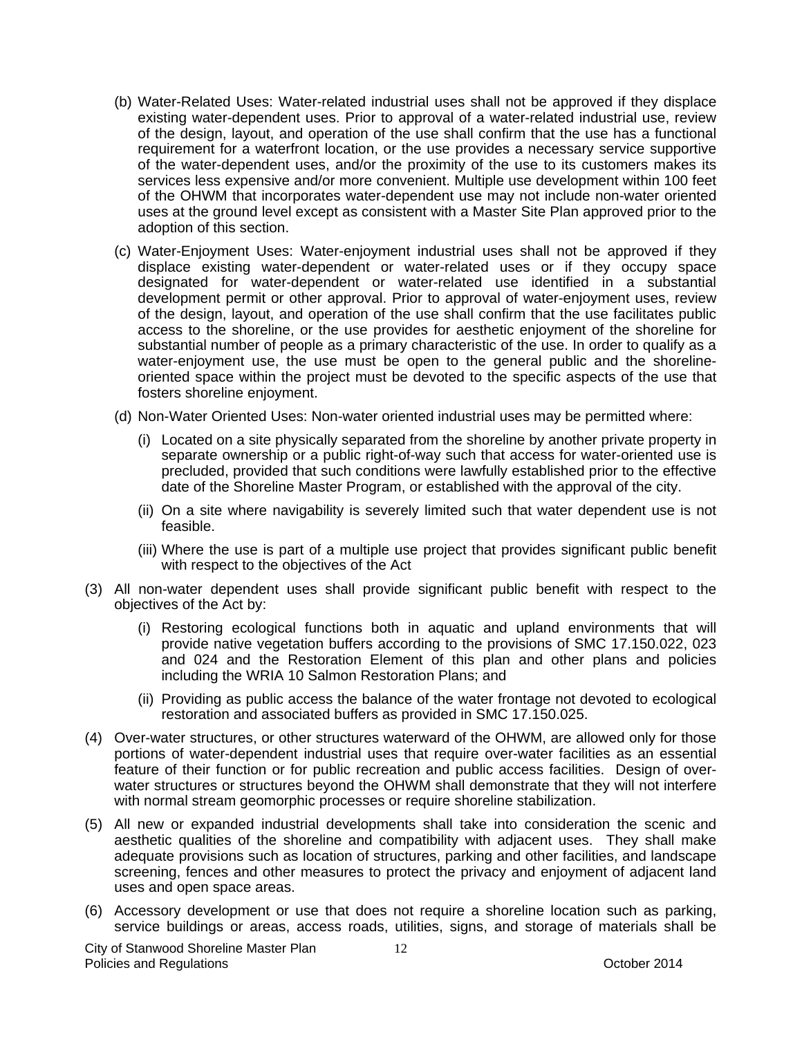(b) Water-Related Uses: Water-related industrial uses shall not be approved if they displace existing water-dependent uses. Prior to approval of a water-related industrial use, review of the design, layout, and operation of the use shall confirm that the use has a functional requirement for a waterfront location, or the use provides a necessary service supportive of the water-dependent uses, and/or the proximity of the use to its customers makes its services less expensive and/or more convenient. Multiple use development within 100 feet of the OHWM that incorporates water-dependent use may not include non-water oriented uses at the ground level except as consistent with a Master Site Plan approved prior to the adoption of this section.

(c) Water-Enjoyment Uses: Water-enjoyment industrial uses shall not be approved if they displace existing water-dependent or water-related uses or if they occupy space designated for water-dependent or water-related use identified in a substantial development permit or other approval. Prior to approval of water-enjoyment uses, review of the design, layout, and operation of the use shall confirm that the use facilitates public access to the shoreline, or the use provides for aesthetic enjoyment of the shoreline for substantial number of people as a primary characteristic of the use. In order to qualify as a water-enjoyment use, the use must be open to the general public and the shoreline-oriented space within the project must be devoted to the specific aspects of the use that fosters shoreline enjoyment.

(d) Non-Water Oriented Uses: Non-water oriented industrial uses may be permitted where:

   (i) Located on a site physically separated from the shoreline by another private property in separate ownership or a public right-of-way such that access for water-oriented use is precluded, provided that such conditions were lawfully established prior to the effective date of the Shoreline Master Program, or established with the approval of the city.

   (ii) On a site where navigability is severely limited such that water dependent use is not feasible.

   (iii) Where the use is part of a multiple use project that provides significant public benefit with respect to the objectives of the Act

(3) All non-water dependent uses shall provide significant public benefit with respect to the objectives of the Act by:

   (i) Restoring ecological functions both in aquatic and upland environments that will provide native vegetation buffers according to the provisions of SMC 17.150.022, 023 and 024 and the Restoration Element of this plan and other plans and policies including the WRIA 10 Salmon Restoration Plans; and

   (ii) Providing as public access the balance of the water frontage not devoted to ecological restoration and associated buffers as provided in SMC 17.150.025.

(4) Over-water structures, or other structures waterward of the OHWM, are allowed only for those portions of water-dependent industrial uses that require over-water facilities as an essential feature of their function or for public recreation and public access facilities. Design of over-water structures or structures beyond the OHWM shall demonstrate that they will not interfere with normal stream geomorphic processes or require shoreline stabilization.

(5) All new or expanded industrial developments shall take into consideration the scenic and aesthetic qualities of the shoreline and compatibility with adjacent uses. They shall make adequate provisions such as location of structures, parking and other facilities, and landscape screening, fences and other measures to protect the privacy and enjoyment of adjacent land uses and open space areas.

(6) Accessory development or use that does not require a shoreline location such as parking, service buildings or areas, access roads, utilities, signs, and storage of materials shall be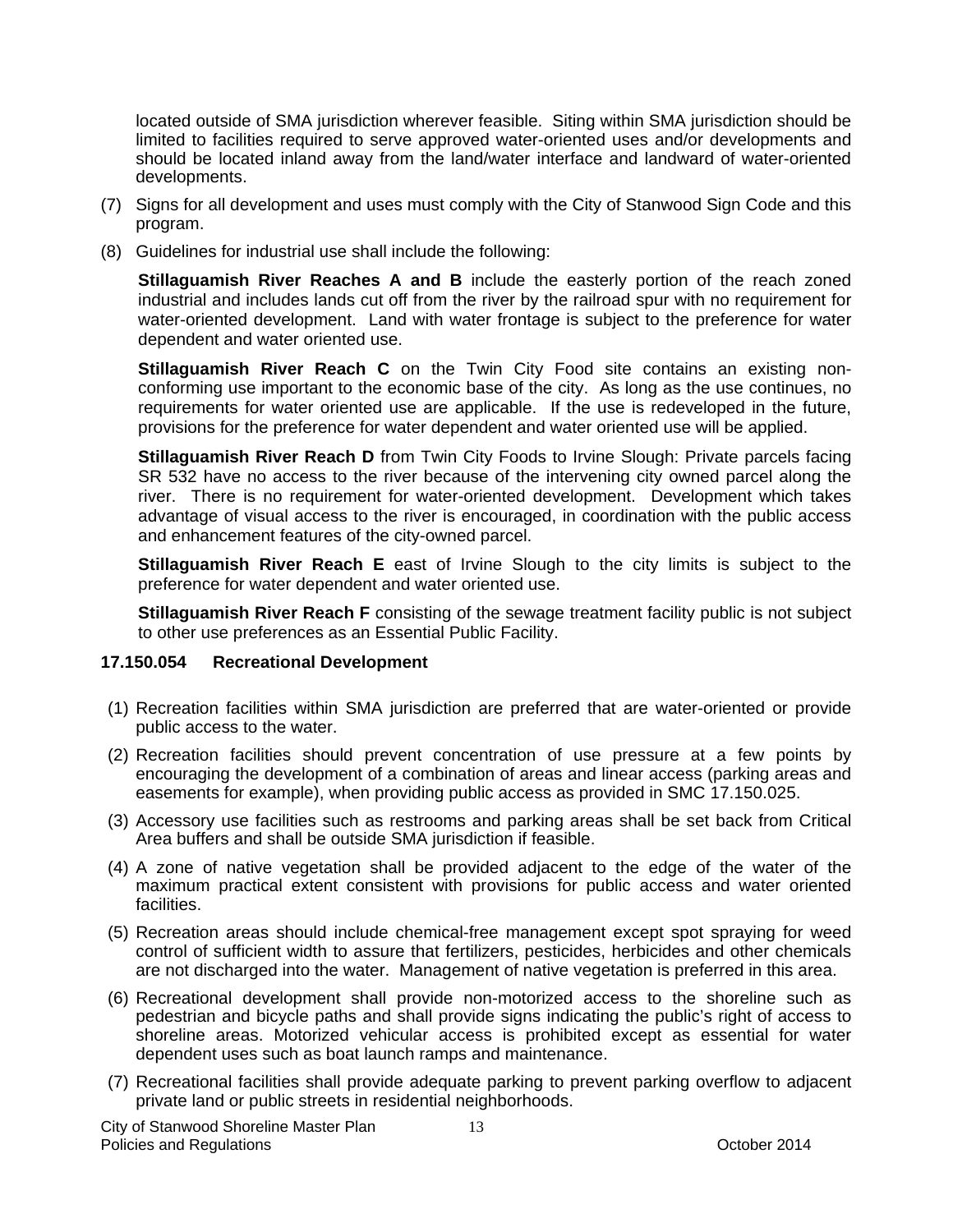located outside of SMA jurisdiction wherever feasible. Siting within SMA jurisdiction should be limited to facilities required to serve approved water-oriented uses and/or developments and should be located inland away from the land/water interface and landward of water-oriented developments.

(7) Signs for all development and uses must comply with the City of Stanwood Sign Code and this program.

(8) Guidelines for industrial use shall include the following:

**Stillaguamish River Reaches A and B** include the easterly portion of the reach zoned industrial and includes lands cut off from the river by the railroad spur with no requirement for water-oriented development. Land with water frontage is subject to the preference for water dependent and water oriented use.

**Stillaguamish River Reach C** on the Twin City Food site contains an existing non-conforming use important to the economic base of the city. As long as the use continues, no requirements for water oriented use are applicable. If the use is redeveloped in the future, provisions for the preference for water dependent and water oriented use will be applied.

**Stillaguamish River Reach D** from Twin City Foods to Irvine Slough: Private parcels facing SR 532 have no access to the river because of the intervening city owned parcel along the river. There is no requirement for water-oriented development. Development which takes advantage of visual access to the river is encouraged, in coordination with the public access and enhancement features of the city-owned parcel.

**Stillaguamish River Reach E** east of Irvine Slough to the city limits is subject to the preference for water dependent and water oriented use.

**Stillaguamish River Reach F** consisting of the sewage treatment facility public is not subject to other use preferences as an Essential Public Facility.

### 17.150.054 Recreational Development

(1) Recreation facilities within SMA jurisdiction are preferred that are water-oriented or provide public access to the water.

(2) Recreation facilities should prevent concentration of use pressure at a few points by encouraging the development of a combination of areas and linear access (parking areas and easements for example), when providing public access as provided in SMC 17.150.025.

(3) Accessory use facilities such as restrooms and parking areas shall be set back from Critical Area buffers and shall be outside SMA jurisdiction if feasible.

(4) A zone of native vegetation shall be provided adjacent to the edge of the water of the maximum practical extent consistent with provisions for public access and water oriented facilities.

(5) Recreation areas should include chemical-free management except spot spraying for weed control of sufficient width to assure that fertilizers, pesticides, herbicides and other chemicals are not discharged into the water. Management of native vegetation is preferred in this area.

(6) Recreational development shall provide non-motorized access to the shoreline such as pedestrian and bicycle paths and shall provide signs indicating the public's right of access to shoreline areas. Motorized vehicular access is prohibited except as essential for water dependent uses such as boat launch ramps and maintenance.

(7) Recreational facilities shall provide adequate parking to prevent parking overflow to adjacent private land or public streets in residential neighborhoods.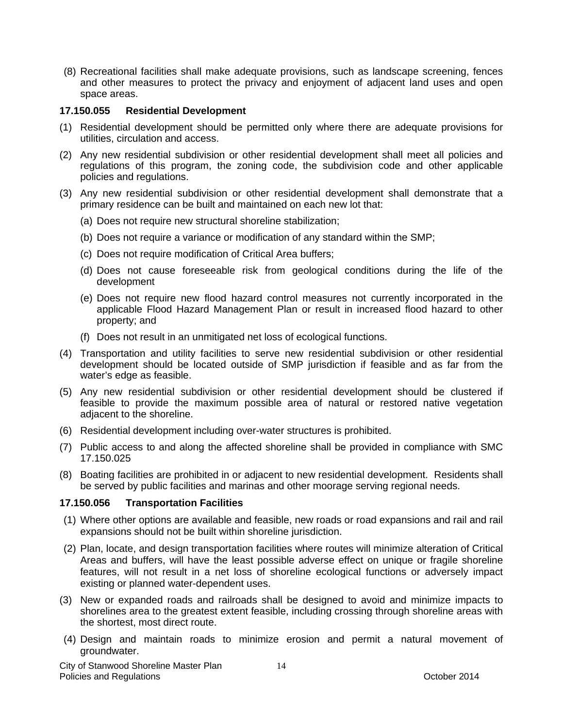(8) Recreational facilities shall make adequate provisions, such as landscape screening, fences and other measures to protect the privacy and enjoyment of adjacent land uses and open space areas.

**17.150.055 Residential Development**

(1) Residential development should be permitted only where there are adequate provisions for utilities, circulation and access.

(2) Any new residential subdivision or other residential development shall meet all policies and regulations of this program, the zoning code, the subdivision code and other applicable policies and regulations.

(3) Any new residential subdivision or other residential development shall demonstrate that a primary residence can be built and maintained on each new lot that:

   (a) Does not require new structural shoreline stabilization;

   (b) Does not require a variance or modification of any standard within the SMP;

   (c) Does not require modification of Critical Area buffers;

   (d) Does not cause foreseeable risk from geological conditions during the life of the development

   (e) Does not require new flood hazard control measures not currently incorporated in the applicable Flood Hazard Management Plan or result in increased flood hazard to other property; and

   (f) Does not result in an unmitigated net loss of ecological functions.

(4) Transportation and utility facilities to serve new residential subdivision or other residential development should be located outside of SMP jurisdiction if feasible and as far from the water's edge as feasible.

(5) Any new residential subdivision or other residential development should be clustered if feasible to provide the maximum possible area of natural or restored native vegetation adjacent to the shoreline.

(6) Residential development including over-water structures is prohibited.

(7) Public access to and along the affected shoreline shall be provided in compliance with SMC 17.150.025

(8) Boating facilities are prohibited in or adjacent to new residential development. Residents shall be served by public facilities and marinas and other moorage serving regional needs.

**17.150.056 Transportation Facilities**

(1) Where other options are available and feasible, new roads or road expansions and rail and rail expansions should not be built within shoreline jurisdiction.

(2) Plan, locate, and design transportation facilities where routes will minimize alteration of Critical Areas and buffers, will have the least possible adverse effect on unique or fragile shoreline features, will not result in a net loss of shoreline ecological functions or adversely impact existing or planned water-dependent uses.

(3) New or expanded roads and railroads shall be designed to avoid and minimize impacts to shorelines area to the greatest extent feasible, including crossing through shoreline areas with the shortest, most direct route.

(4) Design and maintain roads to minimize erosion and permit a natural movement of groundwater.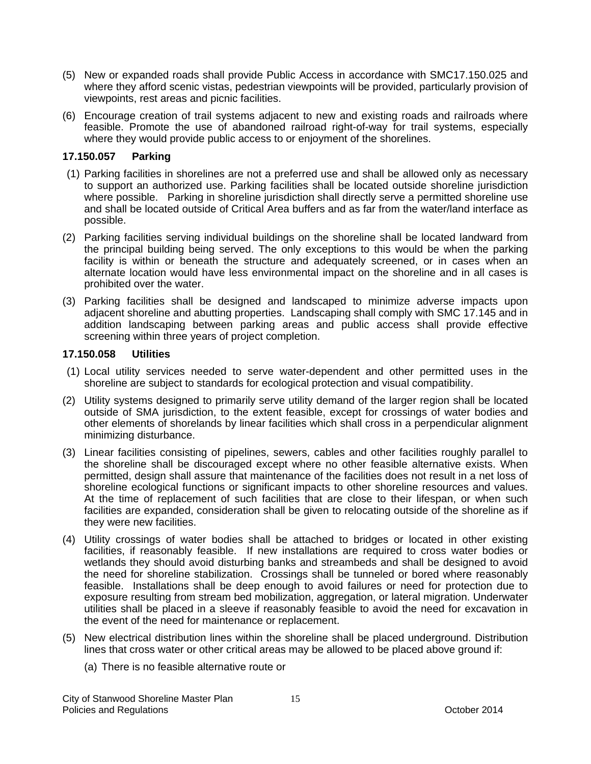(5) New or expanded roads shall provide Public Access in accordance with SMC17.150.025 and where they afford scenic vistas, pedestrian viewpoints will be provided, particularly provision of viewpoints, rest areas and picnic facilities.

(6) Encourage creation of trail systems adjacent to new and existing roads and railroads where feasible. Promote the use of abandoned railroad right-of-way for trail systems, especially where they would provide public access to or enjoyment of the shorelines.

### 17.150.057 Parking

(1) Parking facilities in shorelines are not a preferred use and shall be allowed only as necessary to support an authorized use. Parking facilities shall be located outside shoreline jurisdiction where possible. Parking in shoreline jurisdiction shall directly serve a permitted shoreline use and shall be located outside of Critical Area buffers and as far from the water/land interface as possible.

(2) Parking facilities serving individual buildings on the shoreline shall be located landward from the principal building being served. The only exceptions to this would be when the parking facility is within or beneath the structure and adequately screened, or in cases when an alternate location would have less environmental impact on the shoreline and in all cases is prohibited over the water.

(3) Parking facilities shall be designed and landscaped to minimize adverse impacts upon adjacent shoreline and abutting properties. Landscaping shall comply with SMC 17.145 and in addition landscaping between parking areas and public access shall provide effective screening within three years of project completion.

### 17.150.058 Utilities

(1) Local utility services needed to serve water-dependent and other permitted uses in the shoreline are subject to standards for ecological protection and visual compatibility.

(2) Utility systems designed to primarily serve utility demand of the larger region shall be located outside of SMA jurisdiction, to the extent feasible, except for crossings of water bodies and other elements of shorelands by linear facilities which shall cross in a perpendicular alignment minimizing disturbance.

(3) Linear facilities consisting of pipelines, sewers, cables and other facilities roughly parallel to the shoreline shall be discouraged except where no other feasible alternative exists. When permitted, design shall assure that maintenance of the facilities does not result in a net loss of shoreline ecological functions or significant impacts to other shoreline resources and values. At the time of replacement of such facilities that are close to their lifespan, or when such facilities are expanded, consideration shall be given to relocating outside of the shoreline as if they were new facilities.

(4) Utility crossings of water bodies shall be attached to bridges or located in other existing facilities, if reasonably feasible. If new installations are required to cross water bodies or wetlands they should avoid disturbing banks and streambeds and shall be designed to avoid the need for shoreline stabilization. Crossings shall be tunneled or bored where reasonably feasible. Installations shall be deep enough to avoid failures or need for protection due to exposure resulting from stream bed mobilization, aggregation, or lateral migration. Underwater utilities shall be placed in a sleeve if reasonably feasible to avoid the need for excavation in the event of the need for maintenance or replacement.

(5) New electrical distribution lines within the shoreline shall be placed underground. Distribution lines that cross water or other critical areas may be allowed to be placed above ground if:

(a) There is no feasible alternative route or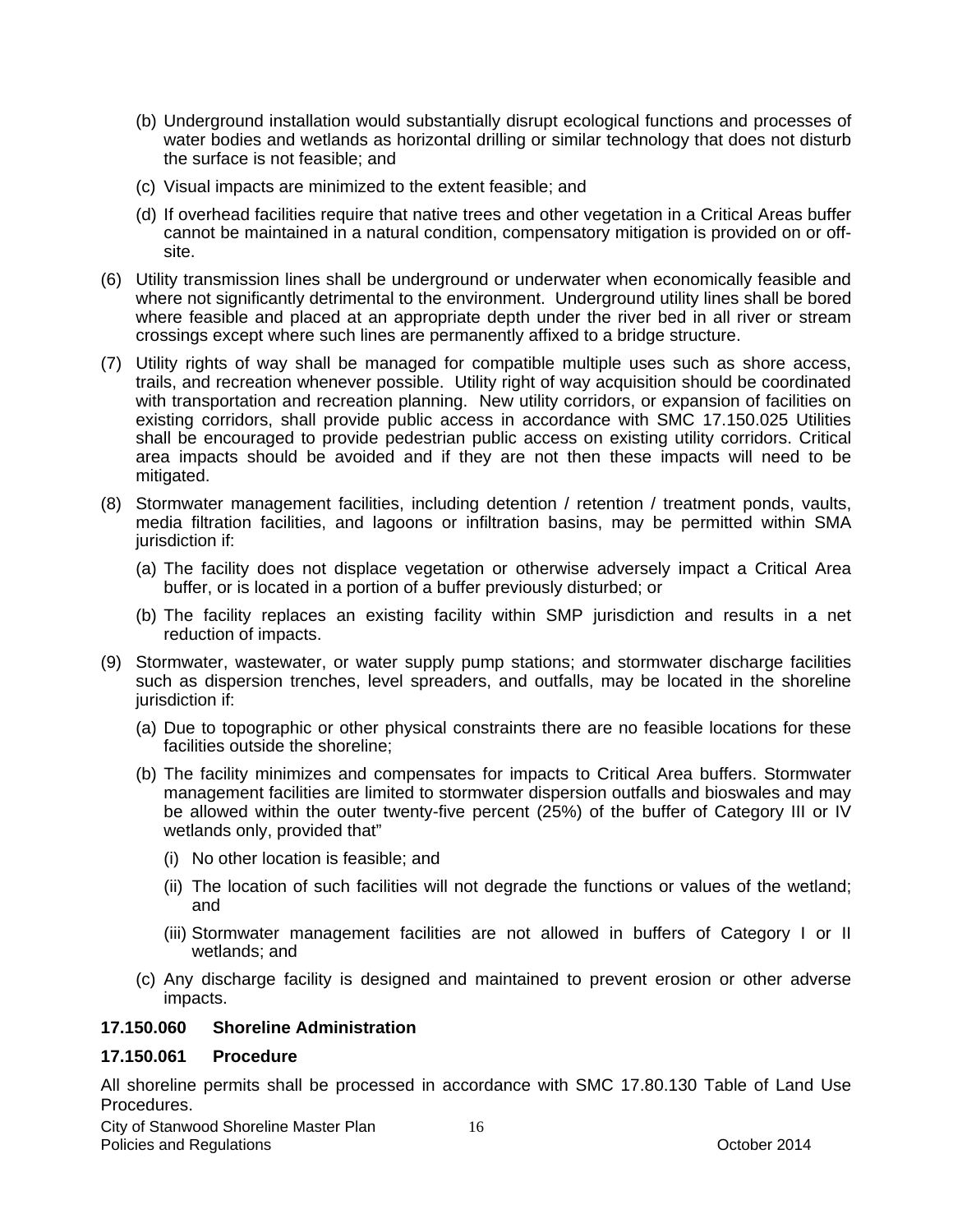(b) Underground installation would substantially disrupt ecological functions and processes of water bodies and wetlands as horizontal drilling or similar technology that does not disturb the surface is not feasible; and

(c) Visual impacts are minimized to the extent feasible; and

(d) If overhead facilities require that native trees and other vegetation in a Critical Areas buffer cannot be maintained in a natural condition, compensatory mitigation is provided on or off-site.

(6) Utility transmission lines shall be underground or underwater when economically feasible and where not significantly detrimental to the environment. Underground utility lines shall be bored where feasible and placed at an appropriate depth under the river bed in all river or stream crossings except where such lines are permanently affixed to a bridge structure.

(7) Utility rights of way shall be managed for compatible multiple uses such as shore access, trails, and recreation whenever possible. Utility right of way acquisition should be coordinated with transportation and recreation planning. New utility corridors, or expansion of facilities on existing corridors, shall provide public access in accordance with SMC 17.150.025 Utilities shall be encouraged to provide pedestrian public access on existing utility corridors. Critical area impacts should be avoided and if they are not then these impacts will need to be mitigated.

(8) Stormwater management facilities, including detention / retention / treatment ponds, vaults, media filtration facilities, and lagoons or infiltration basins, may be permitted within SMA jurisdiction if:

(a) The facility does not displace vegetation or otherwise adversely impact a Critical Area buffer, or is located in a portion of a buffer previously disturbed; or

(b) The facility replaces an existing facility within SMP jurisdiction and results in a net reduction of impacts.

(9) Stormwater, wastewater, or water supply pump stations; and stormwater discharge facilities such as dispersion trenches, level spreaders, and outfalls, may be located in the shoreline jurisdiction if:

(a) Due to topographic or other physical constraints there are no feasible locations for these facilities outside the shoreline;

(b) The facility minimizes and compensates for impacts to Critical Area buffers. Stormwater management facilities are limited to stormwater dispersion outfalls and bioswales and may be allowed within the outer twenty-five percent (25%) of the buffer of Category III or IV wetlands only, provided that"

(i) No other location is feasible; and

(ii) The location of such facilities will not degrade the functions or values of the wetland; and

(iii) Stormwater management facilities are not allowed in buffers of Category I or II wetlands; and

(c) Any discharge facility is designed and maintained to prevent erosion or other adverse impacts.

### 17.150.060 Shoreline Administration

### 17.150.061 Procedure

All shoreline permits shall be processed in accordance with SMC 17.80.130 Table of Land Use Procedures.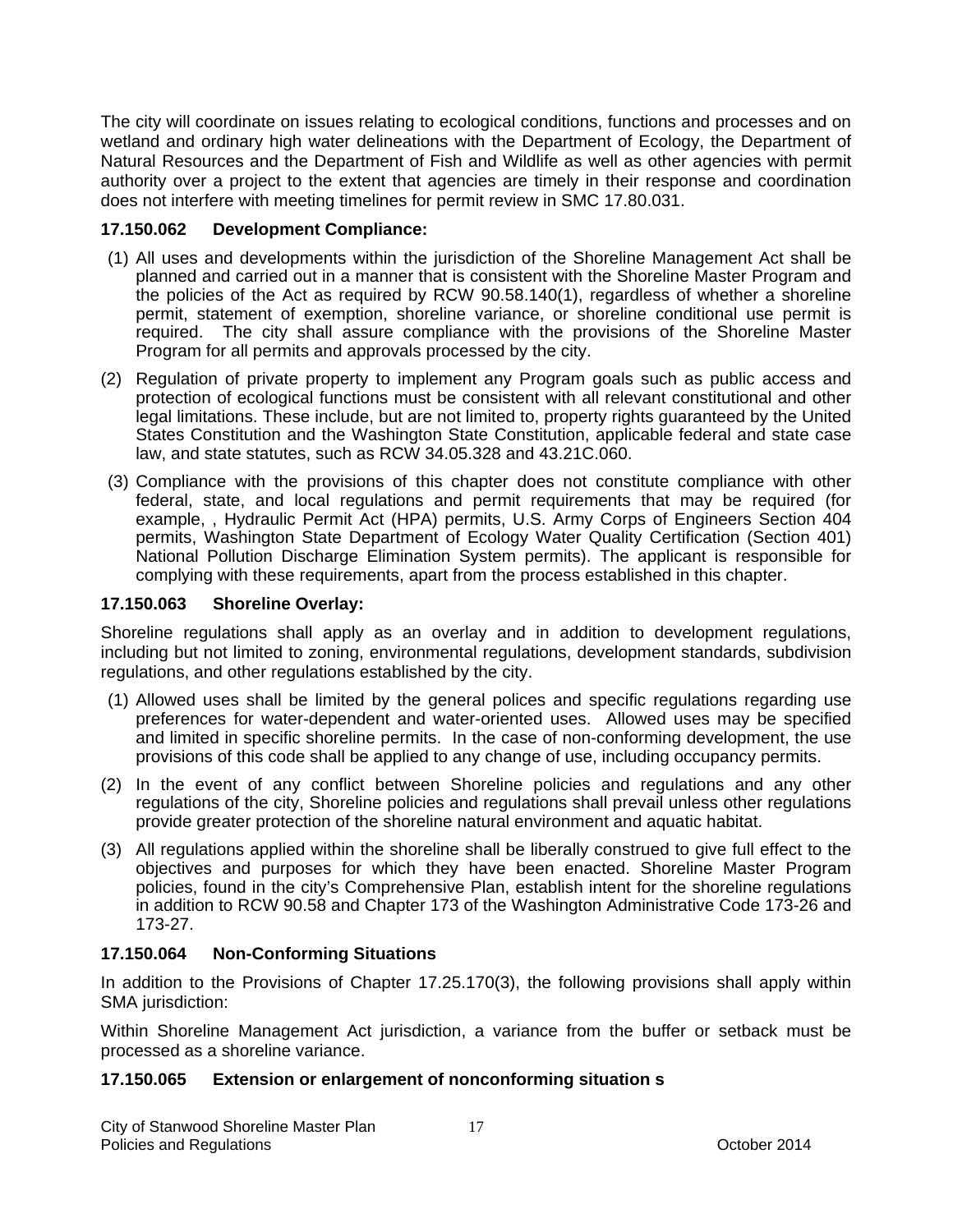The city will coordinate on issues relating to ecological conditions, functions and processes and on wetland and ordinary high water delineations with the Department of Ecology, the Department of Natural Resources and the Department of Fish and Wildlife as well as other agencies with permit authority over a project to the extent that agencies are timely in their response and coordination does not interfere with meeting timelines for permit review in SMC 17.80.031.

### 17.150.062 Development Compliance:

(1) All uses and developments within the jurisdiction of the Shoreline Management Act shall be planned and carried out in a manner that is consistent with the Shoreline Master Program and the policies of the Act as required by RCW 90.58.140(1), regardless of whether a shoreline permit, statement of exemption, shoreline variance, or shoreline conditional use permit is required. The city shall assure compliance with the provisions of the Shoreline Master Program for all permits and approvals processed by the city.

(2) Regulation of private property to implement any Program goals such as public access and protection of ecological functions must be consistent with all relevant constitutional and other legal limitations. These include, but are not limited to, property rights guaranteed by the United States Constitution and the Washington State Constitution, applicable federal and state case law, and state statutes, such as RCW 34.05.328 and 43.21C.060.

(3) Compliance with the provisions of this chapter does not constitute compliance with other federal, state, and local regulations and permit requirements that may be required (for example, , Hydraulic Permit Act (HPA) permits, U.S. Army Corps of Engineers Section 404 permits, Washington State Department of Ecology Water Quality Certification (Section 401) National Pollution Discharge Elimination System permits). The applicant is responsible for complying with these requirements, apart from the process established in this chapter.

### 17.150.063 Shoreline Overlay:

Shoreline regulations shall apply as an overlay and in addition to development regulations, including but not limited to zoning, environmental regulations, development standards, subdivision regulations, and other regulations established by the city.

(1) Allowed uses shall be limited by the general polices and specific regulations regarding use preferences for water-dependent and water-oriented uses. Allowed uses may be specified and limited in specific shoreline permits. In the case of non-conforming development, the use provisions of this code shall be applied to any change of use, including occupancy permits.

(2) In the event of any conflict between Shoreline policies and regulations and any other regulations of the city, Shoreline policies and regulations shall prevail unless other regulations provide greater protection of the shoreline natural environment and aquatic habitat.

(3) All regulations applied within the shoreline shall be liberally construed to give full effect to the objectives and purposes for which they have been enacted. Shoreline Master Program policies, found in the city's Comprehensive Plan, establish intent for the shoreline regulations in addition to RCW 90.58 and Chapter 173 of the Washington Administrative Code 173-26 and 173-27.

### 17.150.064 Non-Conforming Situations

In addition to the Provisions of Chapter 17.25.170(3), the following provisions shall apply within SMA jurisdiction:

Within Shoreline Management Act jurisdiction, a variance from the buffer or setback must be processed as a shoreline variance.

### 17.150.065 Extension or enlargement of nonconforming situation s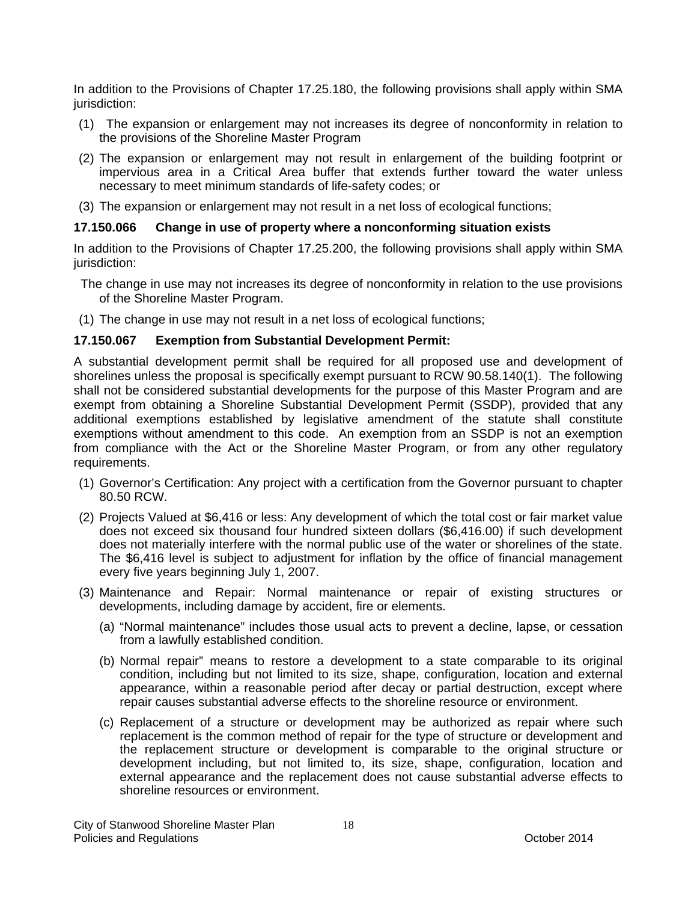In addition to the Provisions of Chapter 17.25.180, the following provisions shall apply within SMA jurisdiction:

(1) The expansion or enlargement may not increases its degree of nonconformity in relation to the provisions of the Shoreline Master Program

(2) The expansion or enlargement may not result in enlargement of the building footprint or impervious area in a Critical Area buffer that extends further toward the water unless necessary to meet minimum standards of life-safety codes; or

(3) The expansion or enlargement may not result in a net loss of ecological functions;

**17.150.066 Change in use of property where a nonconforming situation exists**

In addition to the Provisions of Chapter 17.25.200, the following provisions shall apply within SMA jurisdiction:

The change in use may not increases its degree of nonconformity in relation to the use provisions of the Shoreline Master Program.

(1) The change in use may not result in a net loss of ecological functions;

**17.150.067 Exemption from Substantial Development Permit:**

A substantial development permit shall be required for all proposed use and development of shorelines unless the proposal is specifically exempt pursuant to RCW 90.58.140(1). The following shall not be considered substantial developments for the purpose of this Master Program and are exempt from obtaining a Shoreline Substantial Development Permit (SSDP), provided that any additional exemptions established by legislative amendment of the statute shall constitute exemptions without amendment to this code. An exemption from an SSDP is not an exemption from compliance with the Act or the Shoreline Master Program, or from any other regulatory requirements.

(1) Governor's Certification: Any project with a certification from the Governor pursuant to chapter 80.50 RCW.

(2) Projects Valued at $6,416 or less: Any development of which the total cost or fair market value does not exceed six thousand four hundred sixteen dollars ($6,416.00) if such development does not materially interfere with the normal public use of the water or shorelines of the state. The $6,416 level is subject to adjustment for inflation by the office of financial management every five years beginning July 1, 2007.

(3) Maintenance and Repair: Normal maintenance or repair of existing structures or developments, including damage by accident, fire or elements.

  (a) "Normal maintenance" includes those usual acts to prevent a decline, lapse, or cessation from a lawfully established condition.

  (b) Normal repair" means to restore a development to a state comparable to its original condition, including but not limited to its size, shape, configuration, location and external appearance, within a reasonable period after decay or partial destruction, except where repair causes substantial adverse effects to the shoreline resource or environment.

  (c) Replacement of a structure or development may be authorized as repair where such replacement is the common method of repair for the type of structure or development and the replacement structure or development is comparable to the original structure or development including, but not limited to, its size, shape, configuration, location and external appearance and the replacement does not cause substantial adverse effects to shoreline resources or environment.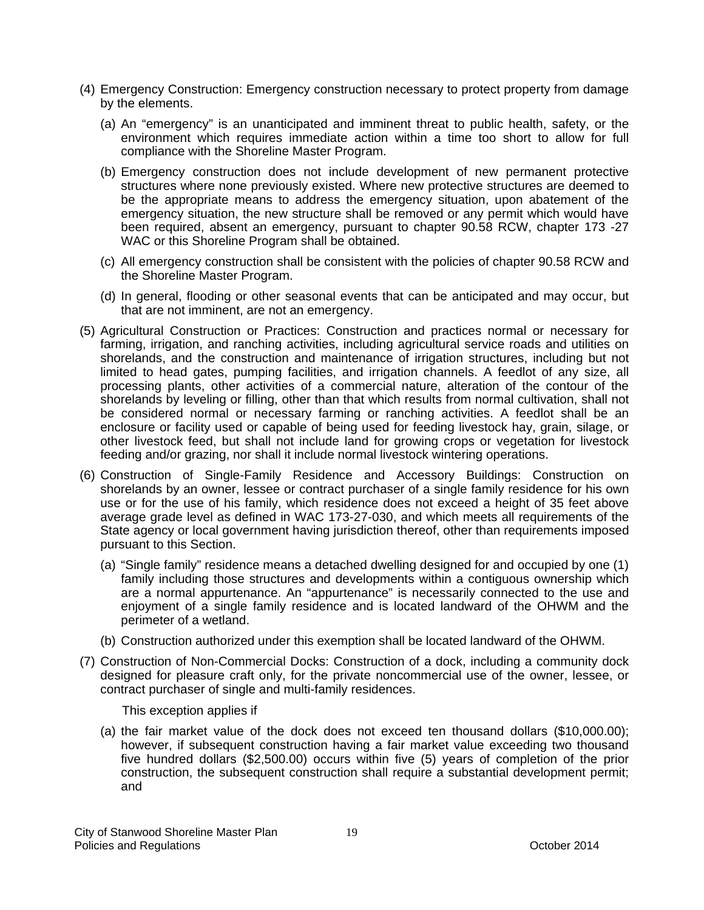(4) Emergency Construction: Emergency construction necessary to protect property from damage by the elements.

   (a) An "emergency" is an unanticipated and imminent threat to public health, safety, or the environment which requires immediate action within a time too short to allow for full compliance with the Shoreline Master Program.

   (b) Emergency construction does not include development of new permanent protective structures where none previously existed. Where new protective structures are deemed to be the appropriate means to address the emergency situation, upon abatement of the emergency situation, the new structure shall be removed or any permit which would have been required, absent an emergency, pursuant to chapter 90.58 RCW, chapter 173 -27 WAC or this Shoreline Program shall be obtained.

   (c) All emergency construction shall be consistent with the policies of chapter 90.58 RCW and the Shoreline Master Program.

   (d) In general, flooding or other seasonal events that can be anticipated and may occur, but that are not imminent, are not an emergency.

(5) Agricultural Construction or Practices: Construction and practices normal or necessary for farming, irrigation, and ranching activities, including agricultural service roads and utilities on shorelands, and the construction and maintenance of irrigation structures, including but not limited to head gates, pumping facilities, and irrigation channels. A feedlot of any size, all processing plants, other activities of a commercial nature, alteration of the contour of the shorelands by leveling or filling, other than that which results from normal cultivation, shall not be considered normal or necessary farming or ranching activities. A feedlot shall be an enclosure or facility used or capable of being used for feeding livestock hay, grain, silage, or other livestock feed, but shall not include land for growing crops or vegetation for livestock feeding and/or grazing, nor shall it include normal livestock wintering operations.

(6) Construction of Single-Family Residence and Accessory Buildings: Construction on shorelands by an owner, lessee or contract purchaser of a single family residence for his own use or for the use of his family, which residence does not exceed a height of 35 feet above average grade level as defined in WAC 173-27-030, and which meets all requirements of the State agency or local government having jurisdiction thereof, other than requirements imposed pursuant to this Section.

   (a) "Single family" residence means a detached dwelling designed for and occupied by one (1) family including those structures and developments within a contiguous ownership which are a normal appurtenance. An "appurtenance" is necessarily connected to the use and enjoyment of a single family residence and is located landward of the OHWM and the perimeter of a wetland.

   (b) Construction authorized under this exemption shall be located landward of the OHWM.

(7) Construction of Non-Commercial Docks: Construction of a dock, including a community dock designed for pleasure craft only, for the private noncommercial use of the owner, lessee, or contract purchaser of single and multi-family residences.

   This exception applies if

   (a) the fair market value of the dock does not exceed ten thousand dollars ($10,000.00); however, if subsequent construction having a fair market value exceeding two thousand five hundred dollars ($2,500.00) occurs within five (5) years of completion of the prior construction, the subsequent construction shall require a substantial development permit; and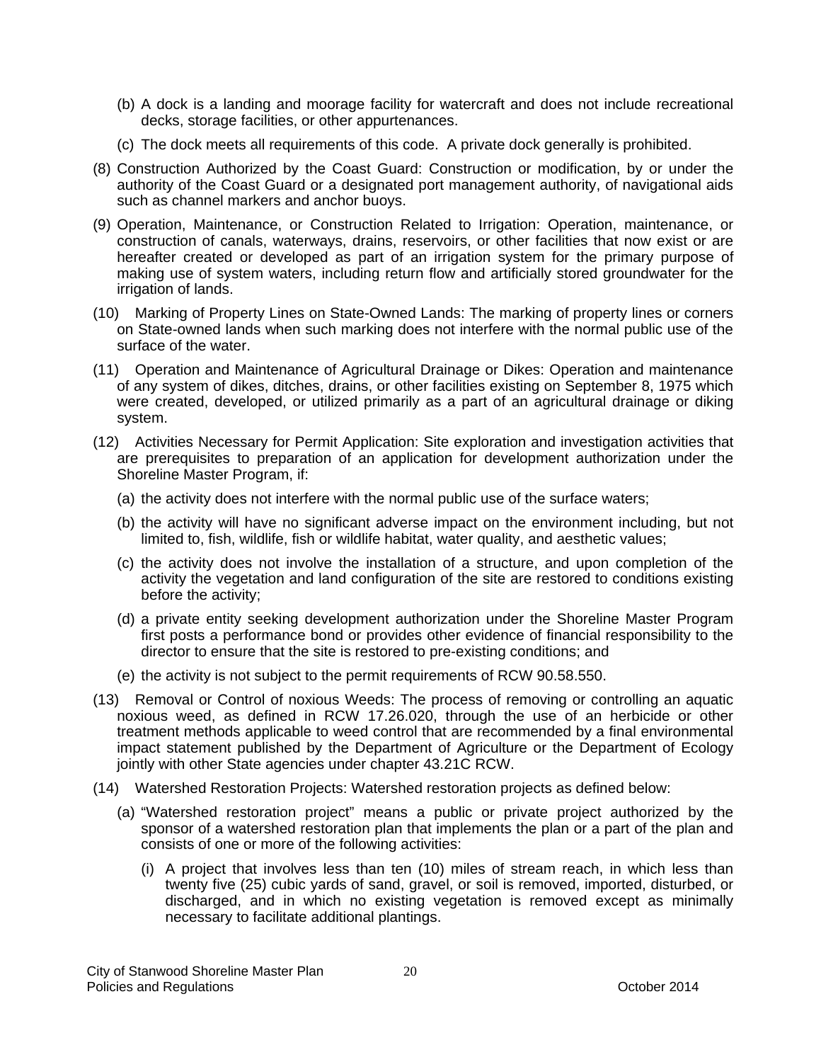(b) A dock is a landing and moorage facility for watercraft and does not include recreational decks, storage facilities, or other appurtenances.

(c) The dock meets all requirements of this code. A private dock generally is prohibited.

(8) Construction Authorized by the Coast Guard: Construction or modification, by or under the authority of the Coast Guard or a designated port management authority, of navigational aids such as channel markers and anchor buoys.

(9) Operation, Maintenance, or Construction Related to Irrigation: Operation, maintenance, or construction of canals, waterways, drains, reservoirs, or other facilities that now exist or are hereafter created or developed as part of an irrigation system for the primary purpose of making use of system waters, including return flow and artificially stored groundwater for the irrigation of lands.

(10) Marking of Property Lines on State-Owned Lands: The marking of property lines or corners on State-owned lands when such marking does not interfere with the normal public use of the surface of the water.

(11) Operation and Maintenance of Agricultural Drainage or Dikes: Operation and maintenance of any system of dikes, ditches, drains, or other facilities existing on September 8, 1975 which were created, developed, or utilized primarily as a part of an agricultural drainage or diking system.

(12) Activities Necessary for Permit Application: Site exploration and investigation activities that are prerequisites to preparation of an application for development authorization under the Shoreline Master Program, if:

(a) the activity does not interfere with the normal public use of the surface waters;

(b) the activity will have no significant adverse impact on the environment including, but not limited to, fish, wildlife, fish or wildlife habitat, water quality, and aesthetic values;

(c) the activity does not involve the installation of a structure, and upon completion of the activity the vegetation and land configuration of the site are restored to conditions existing before the activity;

(d) a private entity seeking development authorization under the Shoreline Master Program first posts a performance bond or provides other evidence of financial responsibility to the director to ensure that the site is restored to pre-existing conditions; and

(e) the activity is not subject to the permit requirements of RCW 90.58.550.

(13) Removal or Control of noxious Weeds: The process of removing or controlling an aquatic noxious weed, as defined in RCW 17.26.020, through the use of an herbicide or other treatment methods applicable to weed control that are recommended by a final environmental impact statement published by the Department of Agriculture or the Department of Ecology jointly with other State agencies under chapter 43.21C RCW.

(14) Watershed Restoration Projects: Watershed restoration projects as defined below:

(a) "Watershed restoration project" means a public or private project authorized by the sponsor of a watershed restoration plan that implements the plan or a part of the plan and consists of one or more of the following activities:

(i) A project that involves less than ten (10) miles of stream reach, in which less than twenty five (25) cubic yards of sand, gravel, or soil is removed, imported, disturbed, or discharged, and in which no existing vegetation is removed except as minimally necessary to facilitate additional plantings.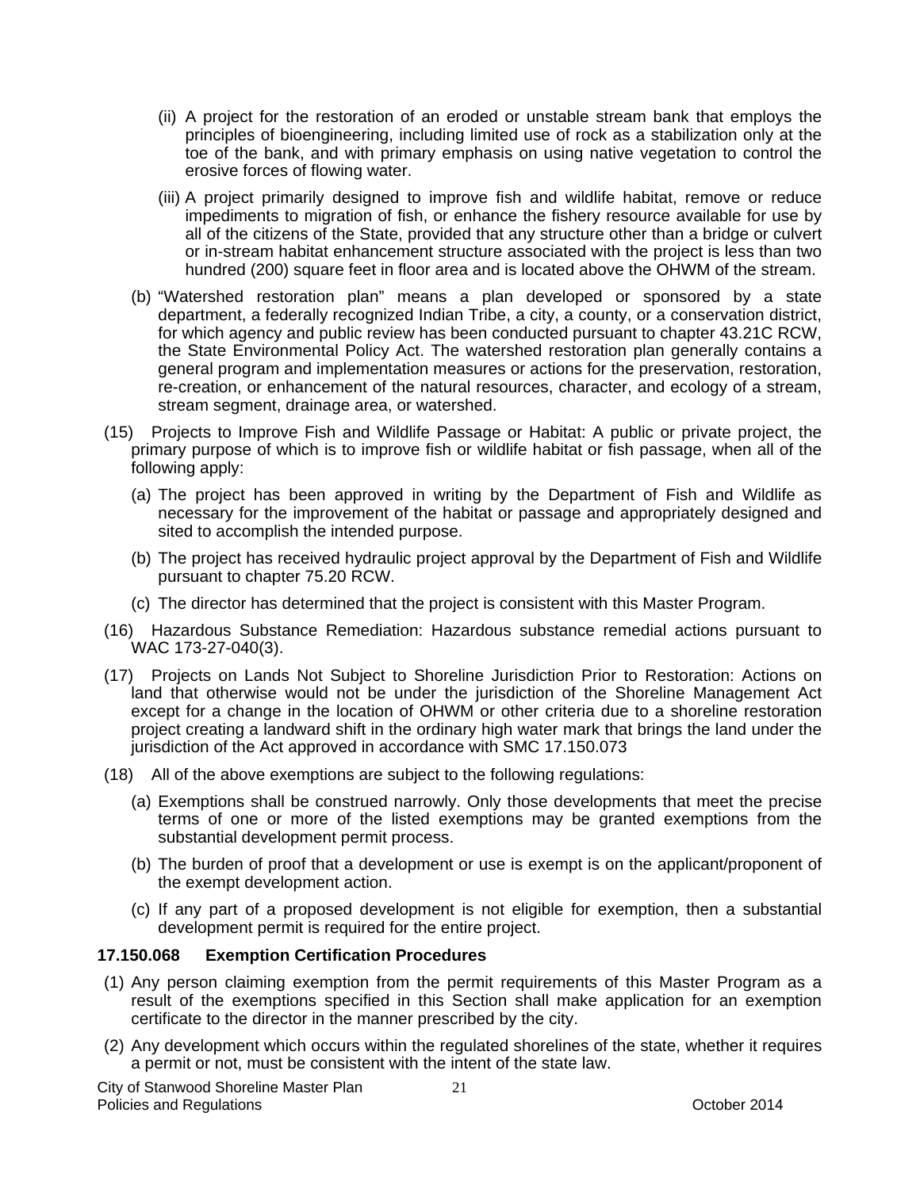(ii) A project for the restoration of an eroded or unstable stream bank that employs the principles of bioengineering, including limited use of rock as a stabilization only at the toe of the bank, and with primary emphasis on using native vegetation to control the erosive forces of flowing water.

(iii) A project primarily designed to improve fish and wildlife habitat, remove or reduce impediments to migration of fish, or enhance the fishery resource available for use by all of the citizens of the State, provided that any structure other than a bridge or culvert or in-stream habitat enhancement structure associated with the project is less than two hundred (200) square feet in floor area and is located above the OHWM of the stream.

(b) "Watershed restoration plan" means a plan developed or sponsored by a state department, a federally recognized Indian Tribe, a city, a county, or a conservation district, for which agency and public review has been conducted pursuant to chapter 43.21C RCW, the State Environmental Policy Act. The watershed restoration plan generally contains a general program and implementation measures or actions for the preservation, restoration, re-creation, or enhancement of the natural resources, character, and ecology of a stream, stream segment, drainage area, or watershed.

(15) Projects to Improve Fish and Wildlife Passage or Habitat: A public or private project, the primary purpose of which is to improve fish or wildlife habitat or fish passage, when all of the following apply:

(a) The project has been approved in writing by the Department of Fish and Wildlife as necessary for the improvement of the habitat or passage and appropriately designed and sited to accomplish the intended purpose.

(b) The project has received hydraulic project approval by the Department of Fish and Wildlife pursuant to chapter 75.20 RCW.

(c) The director has determined that the project is consistent with this Master Program.

(16) Hazardous Substance Remediation: Hazardous substance remedial actions pursuant to WAC 173-27-040(3).

(17) Projects on Lands Not Subject to Shoreline Jurisdiction Prior to Restoration: Actions on land that otherwise would not be under the jurisdiction of the Shoreline Management Act except for a change in the location of OHWM or other criteria due to a shoreline restoration project creating a landward shift in the ordinary high water mark that brings the land under the jurisdiction of the Act approved in accordance with SMC 17.150.073

(18) All of the above exemptions are subject to the following regulations:

(a) Exemptions shall be construed narrowly. Only those developments that meet the precise terms of one or more of the listed exemptions may be granted exemptions from the substantial development permit process.

(b) The burden of proof that a development or use is exempt is on the applicant/proponent of the exempt development action.

(c) If any part of a proposed development is not eligible for exemption, then a substantial development permit is required for the entire project.

### 17.150.068 Exemption Certification Procedures

(1) Any person claiming exemption from the permit requirements of this Master Program as a result of the exemptions specified in this Section shall make application for an exemption certificate to the director in the manner prescribed by the city.

(2) Any development which occurs within the regulated shorelines of the state, whether it requires a permit or not, must be consistent with the intent of the state law.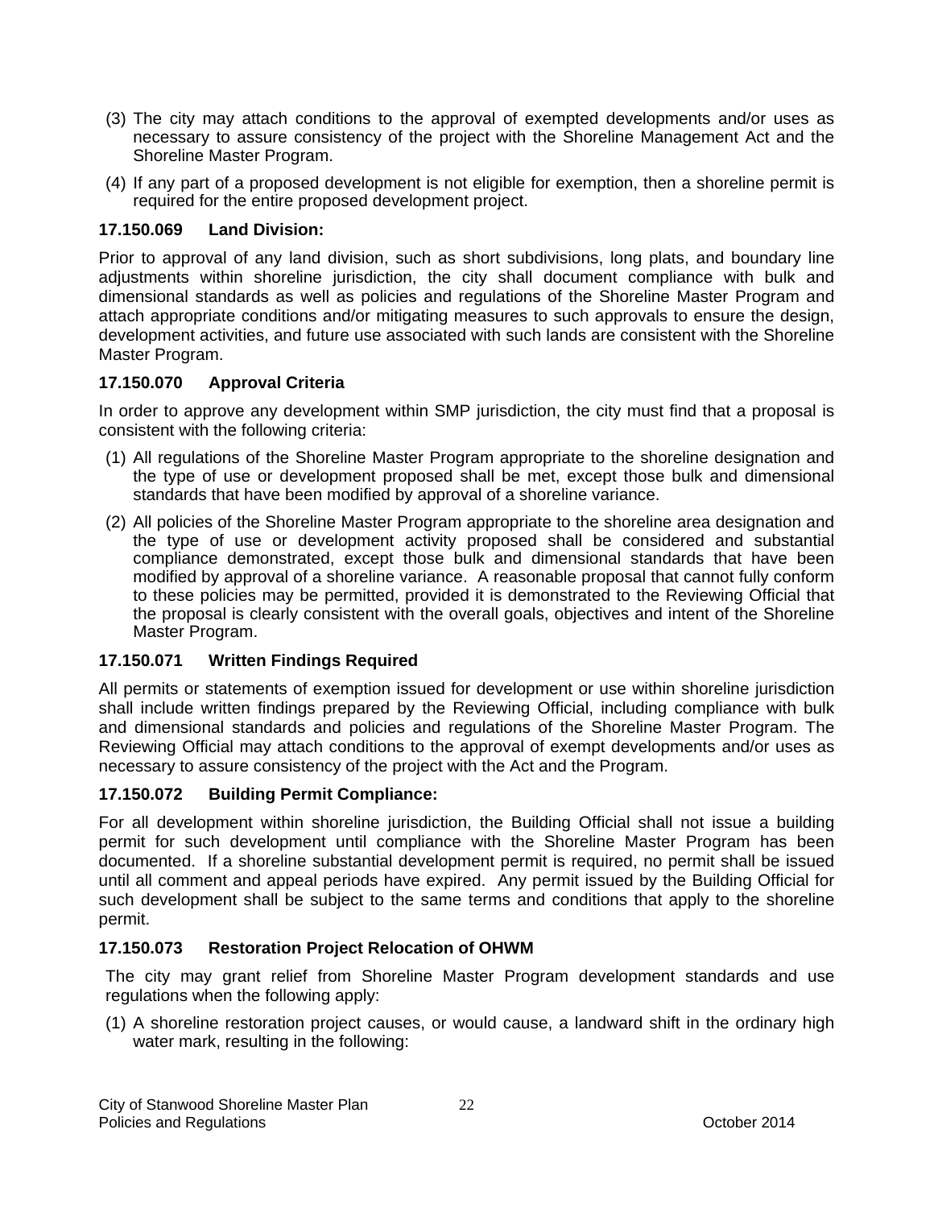(3) The city may attach conditions to the approval of exempted developments and/or uses as necessary to assure consistency of the project with the Shoreline Management Act and the Shoreline Master Program.

(4) If any part of a proposed development is not eligible for exemption, then a shoreline permit is required for the entire proposed development project.

**17.150.069 Land Division:**

Prior to approval of any land division, such as short subdivisions, long plats, and boundary line adjustments within shoreline jurisdiction, the city shall document compliance with bulk and dimensional standards as well as policies and regulations of the Shoreline Master Program and attach appropriate conditions and/or mitigating measures to such approvals to ensure the design, development activities, and future use associated with such lands are consistent with the Shoreline Master Program.

**17.150.070 Approval Criteria**

In order to approve any development within SMP jurisdiction, the city must find that a proposal is consistent with the following criteria:

(1) All regulations of the Shoreline Master Program appropriate to the shoreline designation and the type of use or development proposed shall be met, except those bulk and dimensional standards that have been modified by approval of a shoreline variance.

(2) All policies of the Shoreline Master Program appropriate to the shoreline area designation and the type of use or development activity proposed shall be considered and substantial compliance demonstrated, except those bulk and dimensional standards that have been modified by approval of a shoreline variance. A reasonable proposal that cannot fully conform to these policies may be permitted, provided it is demonstrated to the Reviewing Official that the proposal is clearly consistent with the overall goals, objectives and intent of the Shoreline Master Program.

**17.150.071 Written Findings Required**

All permits or statements of exemption issued for development or use within shoreline jurisdiction shall include written findings prepared by the Reviewing Official, including compliance with bulk and dimensional standards and policies and regulations of the Shoreline Master Program. The Reviewing Official may attach conditions to the approval of exempt developments and/or uses as necessary to assure consistency of the project with the Act and the Program.

**17.150.072 Building Permit Compliance:**

For all development within shoreline jurisdiction, the Building Official shall not issue a building permit for such development until compliance with the Shoreline Master Program has been documented. If a shoreline substantial development permit is required, no permit shall be issued until all comment and appeal periods have expired. Any permit issued by the Building Official for such development shall be subject to the same terms and conditions that apply to the shoreline permit.

**17.150.073 Restoration Project Relocation of OHWM**

The city may grant relief from Shoreline Master Program development standards and use regulations when the following apply:

(1) A shoreline restoration project causes, or would cause, a landward shift in the ordinary high water mark, resulting in the following: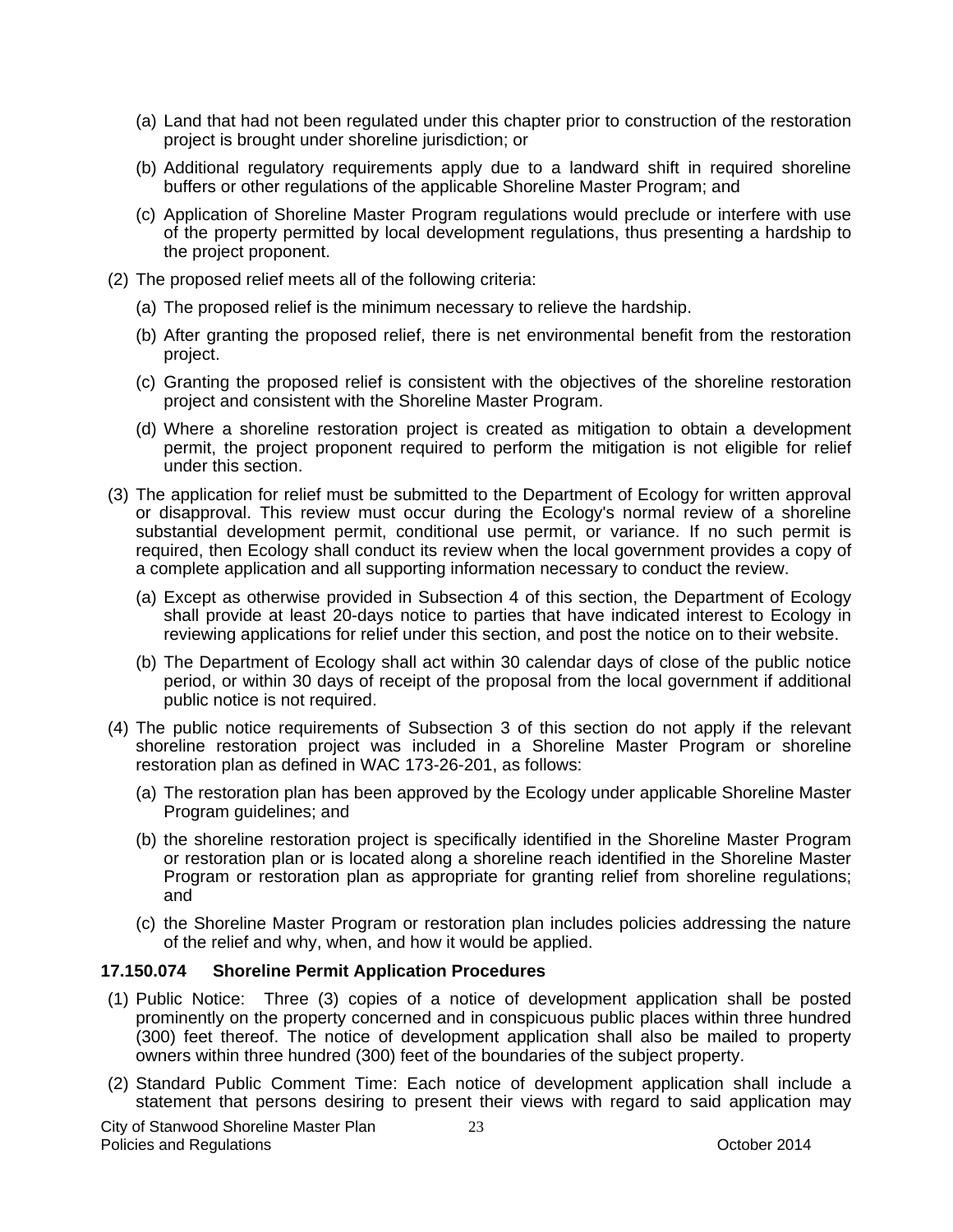(a) Land that had not been regulated under this chapter prior to construction of the restoration project is brought under shoreline jurisdiction; or

(b) Additional regulatory requirements apply due to a landward shift in required shoreline buffers or other regulations of the applicable Shoreline Master Program; and

(c) Application of Shoreline Master Program regulations would preclude or interfere with use of the property permitted by local development regulations, thus presenting a hardship to the project proponent.

(2) The proposed relief meets all of the following criteria:

(a) The proposed relief is the minimum necessary to relieve the hardship.

(b) After granting the proposed relief, there is net environmental benefit from the restoration project.

(c) Granting the proposed relief is consistent with the objectives of the shoreline restoration project and consistent with the Shoreline Master Program.

(d) Where a shoreline restoration project is created as mitigation to obtain a development permit, the project proponent required to perform the mitigation is not eligible for relief under this section.

(3) The application for relief must be submitted to the Department of Ecology for written approval or disapproval. This review must occur during the Ecology's normal review of a shoreline substantial development permit, conditional use permit, or variance. If no such permit is required, then Ecology shall conduct its review when the local government provides a copy of a complete application and all supporting information necessary to conduct the review.

(a) Except as otherwise provided in Subsection 4 of this section, the Department of Ecology shall provide at least 20-days notice to parties that have indicated interest to Ecology in reviewing applications for relief under this section, and post the notice on to their website.

(b) The Department of Ecology shall act within 30 calendar days of close of the public notice period, or within 30 days of receipt of the proposal from the local government if additional public notice is not required.

(4) The public notice requirements of Subsection 3 of this section do not apply if the relevant shoreline restoration project was included in a Shoreline Master Program or shoreline restoration plan as defined in WAC 173-26-201, as follows:

(a) The restoration plan has been approved by the Ecology under applicable Shoreline Master Program guidelines; and

(b) the shoreline restoration project is specifically identified in the Shoreline Master Program or restoration plan or is located along a shoreline reach identified in the Shoreline Master Program or restoration plan as appropriate for granting relief from shoreline regulations; and

(c) the Shoreline Master Program or restoration plan includes policies addressing the nature of the relief and why, when, and how it would be applied.

**17.150.074 Shoreline Permit Application Procedures**

(1) Public Notice: Three (3) copies of a notice of development application shall be posted prominently on the property concerned and in conspicuous public places within three hundred (300) feet thereof. The notice of development application shall also be mailed to property owners within three hundred (300) feet of the boundaries of the subject property.

(2) Standard Public Comment Time: Each notice of development application shall include a statement that persons desiring to present their views with regard to said application may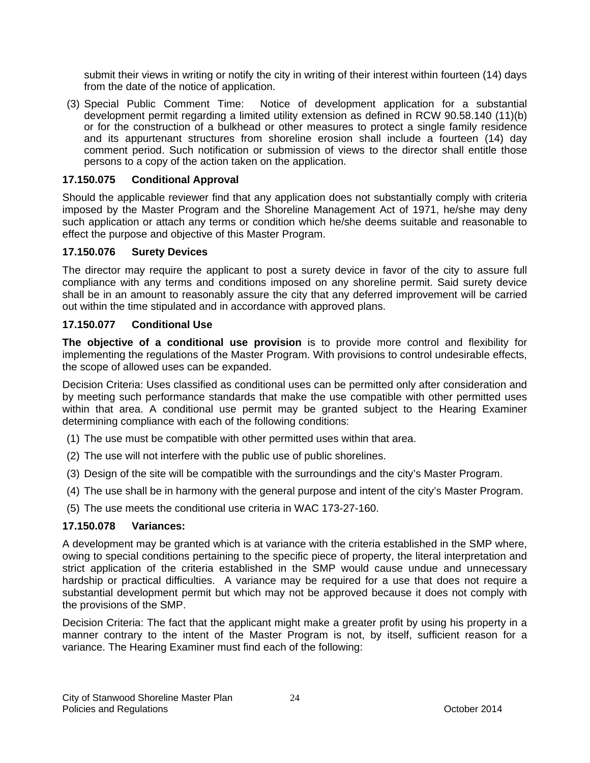submit their views in writing or notify the city in writing of their interest within fourteen (14) days from the date of the notice of application.

(3) Special Public Comment Time: Notice of development application for a substantial development permit regarding a limited utility extension as defined in RCW 90.58.140 (11)(b) or for the construction of a bulkhead or other measures to protect a single family residence and its appurtenant structures from shoreline erosion shall include a fourteen (14) day comment period. Such notification or submission of views to the director shall entitle those persons to a copy of the action taken on the application.

### 17.150.075 Conditional Approval

Should the applicable reviewer find that any application does not substantially comply with criteria imposed by the Master Program and the Shoreline Management Act of 1971, he/she may deny such application or attach any terms or condition which he/she deems suitable and reasonable to effect the purpose and objective of this Master Program.

### 17.150.076 Surety Devices

The director may require the applicant to post a surety device in favor of the city to assure full compliance with any terms and conditions imposed on any shoreline permit. Said surety device shall be in an amount to reasonably assure the city that any deferred improvement will be carried out within the time stipulated and in accordance with approved plans.

### 17.150.077 Conditional Use

**The objective of a conditional use provision** is to provide more control and flexibility for implementing the regulations of the Master Program. With provisions to control undesirable effects, the scope of allowed uses can be expanded.

Decision Criteria: Uses classified as conditional uses can be permitted only after consideration and by meeting such performance standards that make the use compatible with other permitted uses within that area. A conditional use permit may be granted subject to the Hearing Examiner determining compliance with each of the following conditions:

(1) The use must be compatible with other permitted uses within that area.

(2) The use will not interfere with the public use of public shorelines.

(3) Design of the site will be compatible with the surroundings and the city's Master Program.

(4) The use shall be in harmony with the general purpose and intent of the city's Master Program.

(5) The use meets the conditional use criteria in WAC 173-27-160.

### 17.150.078 Variances:

A development may be granted which is at variance with the criteria established in the SMP where, owing to special conditions pertaining to the specific piece of property, the literal interpretation and strict application of the criteria established in the SMP would cause undue and unnecessary hardship or practical difficulties. A variance may be required for a use that does not require a substantial development permit but which may not be approved because it does not comply with the provisions of the SMP.

Decision Criteria: The fact that the applicant might make a greater profit by using his property in a manner contrary to the intent of the Master Program is not, by itself, sufficient reason for a variance. The Hearing Examiner must find each of the following: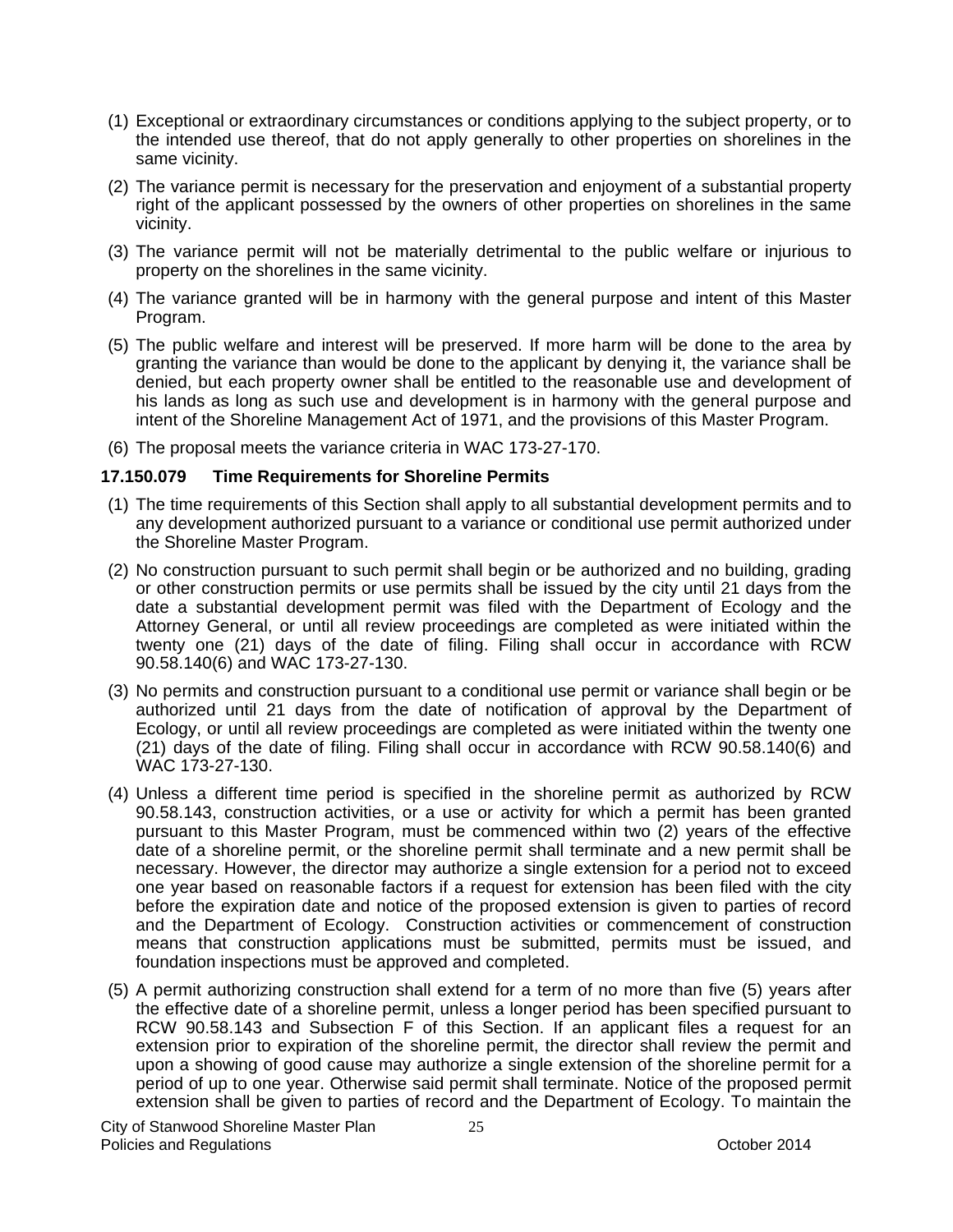(1) Exceptional or extraordinary circumstances or conditions applying to the subject property, or to the intended use thereof, that do not apply generally to other properties on shorelines in the same vicinity.

(2) The variance permit is necessary for the preservation and enjoyment of a substantial property right of the applicant possessed by the owners of other properties on shorelines in the same vicinity.

(3) The variance permit will not be materially detrimental to the public welfare or injurious to property on the shorelines in the same vicinity.

(4) The variance granted will be in harmony with the general purpose and intent of this Master Program.

(5) The public welfare and interest will be preserved. If more harm will be done to the area by granting the variance than would be done to the applicant by denying it, the variance shall be denied, but each property owner shall be entitled to the reasonable use and development of his lands as long as such use and development is in harmony with the general purpose and intent of the Shoreline Management Act of 1971, and the provisions of this Master Program.

(6) The proposal meets the variance criteria in WAC 173-27-170.

### 17.150.079 Time Requirements for Shoreline Permits

(1) The time requirements of this Section shall apply to all substantial development permits and to any development authorized pursuant to a variance or conditional use permit authorized under the Shoreline Master Program.

(2) No construction pursuant to such permit shall begin or be authorized and no building, grading or other construction permits or use permits shall be issued by the city until 21 days from the date a substantial development permit was filed with the Department of Ecology and the Attorney General, or until all review proceedings are completed as were initiated within the twenty one (21) days of the date of filing. Filing shall occur in accordance with RCW 90.58.140(6) and WAC 173-27-130.

(3) No permits and construction pursuant to a conditional use permit or variance shall begin or be authorized until 21 days from the date of notification of approval by the Department of Ecology, or until all review proceedings are completed as were initiated within the twenty one (21) days of the date of filing. Filing shall occur in accordance with RCW 90.58.140(6) and WAC 173-27-130.

(4) Unless a different time period is specified in the shoreline permit as authorized by RCW 90.58.143, construction activities, or a use or activity for which a permit has been granted pursuant to this Master Program, must be commenced within two (2) years of the effective date of a shoreline permit, or the shoreline permit shall terminate and a new permit shall be necessary. However, the director may authorize a single extension for a period not to exceed one year based on reasonable factors if a request for extension has been filed with the city before the expiration date and notice of the proposed extension is given to parties of record and the Department of Ecology. Construction activities or commencement of construction means that construction applications must be submitted, permits must be issued, and foundation inspections must be approved and completed.

(5) A permit authorizing construction shall extend for a term of no more than five (5) years after the effective date of a shoreline permit, unless a longer period has been specified pursuant to RCW 90.58.143 and Subsection F of this Section. If an applicant files a request for an extension prior to expiration of the shoreline permit, the director shall review the permit and upon a showing of good cause may authorize a single extension of the shoreline permit for a period of up to one year. Otherwise said permit shall terminate. Notice of the proposed permit extension shall be given to parties of record and the Department of Ecology. To maintain the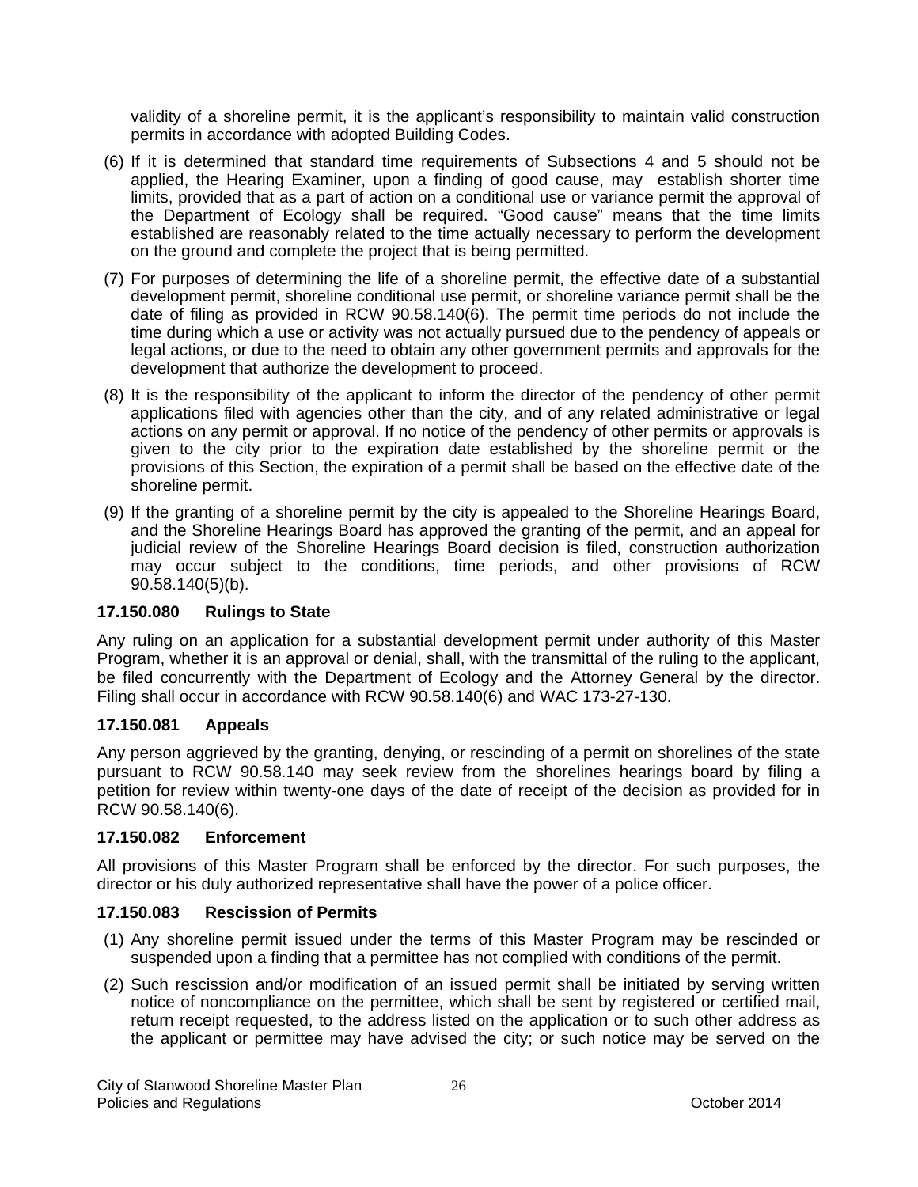validity of a shoreline permit, it is the applicant's responsibility to maintain valid construction permits in accordance with adopted Building Codes.

(6) If it is determined that standard time requirements of Subsections 4 and 5 should not be applied, the Hearing Examiner, upon a finding of good cause, may establish shorter time limits, provided that as a part of action on a conditional use or variance permit the approval of the Department of Ecology shall be required. "Good cause" means that the time limits established are reasonably related to the time actually necessary to perform the development on the ground and complete the project that is being permitted.

(7) For purposes of determining the life of a shoreline permit, the effective date of a substantial development permit, shoreline conditional use permit, or shoreline variance permit shall be the date of filing as provided in RCW 90.58.140(6). The permit time periods do not include the time during which a use or activity was not actually pursued due to the pendency of appeals or legal actions, or due to the need to obtain any other government permits and approvals for the development that authorize the development to proceed.

(8) It is the responsibility of the applicant to inform the director of the pendency of other permit applications filed with agencies other than the city, and of any related administrative or legal actions on any permit or approval. If no notice of the pendency of other permits or approvals is given to the city prior to the expiration date established by the shoreline permit or the provisions of this Section, the expiration of a permit shall be based on the effective date of the shoreline permit.

(9) If the granting of a shoreline permit by the city is appealed to the Shoreline Hearings Board, and the Shoreline Hearings Board has approved the granting of the permit, and an appeal for judicial review of the Shoreline Hearings Board decision is filed, construction authorization may occur subject to the conditions, time periods, and other provisions of RCW 90.58.140(5)(b).

### 17.150.080 Rulings to State

Any ruling on an application for a substantial development permit under authority of this Master Program, whether it is an approval or denial, shall, with the transmittal of the ruling to the applicant, be filed concurrently with the Department of Ecology and the Attorney General by the director. Filing shall occur in accordance with RCW 90.58.140(6) and WAC 173-27-130.

### 17.150.081 Appeals

Any person aggrieved by the granting, denying, or rescinding of a permit on shorelines of the state pursuant to RCW 90.58.140 may seek review from the shorelines hearings board by filing a petition for review within twenty-one days of the date of receipt of the decision as provided for in RCW 90.58.140(6).

### 17.150.082 Enforcement

All provisions of this Master Program shall be enforced by the director. For such purposes, the director or his duly authorized representative shall have the power of a police officer.

### 17.150.083 Rescission of Permits

(1) Any shoreline permit issued under the terms of this Master Program may be rescinded or suspended upon a finding that a permittee has not complied with conditions of the permit.

(2) Such rescission and/or modification of an issued permit shall be initiated by serving written notice of noncompliance on the permittee, which shall be sent by registered or certified mail, return receipt requested, to the address listed on the application or to such other address as the applicant or permittee may have advised the city; or such notice may be served on the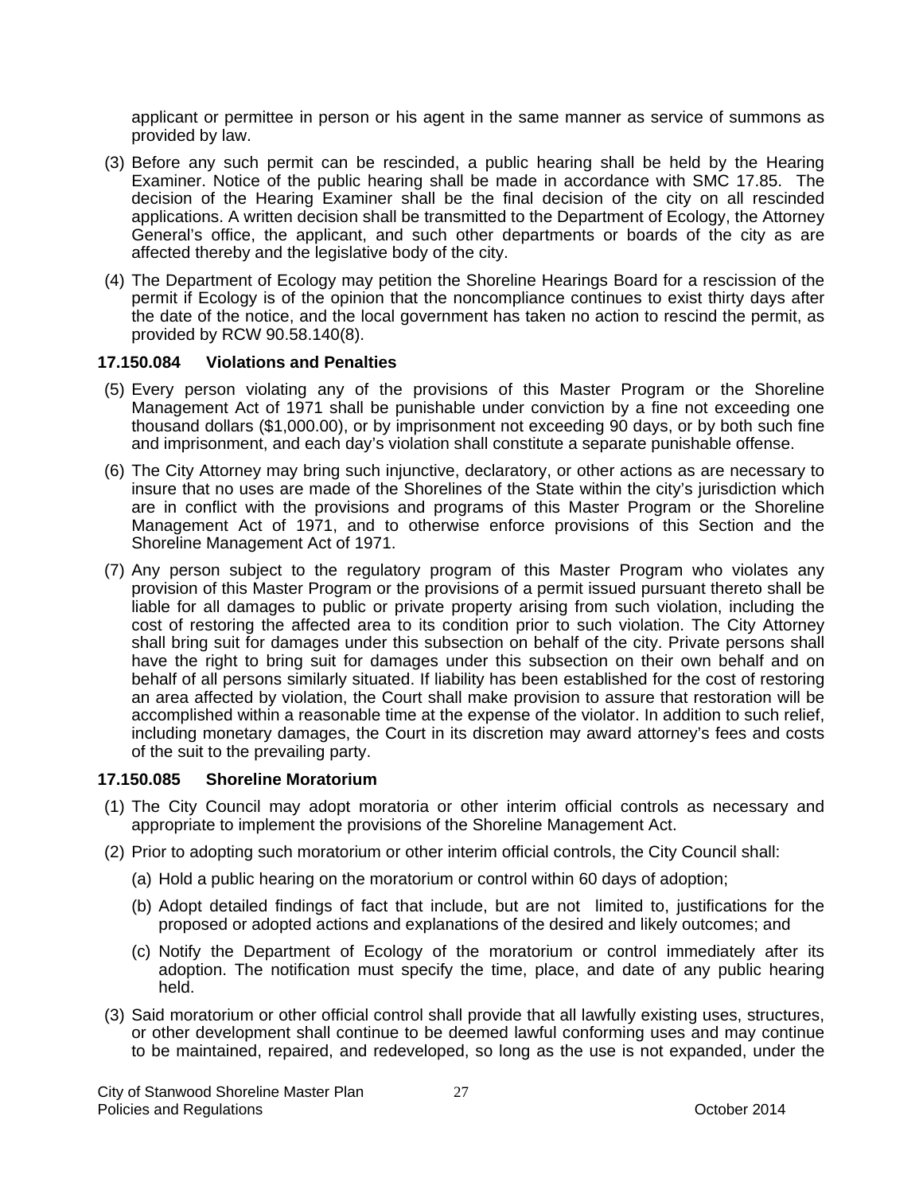applicant or permittee in person or his agent in the same manner as service of summons as provided by law.

(3) Before any such permit can be rescinded, a public hearing shall be held by the Hearing Examiner. Notice of the public hearing shall be made in accordance with SMC 17.85. The decision of the Hearing Examiner shall be the final decision of the city on all rescinded applications. A written decision shall be transmitted to the Department of Ecology, the Attorney General's office, the applicant, and such other departments or boards of the city as are affected thereby and the legislative body of the city.

(4) The Department of Ecology may petition the Shoreline Hearings Board for a rescission of the permit if Ecology is of the opinion that the noncompliance continues to exist thirty days after the date of the notice, and the local government has taken no action to rescind the permit, as provided by RCW 90.58.140(8).

**17.150.084 Violations and Penalties**

(5) Every person violating any of the provisions of this Master Program or the Shoreline Management Act of 1971 shall be punishable under conviction by a fine not exceeding one thousand dollars ($1,000.00), or by imprisonment not exceeding 90 days, or by both such fine and imprisonment, and each day's violation shall constitute a separate punishable offense.

(6) The City Attorney may bring such injunctive, declaratory, or other actions as are necessary to insure that no uses are made of the Shorelines of the State within the city's jurisdiction which are in conflict with the provisions and programs of this Master Program or the Shoreline Management Act of 1971, and to otherwise enforce provisions of this Section and the Shoreline Management Act of 1971.

(7) Any person subject to the regulatory program of this Master Program who violates any provision of this Master Program or the provisions of a permit issued pursuant thereto shall be liable for all damages to public or private property arising from such violation, including the cost of restoring the affected area to its condition prior to such violation. The City Attorney shall bring suit for damages under this subsection on behalf of the city. Private persons shall have the right to bring suit for damages under this subsection on their own behalf and on behalf of all persons similarly situated. If liability has been established for the cost of restoring an area affected by violation, the Court shall make provision to assure that restoration will be accomplished within a reasonable time at the expense of the violator. In addition to such relief, including monetary damages, the Court in its discretion may award attorney's fees and costs of the suit to the prevailing party.

**17.150.085 Shoreline Moratorium**

(1) The City Council may adopt moratoria or other interim official controls as necessary and appropriate to implement the provisions of the Shoreline Management Act.

(2) Prior to adopting such moratorium or other interim official controls, the City Council shall:

   (a) Hold a public hearing on the moratorium or control within 60 days of adoption;

   (b) Adopt detailed findings of fact that include, but are not limited to, justifications for the proposed or adopted actions and explanations of the desired and likely outcomes; and

   (c) Notify the Department of Ecology of the moratorium or control immediately after its adoption. The notification must specify the time, place, and date of any public hearing held.

(3) Said moratorium or other official control shall provide that all lawfully existing uses, structures, or other development shall continue to be deemed lawful conforming uses and may continue to be maintained, repaired, and redeveloped, so long as the use is not expanded, under the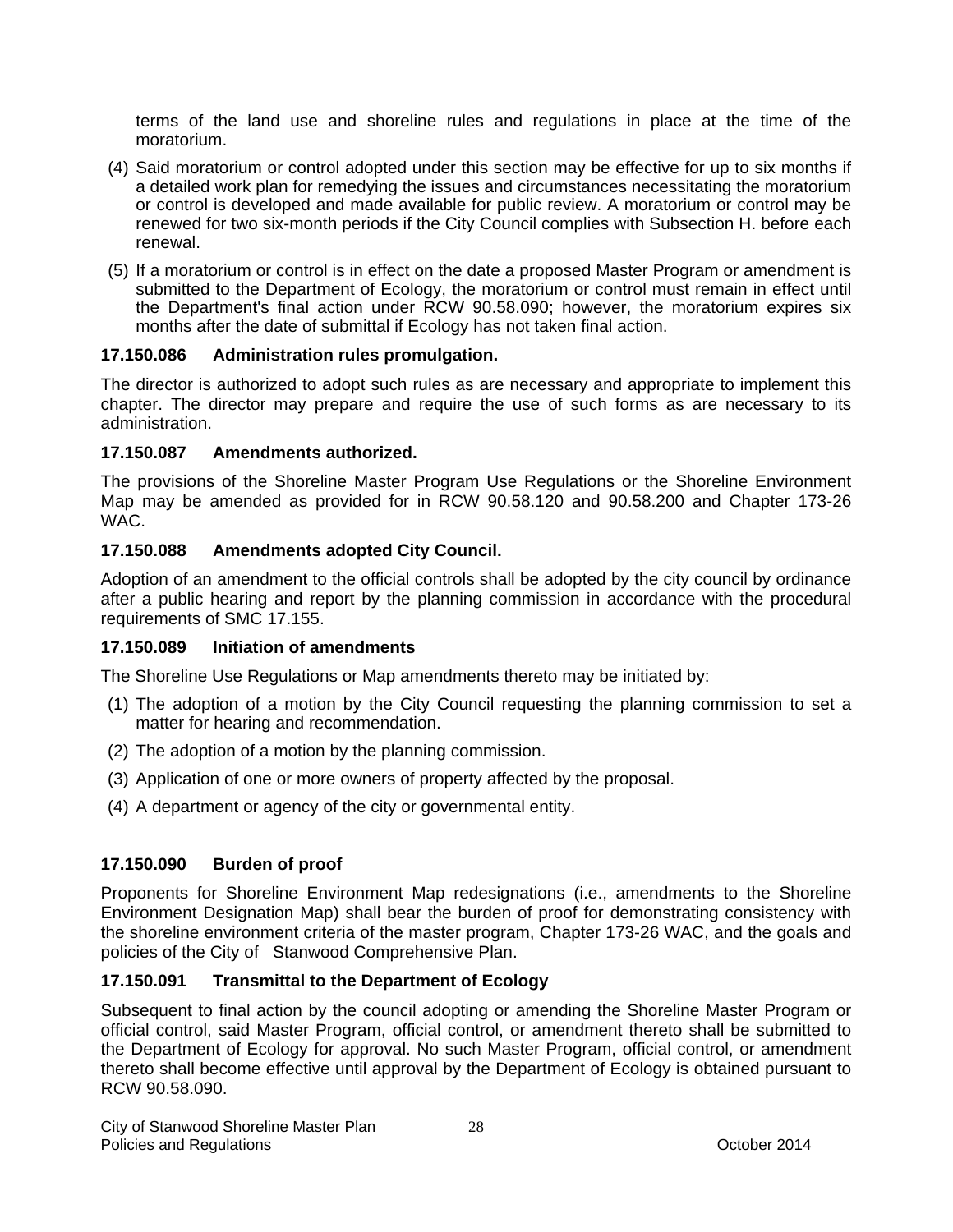terms of the land use and shoreline rules and regulations in place at the time of the moratorium.

(4) Said moratorium or control adopted under this section may be effective for up to six months if a detailed work plan for remedying the issues and circumstances necessitating the moratorium or control is developed and made available for public review. A moratorium or control may be renewed for two six-month periods if the City Council complies with Subsection H. before each renewal.

(5) If a moratorium or control is in effect on the date a proposed Master Program or amendment is submitted to the Department of Ecology, the moratorium or control must remain in effect until the Department's final action under RCW 90.58.090; however, the moratorium expires six months after the date of submittal if Ecology has not taken final action.

**17.150.086 Administration rules promulgation.**

The director is authorized to adopt such rules as are necessary and appropriate to implement this chapter. The director may prepare and require the use of such forms as are necessary to its administration.

**17.150.087 Amendments authorized.**

The provisions of the Shoreline Master Program Use Regulations or the Shoreline Environment Map may be amended as provided for in RCW 90.58.120 and 90.58.200 and Chapter 173-26 WAC.

**17.150.088 Amendments adopted City Council.**

Adoption of an amendment to the official controls shall be adopted by the city council by ordinance after a public hearing and report by the planning commission in accordance with the procedural requirements of SMC 17.155.

**17.150.089 Initiation of amendments**

The Shoreline Use Regulations or Map amendments thereto may be initiated by:

(1) The adoption of a motion by the City Council requesting the planning commission to set a matter for hearing and recommendation.

(2) The adoption of a motion by the planning commission.

(3) Application of one or more owners of property affected by the proposal.

(4) A department or agency of the city or governmental entity.

**17.150.090 Burden of proof**

Proponents for Shoreline Environment Map redesignations (i.e., amendments to the Shoreline Environment Designation Map) shall bear the burden of proof for demonstrating consistency with the shoreline environment criteria of the master program, Chapter 173-26 WAC, and the goals and policies of the City of Stanwood Comprehensive Plan.

**17.150.091 Transmittal to the Department of Ecology**

Subsequent to final action by the council adopting or amending the Shoreline Master Program or official control, said Master Program, official control, or amendment thereto shall be submitted to the Department of Ecology for approval. No such Master Program, official control, or amendment thereto shall become effective until approval by the Department of Ecology is obtained pursuant to RCW 90.58.090.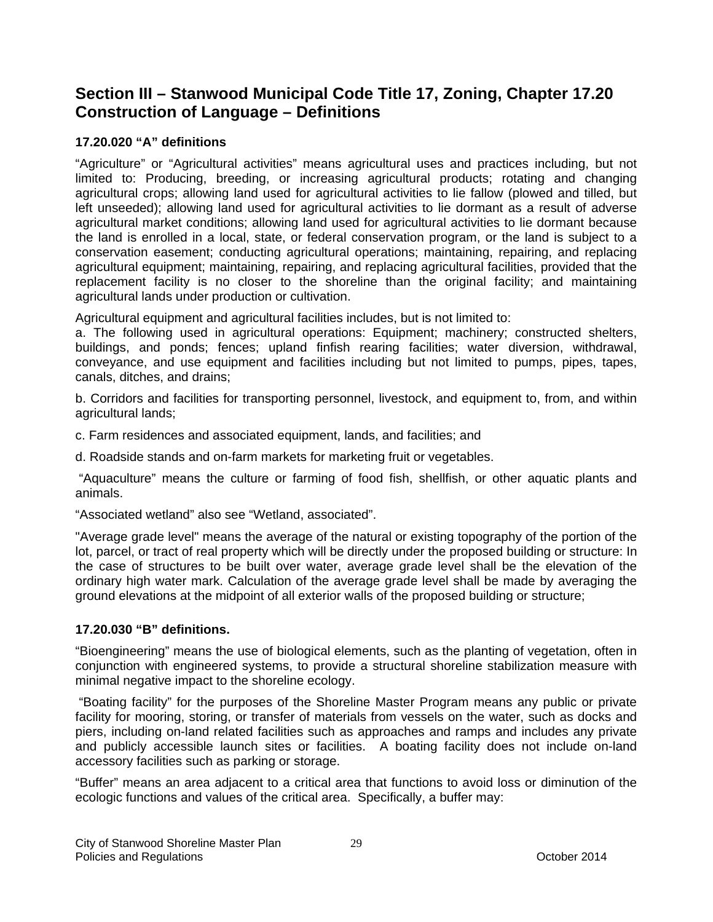## Section III – Stanwood Municipal Code Title 17, Zoning, Chapter 17.20 Construction of Language – Definitions

### 17.20.020 "A" definitions

"Agriculture" or "Agricultural activities" means agricultural uses and practices including, but not limited to: Producing, breeding, or increasing agricultural products; rotating and changing agricultural crops; allowing land used for agricultural activities to lie fallow (plowed and tilled, but left unseeded); allowing land used for agricultural activities to lie dormant as a result of adverse agricultural market conditions; allowing land used for agricultural activities to lie dormant because the land is enrolled in a local, state, or federal conservation program, or the land is subject to a conservation easement; conducting agricultural operations; maintaining, repairing, and replacing agricultural equipment; maintaining, repairing, and replacing agricultural facilities, provided that the replacement facility is no closer to the shoreline than the original facility; and maintaining agricultural lands under production or cultivation.

Agricultural equipment and agricultural facilities includes, but is not limited to:

a. The following used in agricultural operations: Equipment; machinery; constructed shelters, buildings, and ponds; fences; upland finfish rearing facilities; water diversion, withdrawal, conveyance, and use equipment and facilities including but not limited to pumps, pipes, tapes, canals, ditches, and drains;

b. Corridors and facilities for transporting personnel, livestock, and equipment to, from, and within agricultural lands;

c. Farm residences and associated equipment, lands, and facilities; and

d. Roadside stands and on-farm markets for marketing fruit or vegetables.

"Aquaculture" means the culture or farming of food fish, shellfish, or other aquatic plants and animals.

"Associated wetland" also see "Wetland, associated".

"Average grade level" means the average of the natural or existing topography of the portion of the lot, parcel, or tract of real property which will be directly under the proposed building or structure: In the case of structures to be built over water, average grade level shall be the elevation of the ordinary high water mark. Calculation of the average grade level shall be made by averaging the ground elevations at the midpoint of all exterior walls of the proposed building or structure;

### 17.20.030 "B" definitions.

"Bioengineering" means the use of biological elements, such as the planting of vegetation, often in conjunction with engineered systems, to provide a structural shoreline stabilization measure with minimal negative impact to the shoreline ecology.

"Boating facility" for the purposes of the Shoreline Master Program means any public or private facility for mooring, storing, or transfer of materials from vessels on the water, such as docks and piers, including on-land related facilities such as approaches and ramps and includes any private and publicly accessible launch sites or facilities. A boating facility does not include on-land accessory facilities such as parking or storage.

"Buffer" means an area adjacent to a critical area that functions to avoid loss or diminution of the ecologic functions and values of the critical area. Specifically, a buffer may: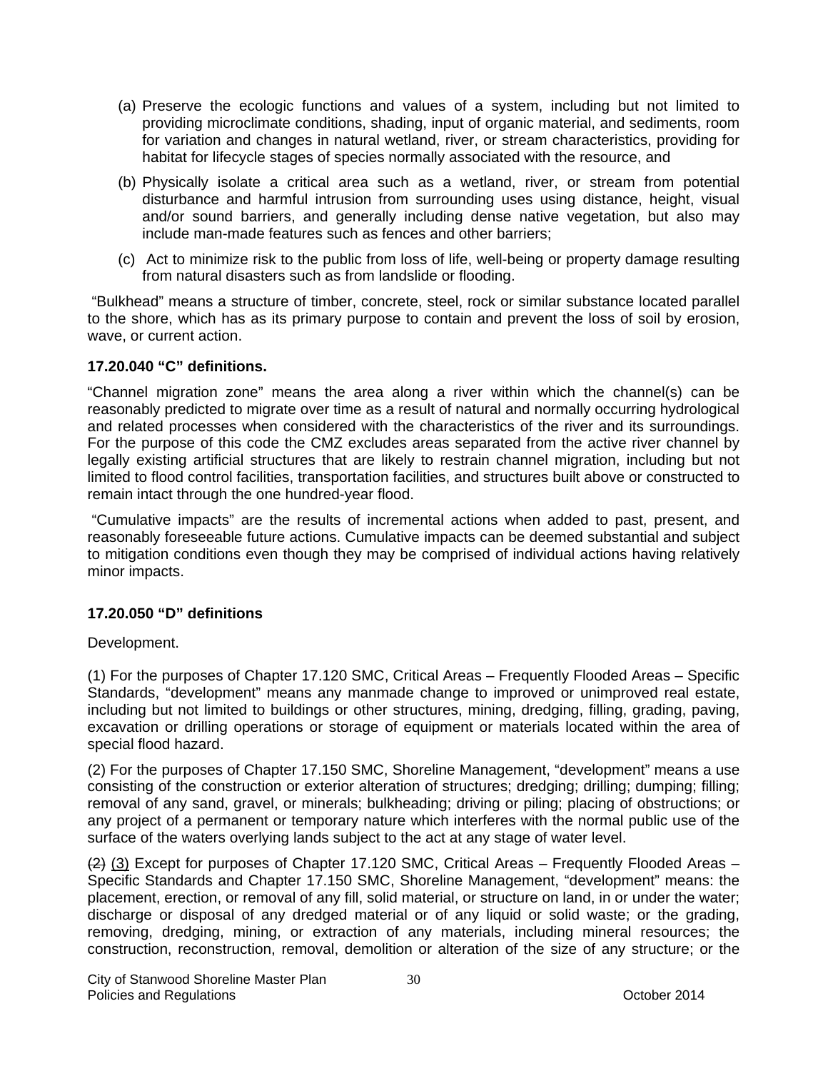(a) Preserve the ecologic functions and values of a system, including but not limited to providing microclimate conditions, shading, input of organic material, and sediments, room for variation and changes in natural wetland, river, or stream characteristics, providing for habitat for lifecycle stages of species normally associated with the resource, and

(b) Physically isolate a critical area such as a wetland, river, or stream from potential disturbance and harmful intrusion from surrounding uses using distance, height, visual and/or sound barriers, and generally including dense native vegetation, but also may include man-made features such as fences and other barriers;

(c) Act to minimize risk to the public from loss of life, well-being or property damage resulting from natural disasters such as from landslide or flooding.

"Bulkhead" means a structure of timber, concrete, steel, rock or similar substance located parallel to the shore, which has as its primary purpose to contain and prevent the loss of soil by erosion, wave, or current action.

**17.20.040 "C" definitions.**

"Channel migration zone" means the area along a river within which the channel(s) can be reasonably predicted to migrate over time as a result of natural and normally occurring hydrological and related processes when considered with the characteristics of the river and its surroundings. For the purpose of this code the CMZ excludes areas separated from the active river channel by legally existing artificial structures that are likely to restrain channel migration, including but not limited to flood control facilities, transportation facilities, and structures built above or constructed to remain intact through the one hundred-year flood.

"Cumulative impacts" are the results of incremental actions when added to past, present, and reasonably foreseeable future actions. Cumulative impacts can be deemed substantial and subject to mitigation conditions even though they may be comprised of individual actions having relatively minor impacts.

**17.20.050 "D" definitions**

Development.

(1) For the purposes of Chapter 17.120 SMC, Critical Areas – Frequently Flooded Areas – Specific Standards, "development" means any manmade change to improved or unimproved real estate, including but not limited to buildings or other structures, mining, dredging, filling, grading, paving, excavation or drilling operations or storage of equipment or materials located within the area of special flood hazard.

(2) For the purposes of Chapter 17.150 SMC, Shoreline Management, "development" means a use consisting of the construction or exterior alteration of structures; dredging; drilling; dumping; filling; removal of any sand, gravel, or minerals; bulkheading; driving or piling; placing of obstructions; or any project of a permanent or temporary nature which interferes with the normal public use of the surface of the waters overlying lands subject to the act at any stage of water level.

~~(2)~~ (3) Except for purposes of Chapter 17.120 SMC, Critical Areas – Frequently Flooded Areas – Specific Standards and Chapter 17.150 SMC, Shoreline Management, "development" means: the placement, erection, or removal of any fill, solid material, or structure on land, in or under the water; discharge or disposal of any dredged material or of any liquid or solid waste; or the grading, removing, dredging, mining, or extraction of any materials, including mineral resources; the construction, reconstruction, removal, demolition or alteration of the size of any structure; or the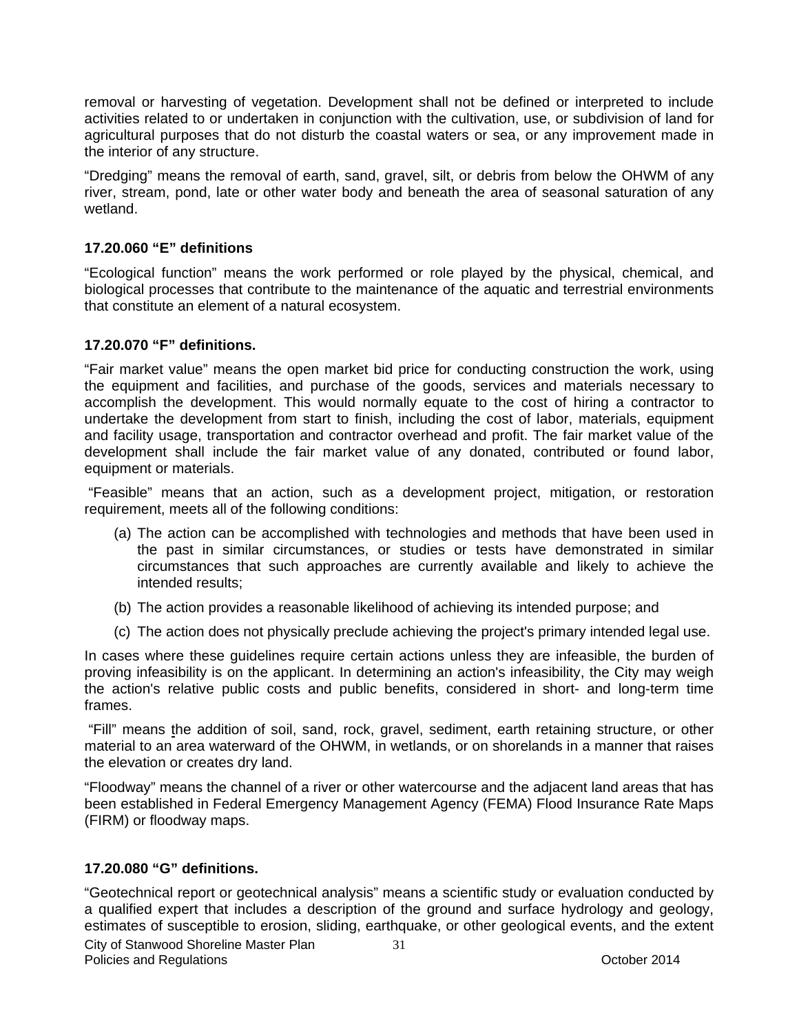removal or harvesting of vegetation. Development shall not be defined or interpreted to include activities related to or undertaken in conjunction with the cultivation, use, or subdivision of land for agricultural purposes that do not disturb the coastal waters or sea, or any improvement made in the interior of any structure.

"Dredging" means the removal of earth, sand, gravel, silt, or debris from below the OHWM of any river, stream, pond, late or other water body and beneath the area of seasonal saturation of any wetland.

### 17.20.060 "E" definitions

"Ecological function" means the work performed or role played by the physical, chemical, and biological processes that contribute to the maintenance of the aquatic and terrestrial environments that constitute an element of a natural ecosystem.

### 17.20.070 "F" definitions.

"Fair market value" means the open market bid price for conducting construction the work, using the equipment and facilities, and purchase of the goods, services and materials necessary to accomplish the development. This would normally equate to the cost of hiring a contractor to undertake the development from start to finish, including the cost of labor, materials, equipment and facility usage, transportation and contractor overhead and profit. The fair market value of the development shall include the fair market value of any donated, contributed or found labor, equipment or materials.

"Feasible" means that an action, such as a development project, mitigation, or restoration requirement, meets all of the following conditions:

(a) The action can be accomplished with technologies and methods that have been used in the past in similar circumstances, or studies or tests have demonstrated in similar circumstances that such approaches are currently available and likely to achieve the intended results;

(b) The action provides a reasonable likelihood of achieving its intended purpose; and

(c) The action does not physically preclude achieving the project's primary intended legal use.

In cases where these guidelines require certain actions unless they are infeasible, the burden of proving infeasibility is on the applicant. In determining an action's infeasibility, the City may weigh the action's relative public costs and public benefits, considered in short- and long-term time frames.

"Fill" means the addition of soil, sand, rock, gravel, sediment, earth retaining structure, or other material to an area waterward of the OHWM, in wetlands, or on shorelands in a manner that raises the elevation or creates dry land.

"Floodway" means the channel of a river or other watercourse and the adjacent land areas that has been established in Federal Emergency Management Agency (FEMA) Flood Insurance Rate Maps (FIRM) or floodway maps.

### 17.20.080 "G" definitions.

"Geotechnical report or geotechnical analysis" means a scientific study or evaluation conducted by a qualified expert that includes a description of the ground and surface hydrology and geology, estimates of susceptible to erosion, sliding, earthquake, or other geological events, and the extent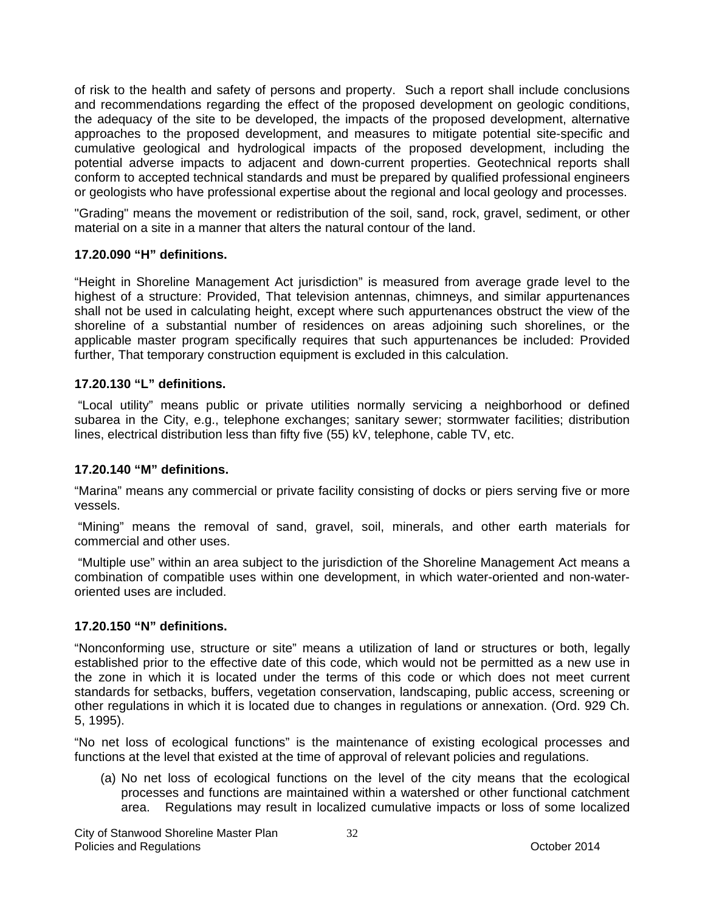of risk to the health and safety of persons and property. Such a report shall include conclusions and recommendations regarding the effect of the proposed development on geologic conditions, the adequacy of the site to be developed, the impacts of the proposed development, alternative approaches to the proposed development, and measures to mitigate potential site-specific and cumulative geological and hydrological impacts of the proposed development, including the potential adverse impacts to adjacent and down-current properties. Geotechnical reports shall conform to accepted technical standards and must be prepared by qualified professional engineers or geologists who have professional expertise about the regional and local geology and processes.

"Grading" means the movement or redistribution of the soil, sand, rock, gravel, sediment, or other material on a site in a manner that alters the natural contour of the land.

**17.20.090 "H" definitions.**

"Height in Shoreline Management Act jurisdiction" is measured from average grade level to the highest of a structure: Provided, That television antennas, chimneys, and similar appurtenances shall not be used in calculating height, except where such appurtenances obstruct the view of the shoreline of a substantial number of residences on areas adjoining such shorelines, or the applicable master program specifically requires that such appurtenances be included: Provided further, That temporary construction equipment is excluded in this calculation.

**17.20.130 "L" definitions.**

"Local utility" means public or private utilities normally servicing a neighborhood or defined subarea in the City, e.g., telephone exchanges; sanitary sewer; stormwater facilities; distribution lines, electrical distribution less than fifty five (55) kV, telephone, cable TV, etc.

**17.20.140 "M" definitions.**

"Marina" means any commercial or private facility consisting of docks or piers serving five or more vessels.

"Mining" means the removal of sand, gravel, soil, minerals, and other earth materials for commercial and other uses.

"Multiple use" within an area subject to the jurisdiction of the Shoreline Management Act means a combination of compatible uses within one development, in which water-oriented and non-water-oriented uses are included.

**17.20.150 "N" definitions.**

"Nonconforming use, structure or site" means a utilization of land or structures or both, legally established prior to the effective date of this code, which would not be permitted as a new use in the zone in which it is located under the terms of this code or which does not meet current standards for setbacks, buffers, vegetation conservation, landscaping, public access, screening or other regulations in which it is located due to changes in regulations or annexation. (Ord. 929 Ch. 5, 1995).

"No net loss of ecological functions" is the maintenance of existing ecological processes and functions at the level that existed at the time of approval of relevant policies and regulations.

(a) No net loss of ecological functions on the level of the city means that the ecological processes and functions are maintained within a watershed or other functional catchment area. Regulations may result in localized cumulative impacts or loss of some localized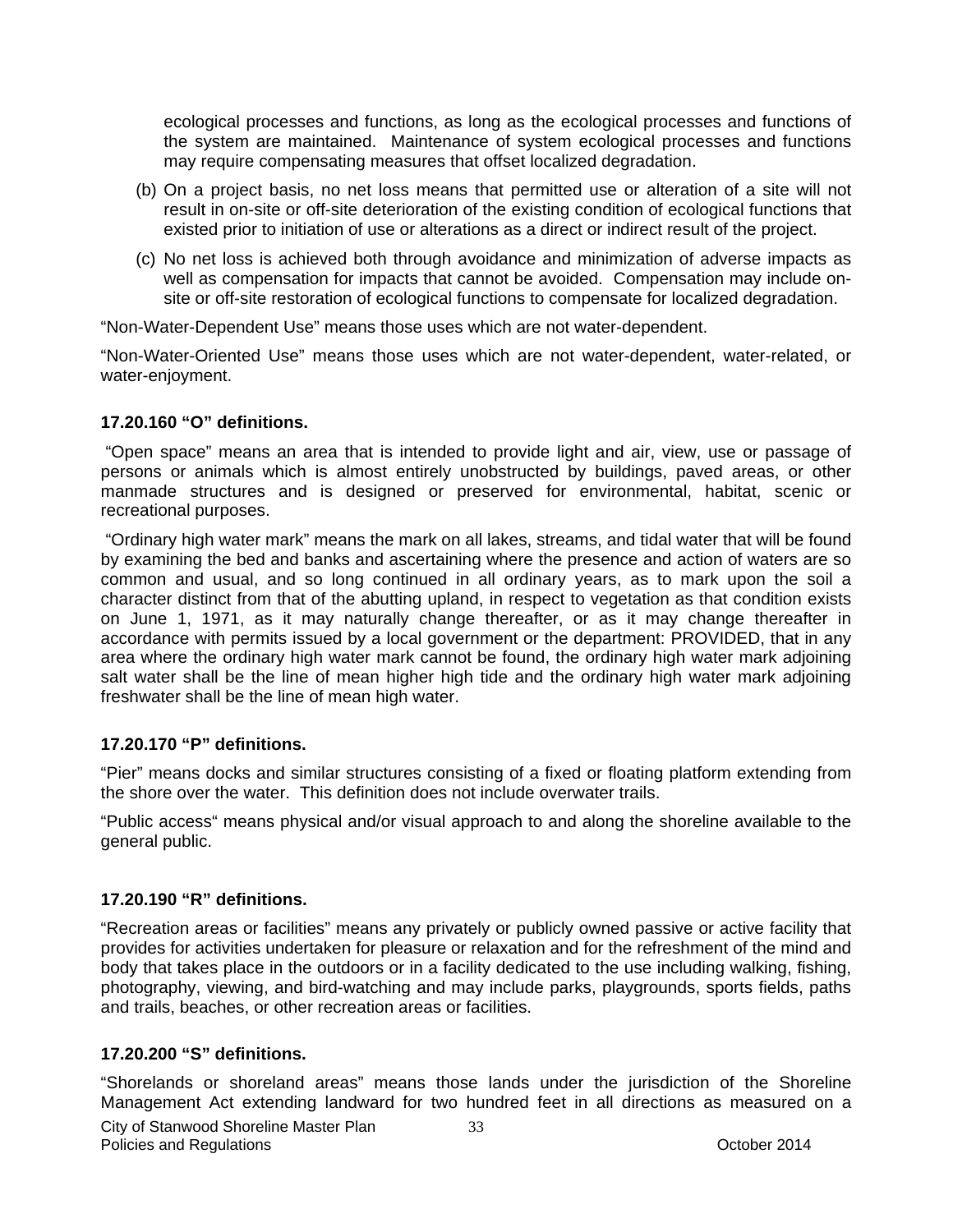ecological processes and functions, as long as the ecological processes and functions of the system are maintained. Maintenance of system ecological processes and functions may require compensating measures that offset localized degradation.

(b) On a project basis, no net loss means that permitted use or alteration of a site will not result in on-site or off-site deterioration of the existing condition of ecological functions that existed prior to initiation of use or alterations as a direct or indirect result of the project.

(c) No net loss is achieved both through avoidance and minimization of adverse impacts as well as compensation for impacts that cannot be avoided. Compensation may include on-site or off-site restoration of ecological functions to compensate for localized degradation.

"Non-Water-Dependent Use" means those uses which are not water-dependent.

"Non-Water-Oriented Use" means those uses which are not water-dependent, water-related, or water-enjoyment.

**17.20.160 "O" definitions.**

"Open space" means an area that is intended to provide light and air, view, use or passage of persons or animals which is almost entirely unobstructed by buildings, paved areas, or other manmade structures and is designed or preserved for environmental, habitat, scenic or recreational purposes.

"Ordinary high water mark" means the mark on all lakes, streams, and tidal water that will be found by examining the bed and banks and ascertaining where the presence and action of waters are so common and usual, and so long continued in all ordinary years, as to mark upon the soil a character distinct from that of the abutting upland, in respect to vegetation as that condition exists on June 1, 1971, as it may naturally change thereafter, or as it may change thereafter in accordance with permits issued by a local government or the department: PROVIDED, that in any area where the ordinary high water mark cannot be found, the ordinary high water mark adjoining salt water shall be the line of mean higher high tide and the ordinary high water mark adjoining freshwater shall be the line of mean high water.

**17.20.170 "P" definitions.**

"Pier" means docks and similar structures consisting of a fixed or floating platform extending from the shore over the water. This definition does not include overwater trails.

"Public access" means physical and/or visual approach to and along the shoreline available to the general public.

**17.20.190 "R" definitions.**

"Recreation areas or facilities" means any privately or publicly owned passive or active facility that provides for activities undertaken for pleasure or relaxation and for the refreshment of the mind and body that takes place in the outdoors or in a facility dedicated to the use including walking, fishing, photography, viewing, and bird-watching and may include parks, playgrounds, sports fields, paths and trails, beaches, or other recreation areas or facilities.

**17.20.200 "S" definitions.**

"Shorelands or shoreland areas" means those lands under the jurisdiction of the Shoreline Management Act extending landward for two hundred feet in all directions as measured on a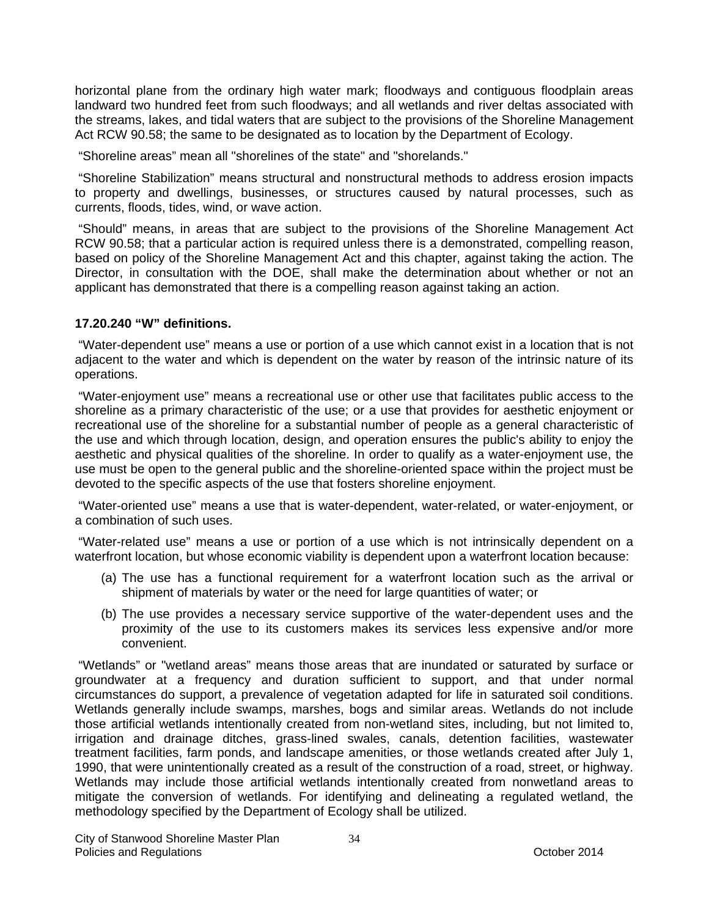horizontal plane from the ordinary high water mark; floodways and contiguous floodplain areas landward two hundred feet from such floodways; and all wetlands and river deltas associated with the streams, lakes, and tidal waters that are subject to the provisions of the Shoreline Management Act RCW 90.58; the same to be designated as to location by the Department of Ecology.

"Shoreline areas" mean all "shorelines of the state" and "shorelands."

"Shoreline Stabilization" means structural and nonstructural methods to address erosion impacts to property and dwellings, businesses, or structures caused by natural processes, such as currents, floods, tides, wind, or wave action.

"Should" means, in areas that are subject to the provisions of the Shoreline Management Act RCW 90.58; that a particular action is required unless there is a demonstrated, compelling reason, based on policy of the Shoreline Management Act and this chapter, against taking the action. The Director, in consultation with the DOE, shall make the determination about whether or not an applicant has demonstrated that there is a compelling reason against taking an action.

**17.20.240 "W" definitions.**

"Water-dependent use" means a use or portion of a use which cannot exist in a location that is not adjacent to the water and which is dependent on the water by reason of the intrinsic nature of its operations.

"Water-enjoyment use" means a recreational use or other use that facilitates public access to the shoreline as a primary characteristic of the use; or a use that provides for aesthetic enjoyment or recreational use of the shoreline for a substantial number of people as a general characteristic of the use and which through location, design, and operation ensures the public's ability to enjoy the aesthetic and physical qualities of the shoreline. In order to qualify as a water-enjoyment use, the use must be open to the general public and the shoreline-oriented space within the project must be devoted to the specific aspects of the use that fosters shoreline enjoyment.

"Water-oriented use" means a use that is water-dependent, water-related, or water-enjoyment, or a combination of such uses.

"Water-related use" means a use or portion of a use which is not intrinsically dependent on a waterfront location, but whose economic viability is dependent upon a waterfront location because:

(a) The use has a functional requirement for a waterfront location such as the arrival or shipment of materials by water or the need for large quantities of water; or

(b) The use provides a necessary service supportive of the water-dependent uses and the proximity of the use to its customers makes its services less expensive and/or more convenient.

"Wetlands" or "wetland areas" means those areas that are inundated or saturated by surface or groundwater at a frequency and duration sufficient to support, and that under normal circumstances do support, a prevalence of vegetation adapted for life in saturated soil conditions. Wetlands generally include swamps, marshes, bogs and similar areas. Wetlands do not include those artificial wetlands intentionally created from non-wetland sites, including, but not limited to, irrigation and drainage ditches, grass-lined swales, canals, detention facilities, wastewater treatment facilities, farm ponds, and landscape amenities, or those wetlands created after July 1, 1990, that were unintentionally created as a result of the construction of a road, street, or highway. Wetlands may include those artificial wetlands intentionally created from nonwetland areas to mitigate the conversion of wetlands. For identifying and delineating a regulated wetland, the methodology specified by the Department of Ecology shall be utilized.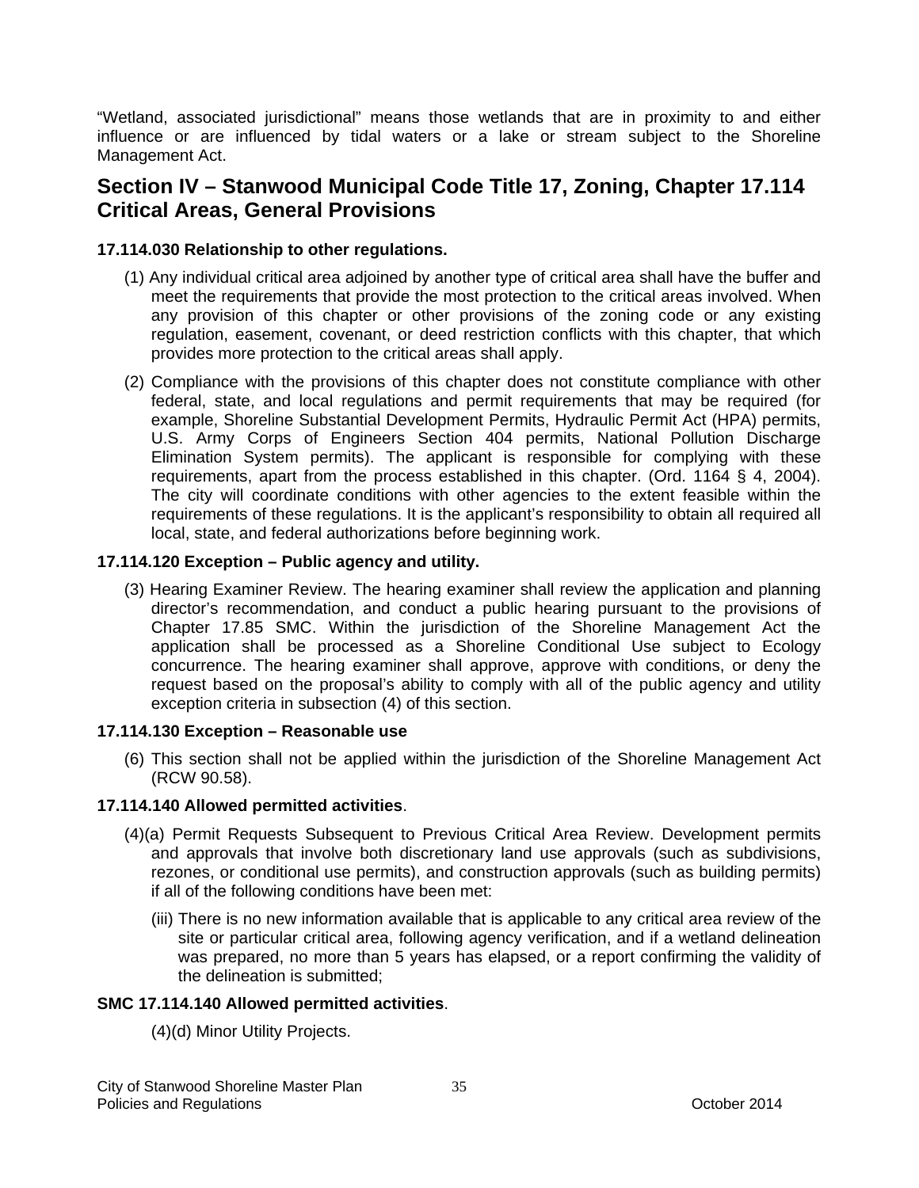"Wetland, associated jurisdictional" means those wetlands that are in proximity to and either influence or are influenced by tidal waters or a lake or stream subject to the Shoreline Management Act.

## Section IV – Stanwood Municipal Code Title 17, Zoning, Chapter 17.114 Critical Areas, General Provisions

**17.114.030 Relationship to other regulations.**

(1) Any individual critical area adjoined by another type of critical area shall have the buffer and meet the requirements that provide the most protection to the critical areas involved. When any provision of this chapter or other provisions of the zoning code or any existing regulation, easement, covenant, or deed restriction conflicts with this chapter, that which provides more protection to the critical areas shall apply.

(2) Compliance with the provisions of this chapter does not constitute compliance with other federal, state, and local regulations and permit requirements that may be required (for example, Shoreline Substantial Development Permits, Hydraulic Permit Act (HPA) permits, U.S. Army Corps of Engineers Section 404 permits, National Pollution Discharge Elimination System permits). The applicant is responsible for complying with these requirements, apart from the process established in this chapter. (Ord. 1164 § 4, 2004). The city will coordinate conditions with other agencies to the extent feasible within the requirements of these regulations. It is the applicant's responsibility to obtain all required all local, state, and federal authorizations before beginning work.

**17.114.120 Exception – Public agency and utility.**

(3) Hearing Examiner Review. The hearing examiner shall review the application and planning director's recommendation, and conduct a public hearing pursuant to the provisions of Chapter 17.85 SMC. Within the jurisdiction of the Shoreline Management Act the application shall be processed as a Shoreline Conditional Use subject to Ecology concurrence. The hearing examiner shall approve, approve with conditions, or deny the request based on the proposal's ability to comply with all of the public agency and utility exception criteria in subsection (4) of this section.

**17.114.130 Exception – Reasonable use**

(6) This section shall not be applied within the jurisdiction of the Shoreline Management Act (RCW 90.58).

**17.114.140 Allowed permitted activities**.

(4)(a) Permit Requests Subsequent to Previous Critical Area Review. Development permits and approvals that involve both discretionary land use approvals (such as subdivisions, rezones, or conditional use permits), and construction approvals (such as building permits) if all of the following conditions have been met:

(iii) There is no new information available that is applicable to any critical area review of the site or particular critical area, following agency verification, and if a wetland delineation was prepared, no more than 5 years has elapsed, or a report confirming the validity of the delineation is submitted;

**SMC 17.114.140 Allowed permitted activities**.

(4)(d) Minor Utility Projects.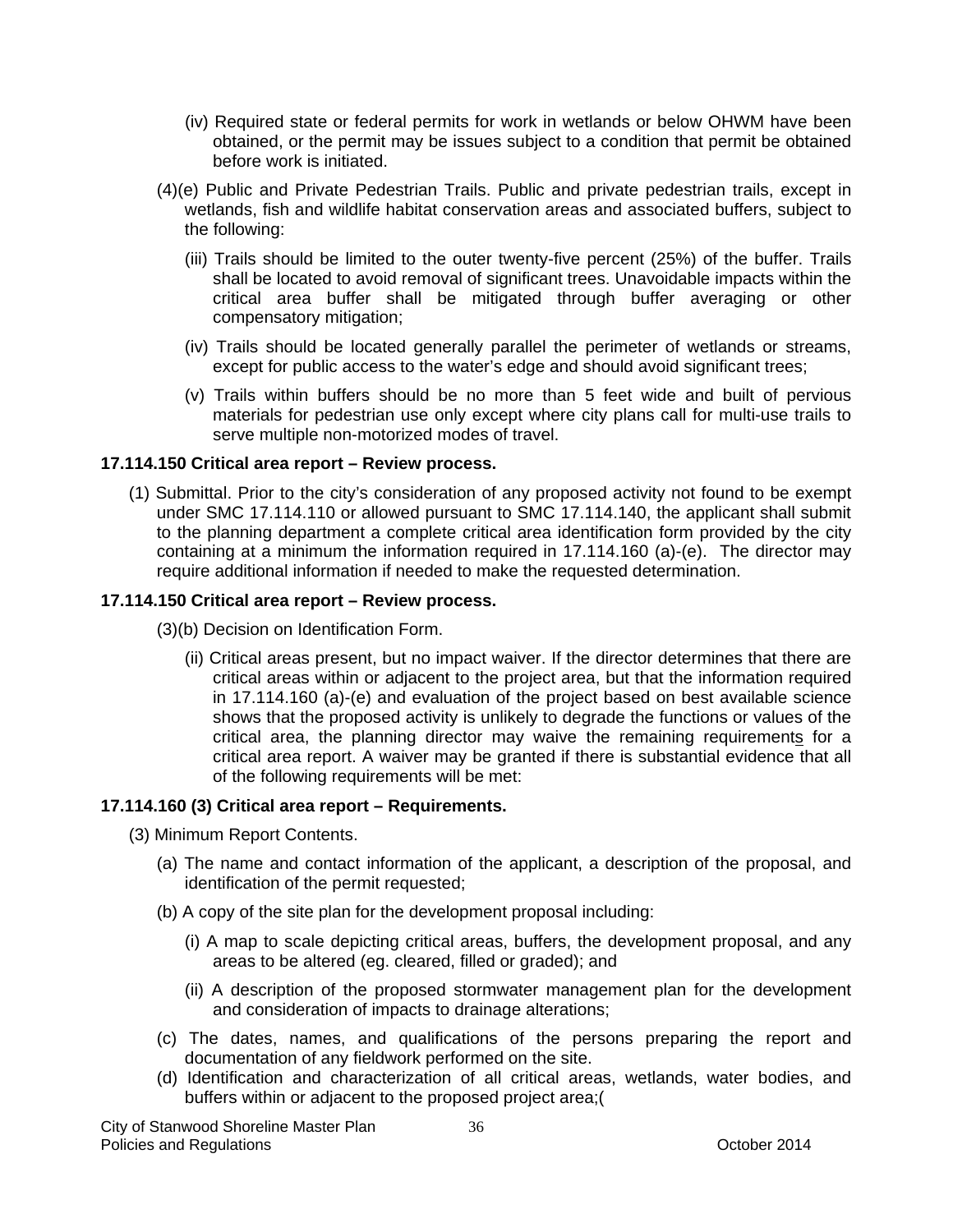(iv) Required state or federal permits for work in wetlands or below OHWM have been obtained, or the permit may be issues subject to a condition that permit be obtained before work is initiated.

(4)(e) Public and Private Pedestrian Trails. Public and private pedestrian trails, except in wetlands, fish and wildlife habitat conservation areas and associated buffers, subject to the following:

(iii) Trails should be limited to the outer twenty-five percent (25%) of the buffer. Trails shall be located to avoid removal of significant trees. Unavoidable impacts within the critical area buffer shall be mitigated through buffer averaging or other compensatory mitigation;

(iv) Trails should be located generally parallel the perimeter of wetlands or streams, except for public access to the water's edge and should avoid significant trees;

(v) Trails within buffers should be no more than 5 feet wide and built of pervious materials for pedestrian use only except where city plans call for multi-use trails to serve multiple non-motorized modes of travel.

**17.114.150 Critical area report – Review process.**

(1) Submittal. Prior to the city's consideration of any proposed activity not found to be exempt under SMC 17.114.110 or allowed pursuant to SMC 17.114.140, the applicant shall submit to the planning department a complete critical area identification form provided by the city containing at a minimum the information required in 17.114.160 (a)-(e). The director may require additional information if needed to make the requested determination.

**17.114.150 Critical area report – Review process.**

(3)(b) Decision on Identification Form.

(ii) Critical areas present, but no impact waiver. If the director determines that there are critical areas within or adjacent to the project area, but that the information required in 17.114.160 (a)-(e) and evaluation of the project based on best available science shows that the proposed activity is unlikely to degrade the functions or values of the critical area, the planning director may waive the remaining requirements for a critical area report. A waiver may be granted if there is substantial evidence that all of the following requirements will be met:

**17.114.160 (3) Critical area report – Requirements.**

(3) Minimum Report Contents.

(a) The name and contact information of the applicant, a description of the proposal, and identification of the permit requested;

(b) A copy of the site plan for the development proposal including:

(i) A map to scale depicting critical areas, buffers, the development proposal, and any areas to be altered (eg. cleared, filled or graded); and

(ii) A description of the proposed stormwater management plan for the development and consideration of impacts to drainage alterations;

(c) The dates, names, and qualifications of the persons preparing the report and documentation of any fieldwork performed on the site.

(d) Identification and characterization of all critical areas, wetlands, water bodies, and buffers within or adjacent to the proposed project area;(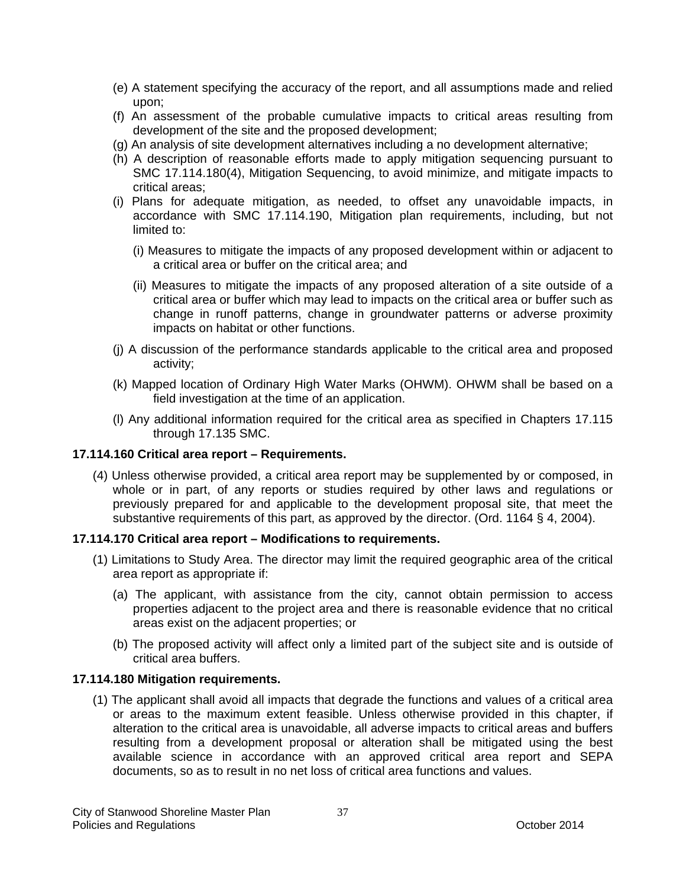(e) A statement specifying the accuracy of the report, and all assumptions made and relied upon;

(f) An assessment of the probable cumulative impacts to critical areas resulting from development of the site and the proposed development;

(g) An analysis of site development alternatives including a no development alternative;

(h) A description of reasonable efforts made to apply mitigation sequencing pursuant to SMC 17.114.180(4), Mitigation Sequencing, to avoid minimize, and mitigate impacts to critical areas;

(i) Plans for adequate mitigation, as needed, to offset any unavoidable impacts, in accordance with SMC 17.114.190, Mitigation plan requirements, including, but not limited to:

(i) Measures to mitigate the impacts of any proposed development within or adjacent to a critical area or buffer on the critical area; and

(ii) Measures to mitigate the impacts of any proposed alteration of a site outside of a critical area or buffer which may lead to impacts on the critical area or buffer such as change in runoff patterns, change in groundwater patterns or adverse proximity impacts on habitat or other functions.

(j) A discussion of the performance standards applicable to the critical area and proposed activity;

(k) Mapped location of Ordinary High Water Marks (OHWM). OHWM shall be based on a field investigation at the time of an application.

(l) Any additional information required for the critical area as specified in Chapters 17.115 through 17.135 SMC.

**17.114.160 Critical area report – Requirements.**

(4) Unless otherwise provided, a critical area report may be supplemented by or composed, in whole or in part, of any reports or studies required by other laws and regulations or previously prepared for and applicable to the development proposal site, that meet the substantive requirements of this part, as approved by the director. (Ord. 1164 § 4, 2004).

**17.114.170 Critical area report – Modifications to requirements.**

(1) Limitations to Study Area. The director may limit the required geographic area of the critical area report as appropriate if:

(a) The applicant, with assistance from the city, cannot obtain permission to access properties adjacent to the project area and there is reasonable evidence that no critical areas exist on the adjacent properties; or

(b) The proposed activity will affect only a limited part of the subject site and is outside of critical area buffers.

**17.114.180 Mitigation requirements.**

(1) The applicant shall avoid all impacts that degrade the functions and values of a critical area or areas to the maximum extent feasible. Unless otherwise provided in this chapter, if alteration to the critical area is unavoidable, all adverse impacts to critical areas and buffers resulting from a development proposal or alteration shall be mitigated using the best available science in accordance with an approved critical area report and SEPA documents, so as to result in no net loss of critical area functions and values.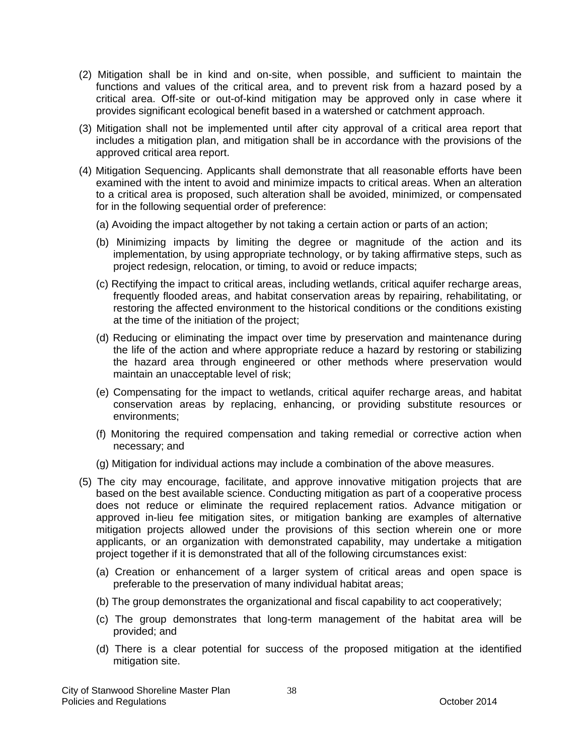(2) Mitigation shall be in kind and on-site, when possible, and sufficient to maintain the functions and values of the critical area, and to prevent risk from a hazard posed by a critical area. Off-site or out-of-kind mitigation may be approved only in case where it provides significant ecological benefit based in a watershed or catchment approach.

(3) Mitigation shall not be implemented until after city approval of a critical area report that includes a mitigation plan, and mitigation shall be in accordance with the provisions of the approved critical area report.

(4) Mitigation Sequencing. Applicants shall demonstrate that all reasonable efforts have been examined with the intent to avoid and minimize impacts to critical areas. When an alteration to a critical area is proposed, such alteration shall be avoided, minimized, or compensated for in the following sequential order of preference:

(a) Avoiding the impact altogether by not taking a certain action or parts of an action;

(b) Minimizing impacts by limiting the degree or magnitude of the action and its implementation, by using appropriate technology, or by taking affirmative steps, such as project redesign, relocation, or timing, to avoid or reduce impacts;

(c) Rectifying the impact to critical areas, including wetlands, critical aquifer recharge areas, frequently flooded areas, and habitat conservation areas by repairing, rehabilitating, or restoring the affected environment to the historical conditions or the conditions existing at the time of the initiation of the project;

(d) Reducing or eliminating the impact over time by preservation and maintenance during the life of the action and where appropriate reduce a hazard by restoring or stabilizing the hazard area through engineered or other methods where preservation would maintain an unacceptable level of risk;

(e) Compensating for the impact to wetlands, critical aquifer recharge areas, and habitat conservation areas by replacing, enhancing, or providing substitute resources or environments;

(f) Monitoring the required compensation and taking remedial or corrective action when necessary; and

(g) Mitigation for individual actions may include a combination of the above measures.

(5) The city may encourage, facilitate, and approve innovative mitigation projects that are based on the best available science. Conducting mitigation as part of a cooperative process does not reduce or eliminate the required replacement ratios. Advance mitigation or approved in-lieu fee mitigation sites, or mitigation banking are examples of alternative mitigation projects allowed under the provisions of this section wherein one or more applicants, or an organization with demonstrated capability, may undertake a mitigation project together if it is demonstrated that all of the following circumstances exist:

(a) Creation or enhancement of a larger system of critical areas and open space is preferable to the preservation of many individual habitat areas;

(b) The group demonstrates the organizational and fiscal capability to act cooperatively;

(c) The group demonstrates that long-term management of the habitat area will be provided; and

(d) There is a clear potential for success of the proposed mitigation at the identified mitigation site.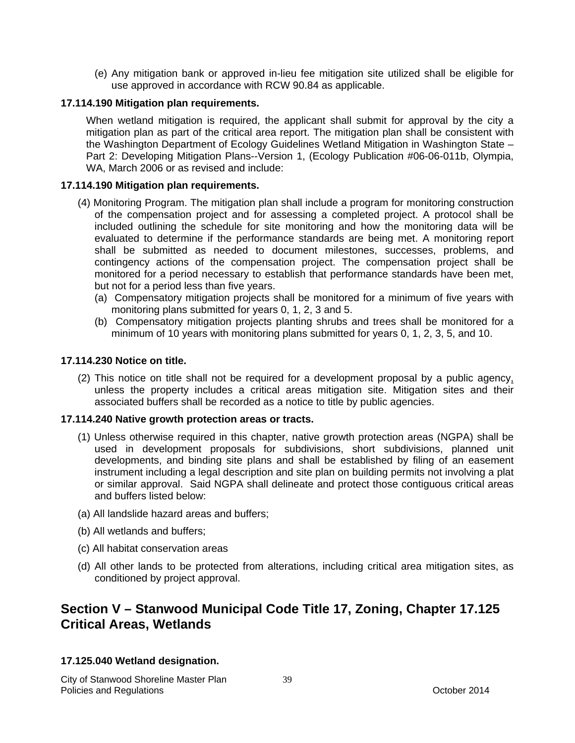(e) Any mitigation bank or approved in-lieu fee mitigation site utilized shall be eligible for use approved in accordance with RCW 90.84 as applicable.

**17.114.190 Mitigation plan requirements.**

When wetland mitigation is required, the applicant shall submit for approval by the city a mitigation plan as part of the critical area report. The mitigation plan shall be consistent with the Washington Department of Ecology Guidelines Wetland Mitigation in Washington State – Part 2: Developing Mitigation Plans--Version 1, (Ecology Publication #06-06-011b, Olympia, WA, March 2006 or as revised and include:

**17.114.190 Mitigation plan requirements.**

(4) Monitoring Program. The mitigation plan shall include a program for monitoring construction of the compensation project and for assessing a completed project. A protocol shall be included outlining the schedule for site monitoring and how the monitoring data will be evaluated to determine if the performance standards are being met. A monitoring report shall be submitted as needed to document milestones, successes, problems, and contingency actions of the compensation project. The compensation project shall be monitored for a period necessary to establish that performance standards have been met, but not for a period less than five years.

(a) Compensatory mitigation projects shall be monitored for a minimum of five years with monitoring plans submitted for years 0, 1, 2, 3 and 5.

(b) Compensatory mitigation projects planting shrubs and trees shall be monitored for a minimum of 10 years with monitoring plans submitted for years 0, 1, 2, 3, 5, and 10.

**17.114.230 Notice on title.**

(2) This notice on title shall not be required for a development proposal by a public agency, unless the property includes a critical areas mitigation site. Mitigation sites and their associated buffers shall be recorded as a notice to title by public agencies.

**17.114.240 Native growth protection areas or tracts.**

(1) Unless otherwise required in this chapter, native growth protection areas (NGPA) shall be used in development proposals for subdivisions, short subdivisions, planned unit developments, and binding site plans and shall be established by filing of an easement instrument including a legal description and site plan on building permits not involving a plat or similar approval. Said NGPA shall delineate and protect those contiguous critical areas and buffers listed below:

(a) All landslide hazard areas and buffers;

(b) All wetlands and buffers;

(c) All habitat conservation areas

(d) All other lands to be protected from alterations, including critical area mitigation sites, as conditioned by project approval.

## Section V – Stanwood Municipal Code Title 17, Zoning, Chapter 17.125 Critical Areas, Wetlands

**17.125.040 Wetland designation.**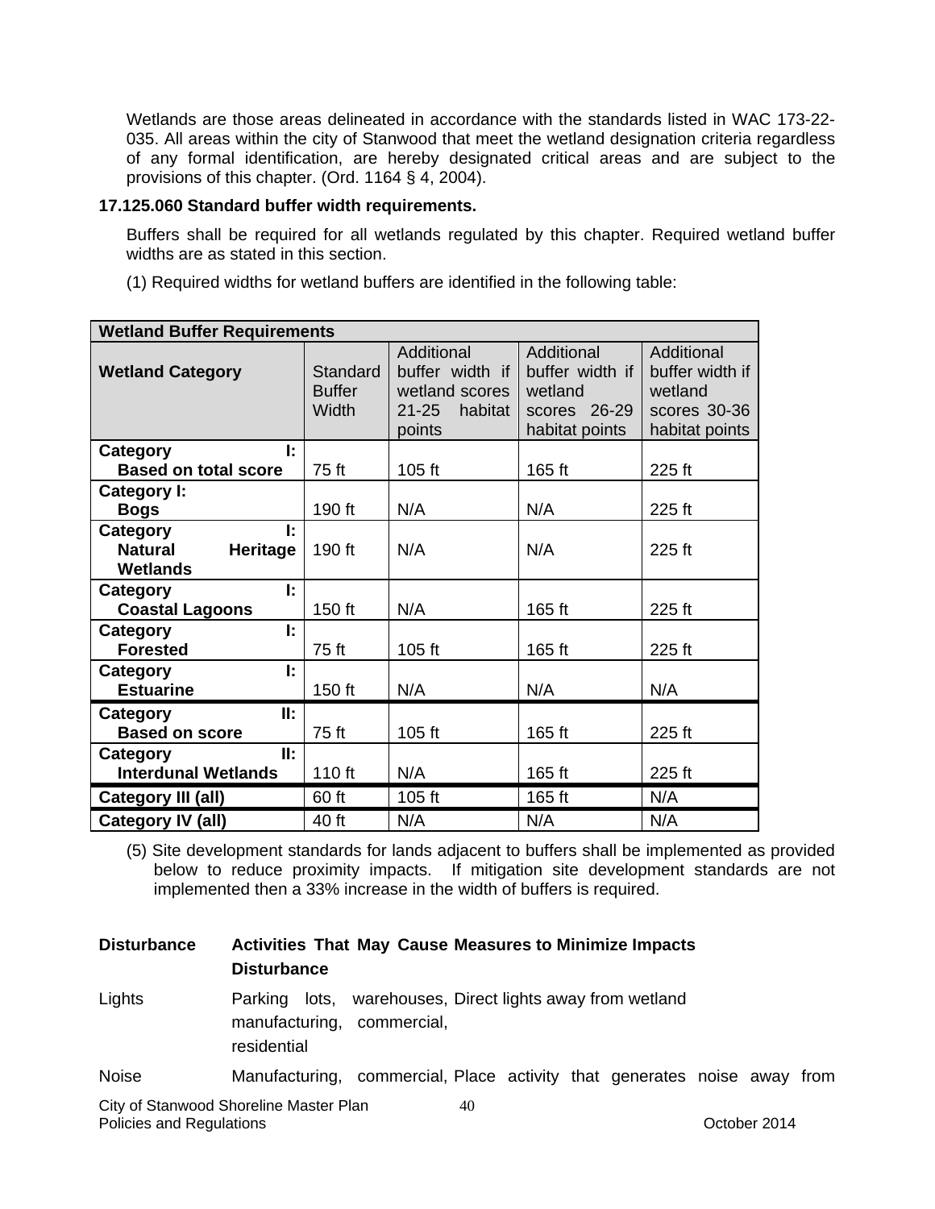Wetlands are those areas delineated in accordance with the standards listed in WAC 173-22-035. All areas within the city of Stanwood that meet the wetland designation criteria regardless of any formal identification, are hereby designated critical areas and are subject to the provisions of this chapter. (Ord. 1164 § 4, 2004).

**17.125.060 Standard buffer width requirements.**

Buffers shall be required for all wetlands regulated by this chapter. Required wetland buffer widths are as stated in this section.

(1) Required widths for wetland buffers are identified in the following table:

| **Wetland Buffer Requirements** | | | | |
|---|---|---|---|---|
| **Wetland Category** | Standard Buffer Width | Additional buffer width if wetland scores 21-25 habitat points | Additional buffer width if wetland scores 26-29 habitat points | Additional buffer width if wetland scores 30-36 habitat points |
| **Category I: Based on total score** | 75 ft | 105 ft | 165 ft | 225 ft |
| **Category I: Bogs** | 190 ft | N/A | N/A | 225 ft |
| **Category I: Natural Heritage Wetlands** | 190 ft | N/A | N/A | 225 ft |
| **Category I: Coastal Lagoons** | 150 ft | N/A | 165 ft | 225 ft |
| **Category I: Forested** | 75 ft | 105 ft | 165 ft | 225 ft |
| **Category I: Estuarine** | 150 ft | N/A | N/A | N/A |
| **Category II: Based on score** | 75 ft | 105 ft | 165 ft | 225 ft |
| **Category II: Interdunal Wetlands** | 110 ft | N/A | 165 ft | 225 ft |
| **Category III (all)** | 60 ft | 105 ft | 165 ft | N/A |
| **Category IV (all)** | 40 ft | N/A | N/A | N/A |

(5) Site development standards for lands adjacent to buffers shall be implemented as provided below to reduce proximity impacts. If mitigation site development standards are not implemented then a 33% increase in the width of buffers is required.

| **Disturbance** | **Activities That May Cause Disturbance** | **Measures to Minimize Impacts** |
|---|---|---|
| Lights | Parking lots, warehouses, manufacturing, commercial, residential | Direct lights away from wetland |
| Noise | Manufacturing, commercial, | Place activity that generates noise away from |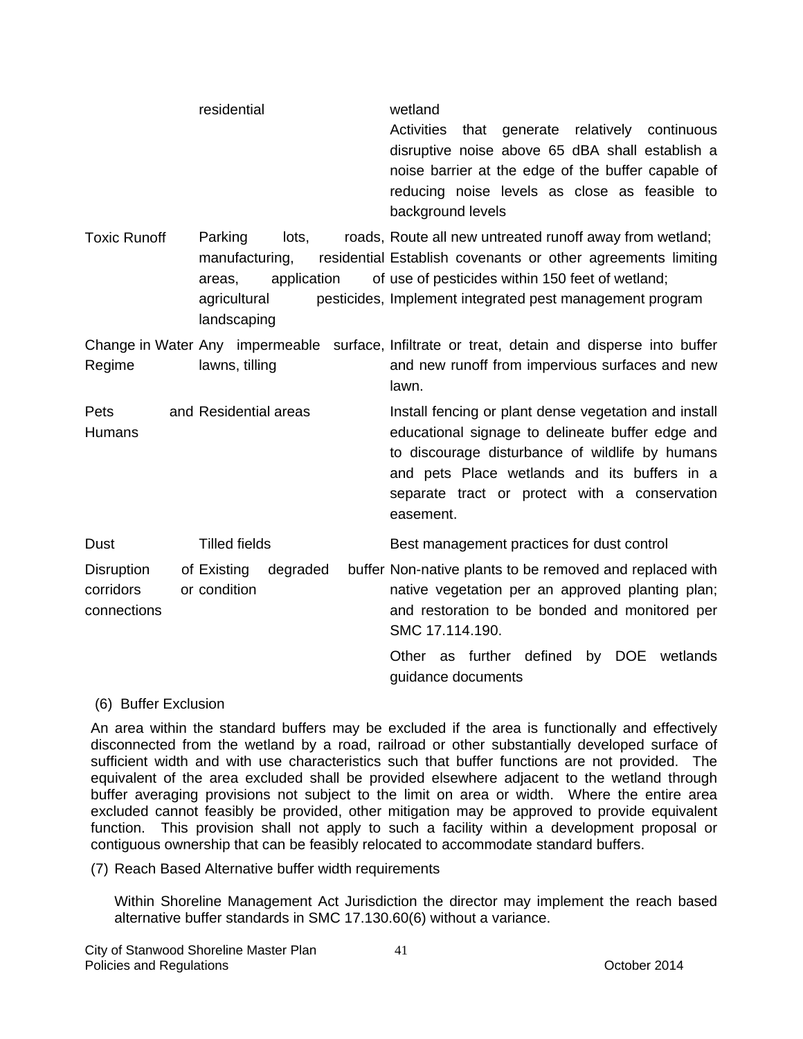| | | |
|---|---|---|
| | residential | wetland<br>Activities that generate relatively continuous disruptive noise above 65 dBA shall establish a noise barrier at the edge of the buffer capable of reducing noise levels as close as feasible to background levels |
| Toxic Runoff | Parking lots, roads, manufacturing, residential areas, application of agricultural pesticides, landscaping | Route all new untreated runoff away from wetland; Establish covenants or other agreements limiting use of pesticides within 150 feet of wetland; Implement integrated pest management program |
| Change in Water Regime | Any impermeable surface, lawns, tilling | Infiltrate or treat, detain and disperse into buffer and new runoff from impervious surfaces and new lawn. |
| Pets and Humans | Residential areas | Install fencing or plant dense vegetation and install educational signage to delineate buffer edge and to discourage disturbance of wildlife by humans and pets Place wetlands and its buffers in a separate tract or protect with a conservation easement. |
| Dust | Tilled fields | Best management practices for dust control |
| Disruption of corridors or connections | Existing degraded buffer condition | Non-native plants to be removed and replaced with native vegetation per an approved planting plan; and restoration to be bonded and monitored per SMC 17.114.190. |
| | | Other as further defined by DOE wetlands guidance documents |

(6) Buffer Exclusion

An area within the standard buffers may be excluded if the area is functionally and effectively disconnected from the wetland by a road, railroad or other substantially developed surface of sufficient width and with use characteristics such that buffer functions are not provided. The equivalent of the area excluded shall be provided elsewhere adjacent to the wetland through buffer averaging provisions not subject to the limit on area or width. Where the entire area excluded cannot feasibly be provided, other mitigation may be approved to provide equivalent function. This provision shall not apply to such a facility within a development proposal or contiguous ownership that can be feasibly relocated to accommodate standard buffers.

(7) Reach Based Alternative buffer width requirements

Within Shoreline Management Act Jurisdiction the director may implement the reach based alternative buffer standards in SMC 17.130.60(6) without a variance.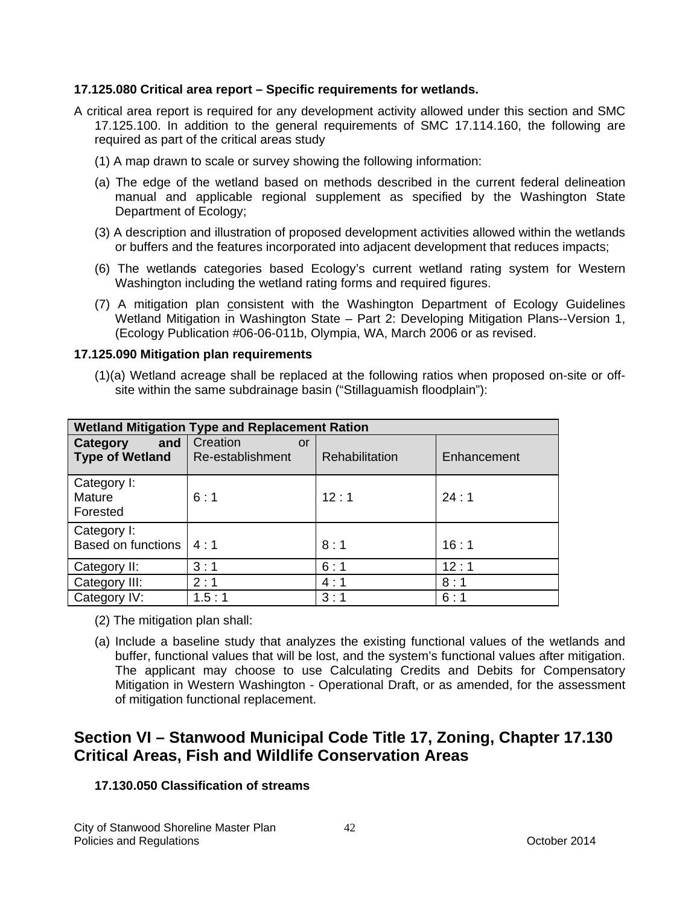**17.125.080 Critical area report – Specific requirements for wetlands.**

A critical area report is required for any development activity allowed under this section and SMC 17.125.100. In addition to the general requirements of SMC 17.114.160, the following are required as part of the critical areas study

(1) A map drawn to scale or survey showing the following information:

(a) The edge of the wetland based on methods described in the current federal delineation manual and applicable regional supplement as specified by the Washington State Department of Ecology;

(3) A description and illustration of proposed development activities allowed within the wetlands or buffers and the features incorporated into adjacent development that reduces impacts;

(6) The wetlands categories based Ecology's current wetland rating system for Western Washington including the wetland rating forms and required figures.

(7) A mitigation plan consistent with the Washington Department of Ecology Guidelines Wetland Mitigation in Washington State – Part 2: Developing Mitigation Plans--Version 1, (Ecology Publication #06-06-011b, Olympia, WA, March 2006 or as revised.

**17.125.090 Mitigation plan requirements**

(1)(a) Wetland acreage shall be replaced at the following ratios when proposed on-site or off-site within the same subdrainage basin ("Stillaguamish floodplain"):

| **Wetland Mitigation Type and Replacement Ration** | | | |
|---|---|---|---|
| **Category and Type of Wetland** | Creation or Re-establishment | Rehabilitation | Enhancement |
| Category I: Mature Forested | 6 : 1 | 12 : 1 | 24 : 1 |
| Category I: Based on functions | 4 : 1 | 8 : 1 | 16 : 1 |
| Category II: | 3 : 1 | 6 : 1 | 12 : 1 |
| Category III: | 2 : 1 | 4 : 1 | 8 : 1 |
| Category IV: | 1.5 : 1 | 3 : 1 | 6 : 1 |

(2) The mitigation plan shall:

(a) Include a baseline study that analyzes the existing functional values of the wetlands and buffer, functional values that will be lost, and the system's functional values after mitigation. The applicant may choose to use Calculating Credits and Debits for Compensatory Mitigation in Western Washington - Operational Draft, or as amended, for the assessment of mitigation functional replacement.

## Section VI – Stanwood Municipal Code Title 17, Zoning, Chapter 17.130 Critical Areas, Fish and Wildlife Conservation Areas

**17.130.050 Classification of streams**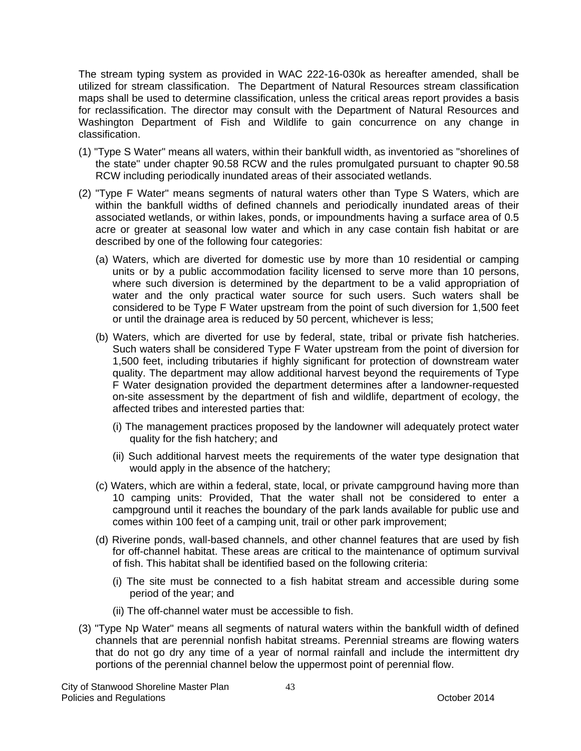The stream typing system as provided in WAC 222-16-030k as hereafter amended, shall be utilized for stream classification. The Department of Natural Resources stream classification maps shall be used to determine classification, unless the critical areas report provides a basis for reclassification. The director may consult with the Department of Natural Resources and Washington Department of Fish and Wildlife to gain concurrence on any change in classification.

(1) "Type S Water" means all waters, within their bankfull width, as inventoried as "shorelines of the state" under chapter 90.58 RCW and the rules promulgated pursuant to chapter 90.58 RCW including periodically inundated areas of their associated wetlands.

(2) "Type F Water" means segments of natural waters other than Type S Waters, which are within the bankfull widths of defined channels and periodically inundated areas of their associated wetlands, or within lakes, ponds, or impoundments having a surface area of 0.5 acre or greater at seasonal low water and which in any case contain fish habitat or are described by one of the following four categories:

  (a) Waters, which are diverted for domestic use by more than 10 residential or camping units or by a public accommodation facility licensed to serve more than 10 persons, where such diversion is determined by the department to be a valid appropriation of water and the only practical water source for such users. Such waters shall be considered to be Type F Water upstream from the point of such diversion for 1,500 feet or until the drainage area is reduced by 50 percent, whichever is less;

  (b) Waters, which are diverted for use by federal, state, tribal or private fish hatcheries. Such waters shall be considered Type F Water upstream from the point of diversion for 1,500 feet, including tributaries if highly significant for protection of downstream water quality. The department may allow additional harvest beyond the requirements of Type F Water designation provided the department determines after a landowner-requested on-site assessment by the department of fish and wildlife, department of ecology, the affected tribes and interested parties that:

    (i) The management practices proposed by the landowner will adequately protect water quality for the fish hatchery; and

    (ii) Such additional harvest meets the requirements of the water type designation that would apply in the absence of the hatchery;

  (c) Waters, which are within a federal, state, local, or private campground having more than 10 camping units: Provided, That the water shall not be considered to enter a campground until it reaches the boundary of the park lands available for public use and comes within 100 feet of a camping unit, trail or other park improvement;

  (d) Riverine ponds, wall-based channels, and other channel features that are used by fish for off-channel habitat. These areas are critical to the maintenance of optimum survival of fish. This habitat shall be identified based on the following criteria:

    (i) The site must be connected to a fish habitat stream and accessible during some period of the year; and

    (ii) The off-channel water must be accessible to fish.

(3) "Type Np Water" means all segments of natural waters within the bankfull width of defined channels that are perennial nonfish habitat streams. Perennial streams are flowing waters that do not go dry any time of a year of normal rainfall and include the intermittent dry portions of the perennial channel below the uppermost point of perennial flow.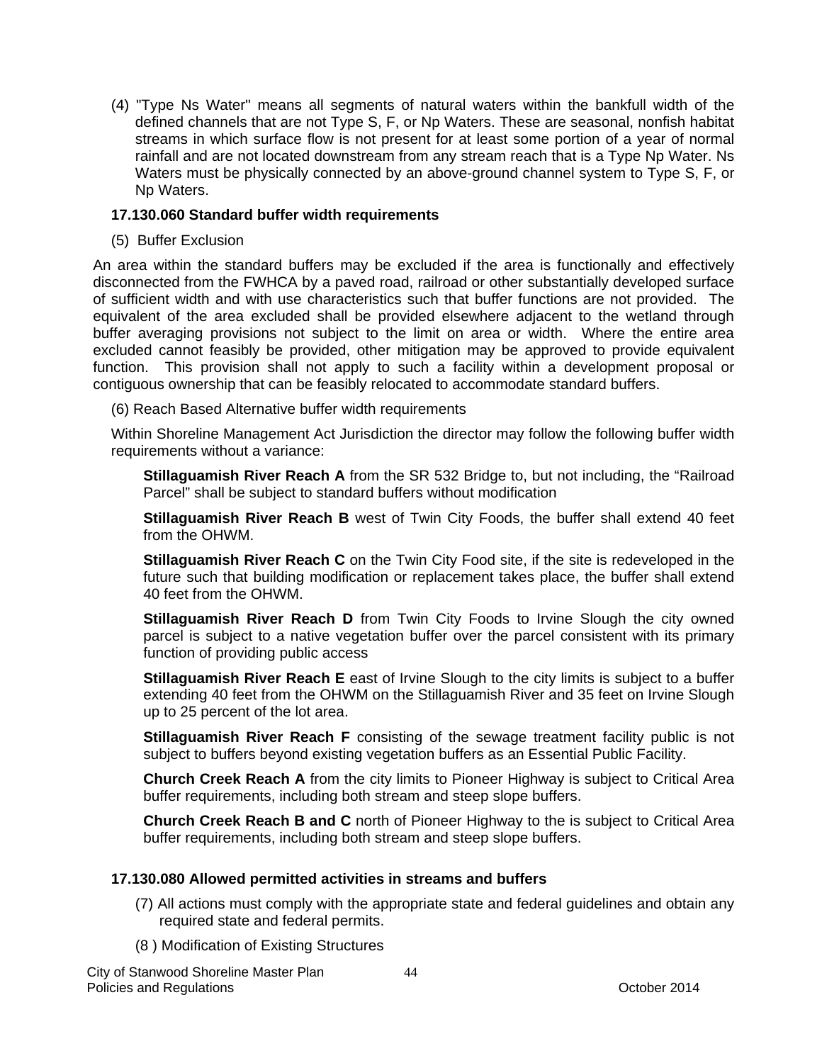(4) "Type Ns Water" means all segments of natural waters within the bankfull width of the defined channels that are not Type S, F, or Np Waters. These are seasonal, nonfish habitat streams in which surface flow is not present for at least some portion of a year of normal rainfall and are not located downstream from any stream reach that is a Type Np Water. Ns Waters must be physically connected by an above-ground channel system to Type S, F, or Np Waters.

**17.130.060 Standard buffer width requirements**

(5) Buffer Exclusion

An area within the standard buffers may be excluded if the area is functionally and effectively disconnected from the FWHCA by a paved road, railroad or other substantially developed surface of sufficient width and with use characteristics such that buffer functions are not provided. The equivalent of the area excluded shall be provided elsewhere adjacent to the wetland through buffer averaging provisions not subject to the limit on area or width. Where the entire area excluded cannot feasibly be provided, other mitigation may be approved to provide equivalent function. This provision shall not apply to such a facility within a development proposal or contiguous ownership that can be feasibly relocated to accommodate standard buffers.

(6) Reach Based Alternative buffer width requirements

Within Shoreline Management Act Jurisdiction the director may follow the following buffer width requirements without a variance:

**Stillaguamish River Reach A** from the SR 532 Bridge to, but not including, the "Railroad Parcel" shall be subject to standard buffers without modification

**Stillaguamish River Reach B** west of Twin City Foods, the buffer shall extend 40 feet from the OHWM.

**Stillaguamish River Reach C** on the Twin City Food site, if the site is redeveloped in the future such that building modification or replacement takes place, the buffer shall extend 40 feet from the OHWM.

**Stillaguamish River Reach D** from Twin City Foods to Irvine Slough the city owned parcel is subject to a native vegetation buffer over the parcel consistent with its primary function of providing public access

**Stillaguamish River Reach E** east of Irvine Slough to the city limits is subject to a buffer extending 40 feet from the OHWM on the Stillaguamish River and 35 feet on Irvine Slough up to 25 percent of the lot area.

**Stillaguamish River Reach F** consisting of the sewage treatment facility public is not subject to buffers beyond existing vegetation buffers as an Essential Public Facility.

**Church Creek Reach A** from the city limits to Pioneer Highway is subject to Critical Area buffer requirements, including both stream and steep slope buffers.

**Church Creek Reach B and C** north of Pioneer Highway to the is subject to Critical Area buffer requirements, including both stream and steep slope buffers.

**17.130.080 Allowed permitted activities in streams and buffers**

(7) All actions must comply with the appropriate state and federal guidelines and obtain any required state and federal permits.

(8 ) Modification of Existing Structures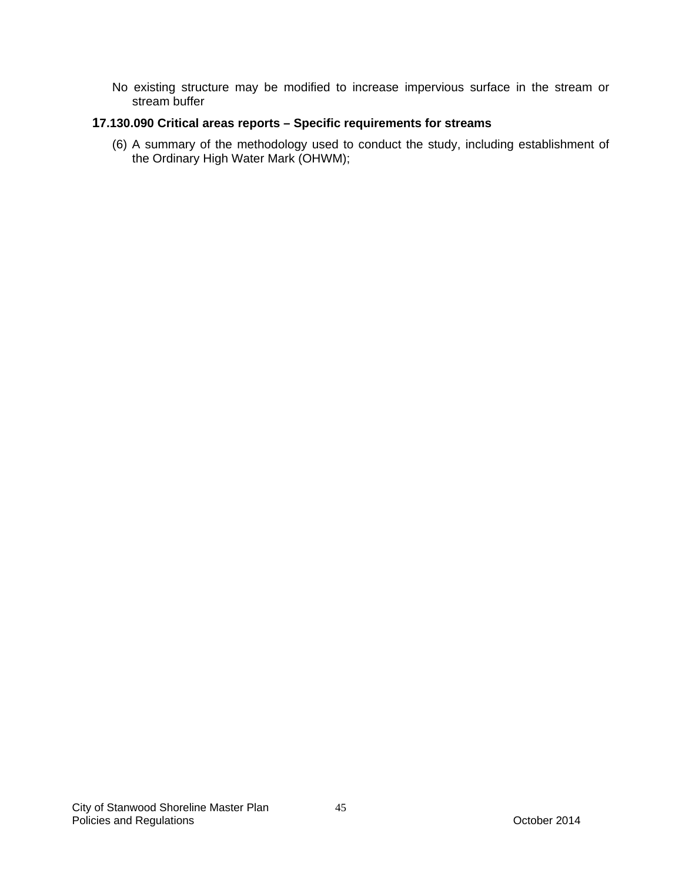No existing structure may be modified to increase impervious surface in the stream or stream buffer

### 17.130.090 Critical areas reports – Specific requirements for streams

(6) A summary of the methodology used to conduct the study, including establishment of the Ordinary High Water Mark (OHWM);